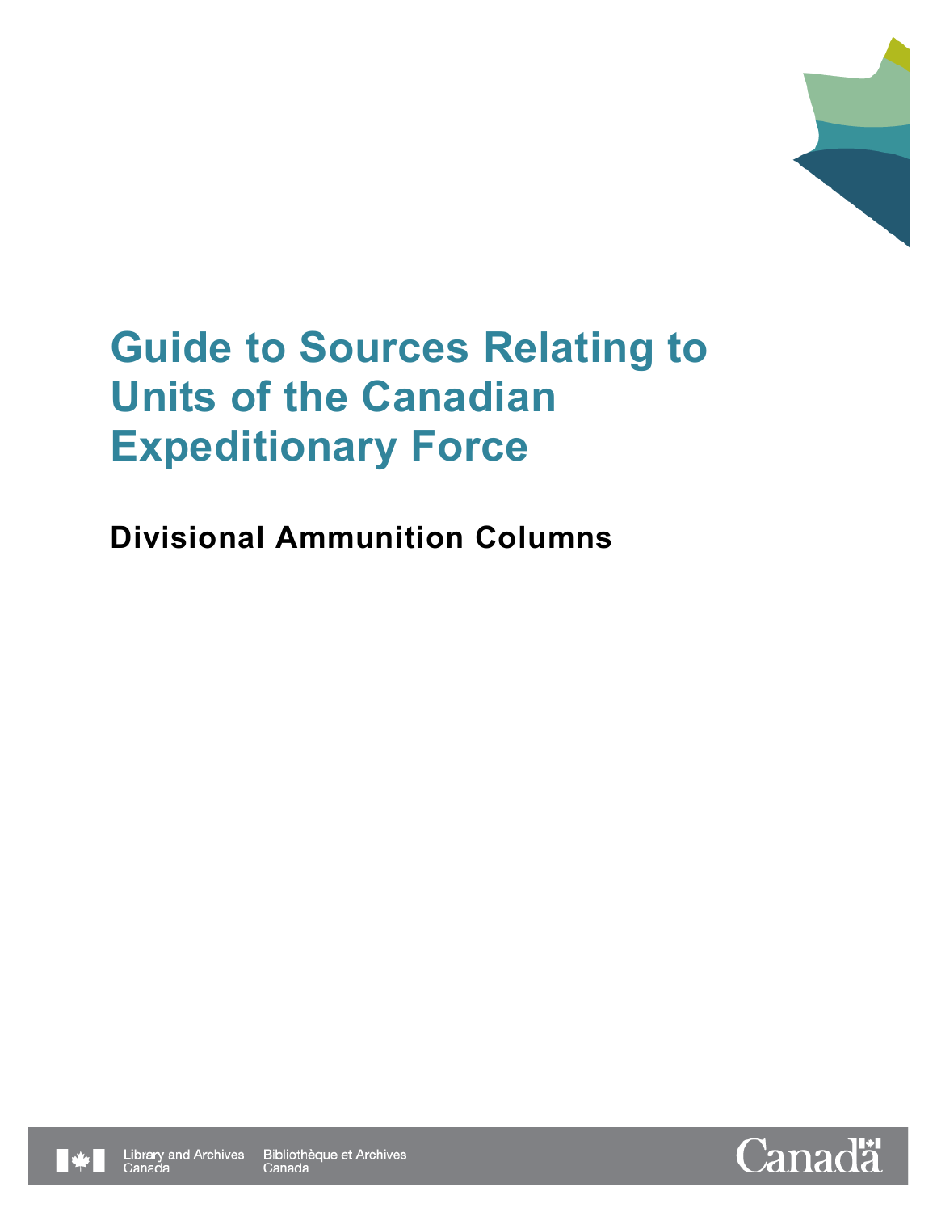# Guide to Sources Relating to Units of the Canadian Expeditionary Force

## Divisional Ammunition Columns

Library and Archives Canada | Bibliothèque et Archives Canada

Canada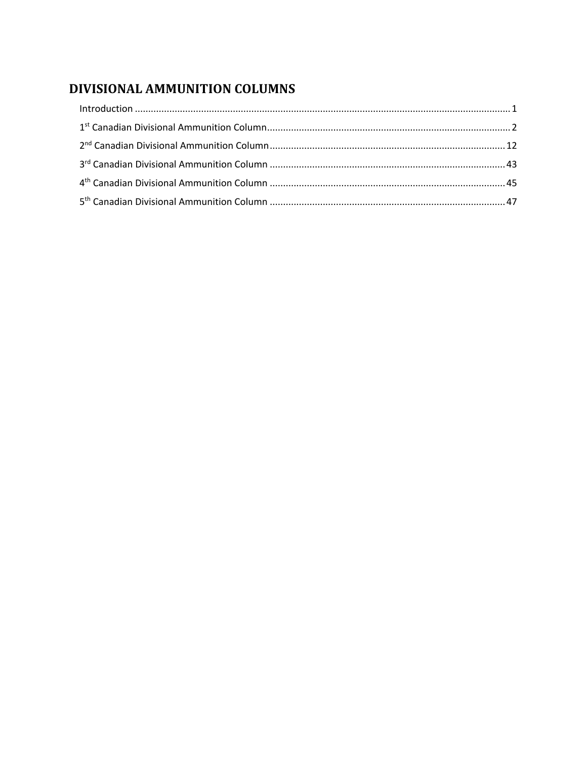# DIVISIONAL AMMUNITION COLUMNS

Introduction .......................................................................................................................................... 1

1st Canadian Divisional Ammunition Column.......................................................................................... 2

2nd Canadian Divisional Ammunition Column........................................................................................ 12

3rd Canadian Divisional Ammunition Column ........................................................................................ 43

4th Canadian Divisional Ammunition Column ........................................................................................ 45

5th Canadian Divisional Ammunition Column ........................................................................................ 47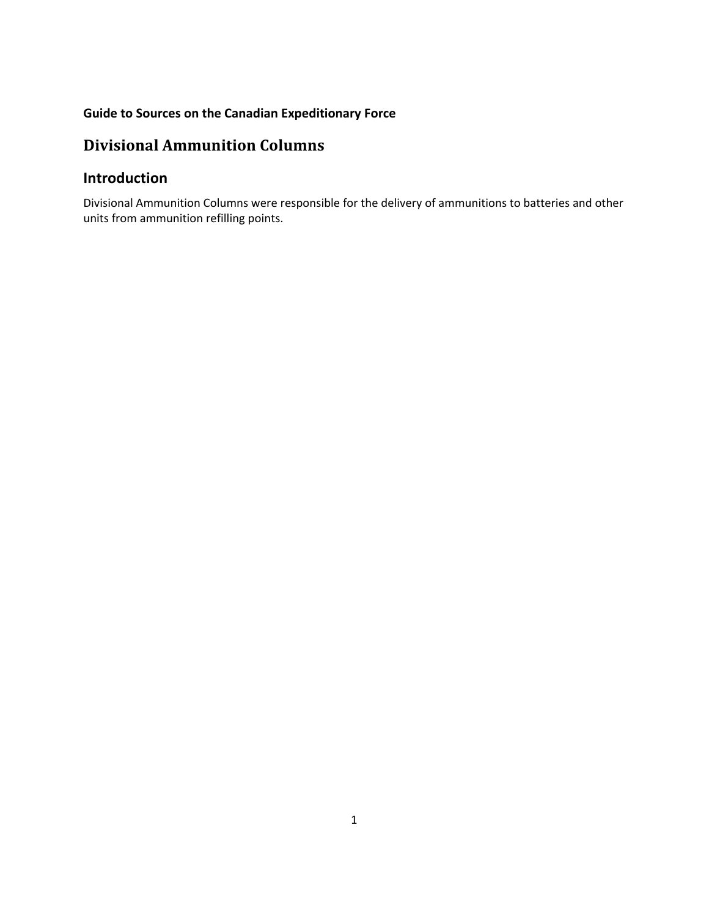**Guide to Sources on the Canadian Expeditionary Force**

# Divisional Ammunition Columns

## Introduction

Divisional Ammunition Columns were responsible for the delivery of ammunitions to batteries and other units from ammunition refilling points.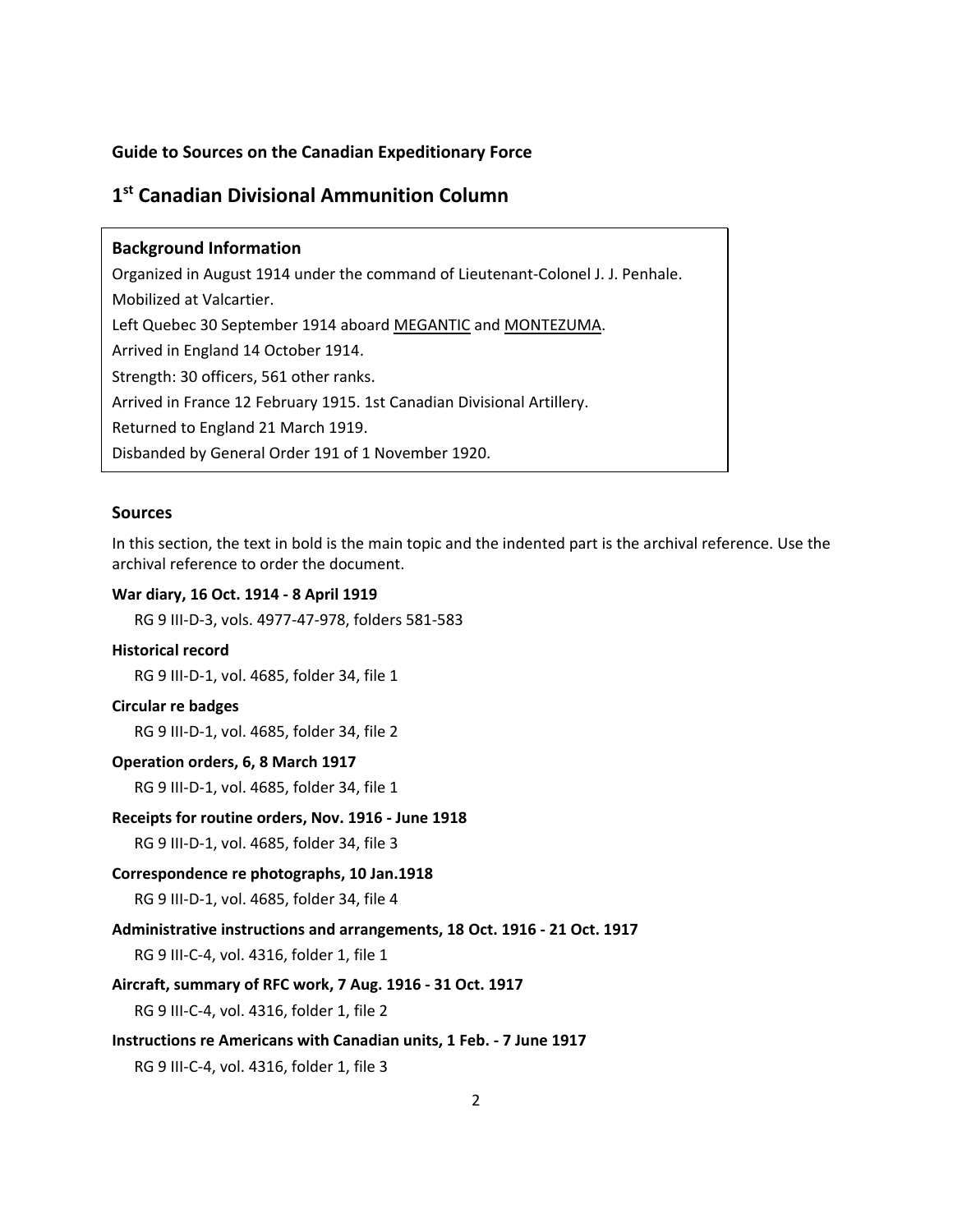**Guide to Sources on the Canadian Expeditionary Force**

# 1st Canadian Divisional Ammunition Column

**Background Information**

Organized in August 1914 under the command of Lieutenant-Colonel J. J. Penhale.

Mobilized at Valcartier.

Left Quebec 30 September 1914 aboard MEGANTIC and MONTEZUMA.

Arrived in England 14 October 1914.

Strength: 30 officers, 561 other ranks.

Arrived in France 12 February 1915. 1st Canadian Divisional Artillery.

Returned to England 21 March 1919.

Disbanded by General Order 191 of 1 November 1920.

## Sources

In this section, the text in bold is the main topic and the indented part is the archival reference. Use the archival reference to order the document.

**War diary, 16 Oct. 1914 - 8 April 1919**

RG 9 III-D-3, vols. 4977-47-978, folders 581-583

**Historical record**

RG 9 III-D-1, vol. 4685, folder 34, file 1

**Circular re badges**

RG 9 III-D-1, vol. 4685, folder 34, file 2

**Operation orders, 6, 8 March 1917**

RG 9 III-D-1, vol. 4685, folder 34, file 1

**Receipts for routine orders, Nov. 1916 - June 1918**

RG 9 III-D-1, vol. 4685, folder 34, file 3

**Correspondence re photographs, 10 Jan.1918**

RG 9 III-D-1, vol. 4685, folder 34, file 4

**Administrative instructions and arrangements, 18 Oct. 1916 - 21 Oct. 1917**

RG 9 III-C-4, vol. 4316, folder 1, file 1

**Aircraft, summary of RFC work, 7 Aug. 1916 - 31 Oct. 1917**

RG 9 III-C-4, vol. 4316, folder 1, file 2

**Instructions re Americans with Canadian units, 1 Feb. - 7 June 1917**

RG 9 III-C-4, vol. 4316, folder 1, file 3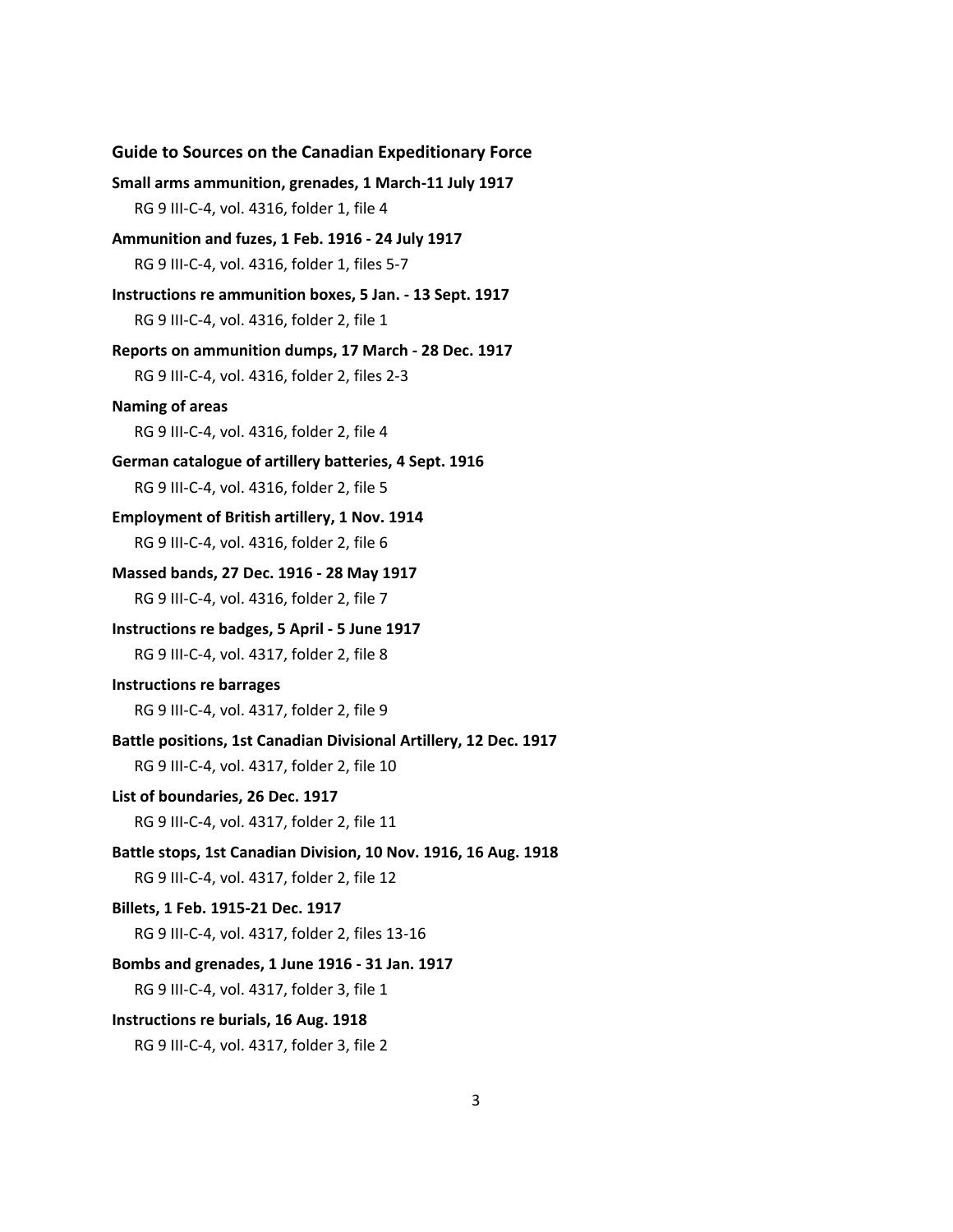**Guide to Sources on the Canadian Expeditionary Force**

**Small arms ammunition, grenades, 1 March-11 July 1917**

RG 9 III-C-4, vol. 4316, folder 1, file 4

**Ammunition and fuzes, 1 Feb. 1916 - 24 July 1917**

RG 9 III-C-4, vol. 4316, folder 1, files 5-7

**Instructions re ammunition boxes, 5 Jan. - 13 Sept. 1917**

RG 9 III-C-4, vol. 4316, folder 2, file 1

**Reports on ammunition dumps, 17 March - 28 Dec. 1917**

RG 9 III-C-4, vol. 4316, folder 2, files 2-3

**Naming of areas**

RG 9 III-C-4, vol. 4316, folder 2, file 4

**German catalogue of artillery batteries, 4 Sept. 1916**

RG 9 III-C-4, vol. 4316, folder 2, file 5

**Employment of British artillery, 1 Nov. 1914**

RG 9 III-C-4, vol. 4316, folder 2, file 6

**Massed bands, 27 Dec. 1916 - 28 May 1917**

RG 9 III-C-4, vol. 4316, folder 2, file 7

**Instructions re badges, 5 April - 5 June 1917**

RG 9 III-C-4, vol. 4317, folder 2, file 8

**Instructions re barrages**

RG 9 III-C-4, vol. 4317, folder 2, file 9

**Battle positions, 1st Canadian Divisional Artillery, 12 Dec. 1917**

RG 9 III-C-4, vol. 4317, folder 2, file 10

**List of boundaries, 26 Dec. 1917**

RG 9 III-C-4, vol. 4317, folder 2, file 11

**Battle stops, 1st Canadian Division, 10 Nov. 1916, 16 Aug. 1918**

RG 9 III-C-4, vol. 4317, folder 2, file 12

**Billets, 1 Feb. 1915-21 Dec. 1917**

RG 9 III-C-4, vol. 4317, folder 2, files 13-16

**Bombs and grenades, 1 June 1916 - 31 Jan. 1917**

RG 9 III-C-4, vol. 4317, folder 3, file 1

**Instructions re burials, 16 Aug. 1918**

RG 9 III-C-4, vol. 4317, folder 3, file 2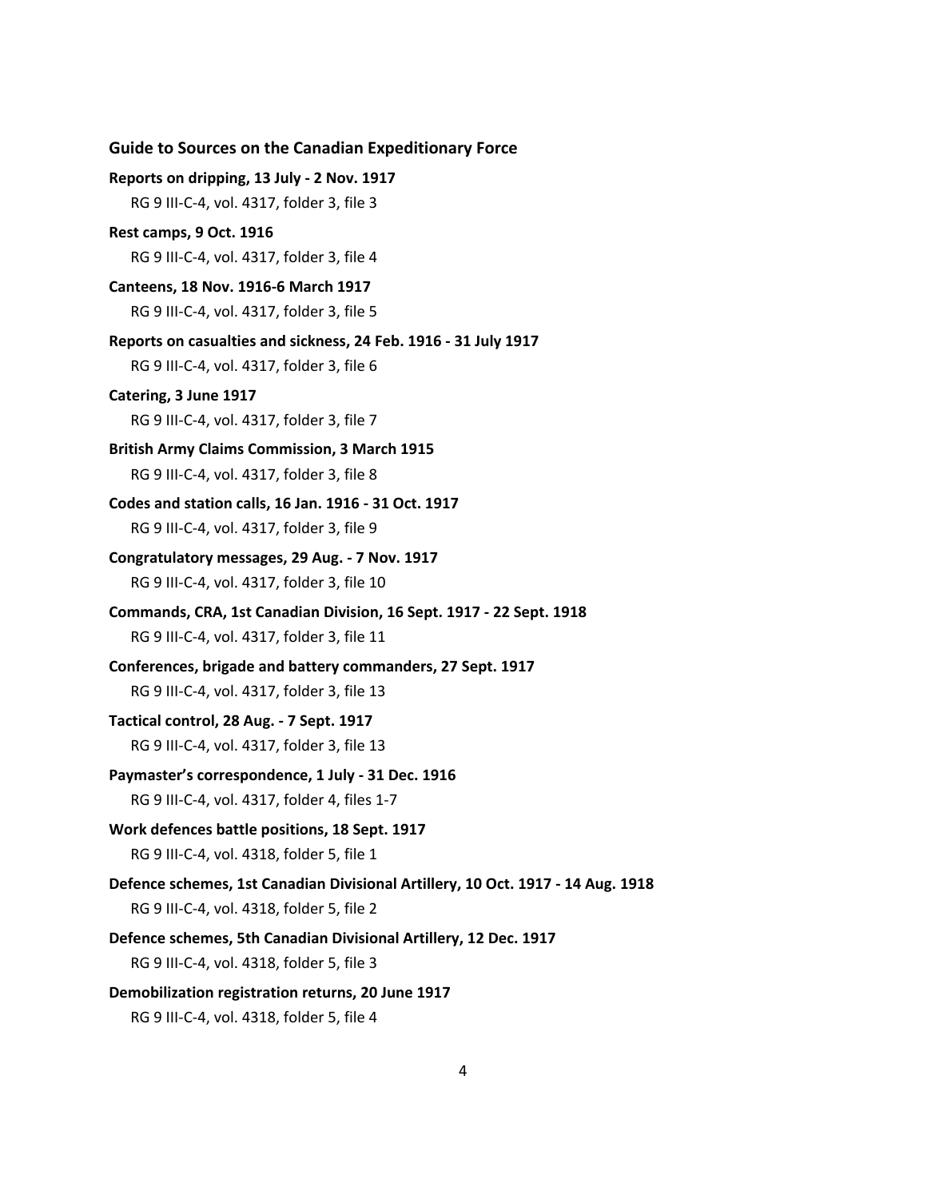**Reports on dripping, 13 July - 2 Nov. 1917**

RG 9 III-C-4, vol. 4317, folder 3, file 3

**Rest camps, 9 Oct. 1916**

RG 9 III-C-4, vol. 4317, folder 3, file 4

**Canteens, 18 Nov. 1916-6 March 1917**

RG 9 III-C-4, vol. 4317, folder 3, file 5

**Reports on casualties and sickness, 24 Feb. 1916 - 31 July 1917**

RG 9 III-C-4, vol. 4317, folder 3, file 6

**Catering, 3 June 1917**

RG 9 III-C-4, vol. 4317, folder 3, file 7

**British Army Claims Commission, 3 March 1915**

RG 9 III-C-4, vol. 4317, folder 3, file 8

**Codes and station calls, 16 Jan. 1916 - 31 Oct. 1917**

RG 9 III-C-4, vol. 4317, folder 3, file 9

**Congratulatory messages, 29 Aug. - 7 Nov. 1917**

RG 9 III-C-4, vol. 4317, folder 3, file 10

**Commands, CRA, 1st Canadian Division, 16 Sept. 1917 - 22 Sept. 1918**

RG 9 III-C-4, vol. 4317, folder 3, file 11

**Conferences, brigade and battery commanders, 27 Sept. 1917**

RG 9 III-C-4, vol. 4317, folder 3, file 13

**Tactical control, 28 Aug. - 7 Sept. 1917**

RG 9 III-C-4, vol. 4317, folder 3, file 13

**Paymaster's correspondence, 1 July - 31 Dec. 1916**

RG 9 III-C-4, vol. 4317, folder 4, files 1-7

**Work defences battle positions, 18 Sept. 1917**

RG 9 III-C-4, vol. 4318, folder 5, file 1

**Defence schemes, 1st Canadian Divisional Artillery, 10 Oct. 1917 - 14 Aug. 1918**

RG 9 III-C-4, vol. 4318, folder 5, file 2

**Defence schemes, 5th Canadian Divisional Artillery, 12 Dec. 1917**

RG 9 III-C-4, vol. 4318, folder 5, file 3

**Demobilization registration returns, 20 June 1917**

RG 9 III-C-4, vol. 4318, folder 5, file 4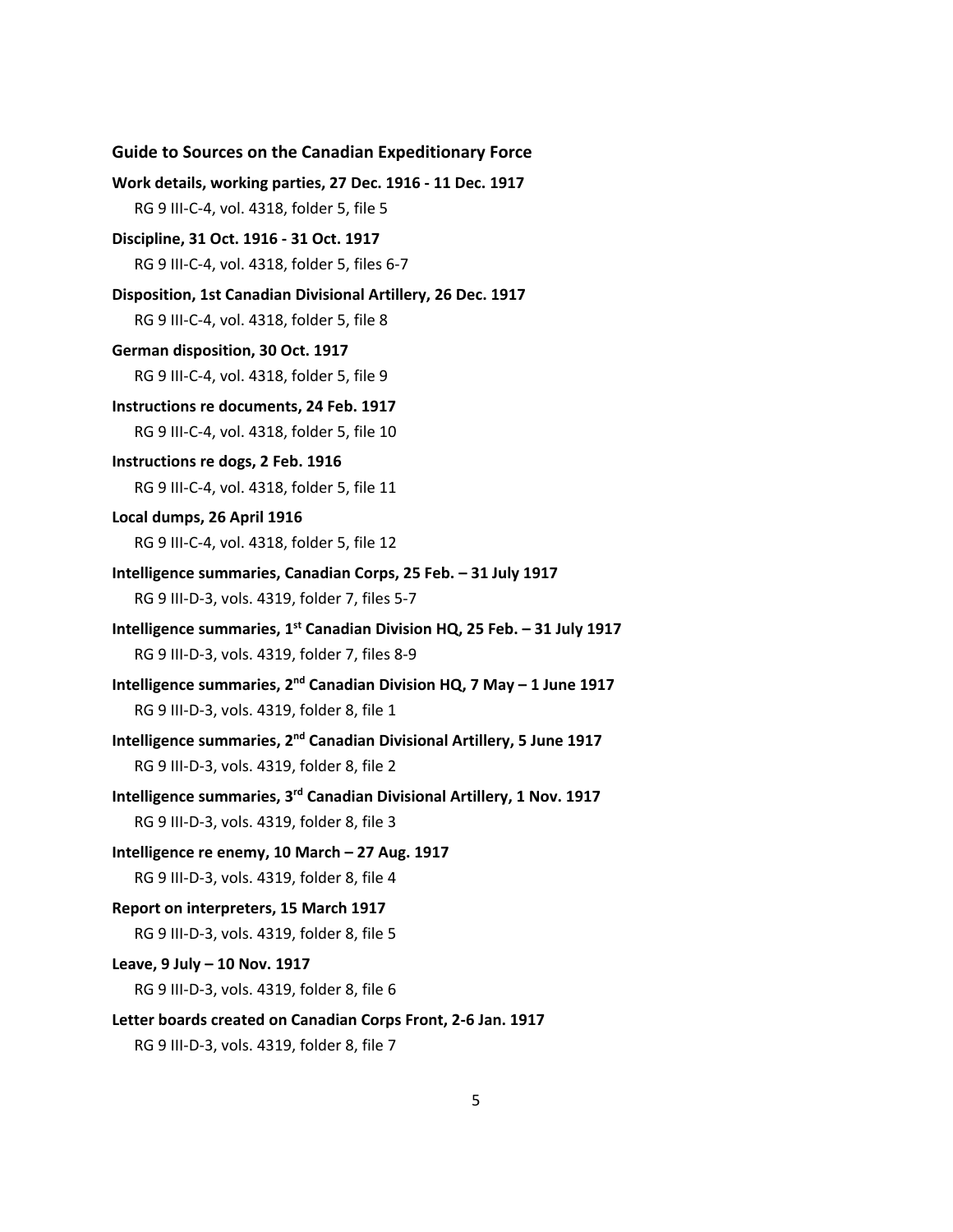**Guide to Sources on the Canadian Expeditionary Force**

**Work details, working parties, 27 Dec. 1916 - 11 Dec. 1917**
RG 9 III-C-4, vol. 4318, folder 5, file 5

**Discipline, 31 Oct. 1916 - 31 Oct. 1917**
RG 9 III-C-4, vol. 4318, folder 5, files 6-7

**Disposition, 1st Canadian Divisional Artillery, 26 Dec. 1917**
RG 9 III-C-4, vol. 4318, folder 5, file 8

**German disposition, 30 Oct. 1917**
RG 9 III-C-4, vol. 4318, folder 5, file 9

**Instructions re documents, 24 Feb. 1917**
RG 9 III-C-4, vol. 4318, folder 5, file 10

**Instructions re dogs, 2 Feb. 1916**
RG 9 III-C-4, vol. 4318, folder 5, file 11

**Local dumps, 26 April 1916**
RG 9 III-C-4, vol. 4318, folder 5, file 12

**Intelligence summaries, Canadian Corps, 25 Feb. – 31 July 1917**
RG 9 III-D-3, vols. 4319, folder 7, files 5-7

**Intelligence summaries, 1st Canadian Division HQ, 25 Feb. – 31 July 1917**
RG 9 III-D-3, vols. 4319, folder 7, files 8-9

**Intelligence summaries, 2nd Canadian Division HQ, 7 May – 1 June 1917**
RG 9 III-D-3, vols. 4319, folder 8, file 1

**Intelligence summaries, 2nd Canadian Divisional Artillery, 5 June 1917**
RG 9 III-D-3, vols. 4319, folder 8, file 2

**Intelligence summaries, 3rd Canadian Divisional Artillery, 1 Nov. 1917**
RG 9 III-D-3, vols. 4319, folder 8, file 3

**Intelligence re enemy, 10 March – 27 Aug. 1917**
RG 9 III-D-3, vols. 4319, folder 8, file 4

**Report on interpreters, 15 March 1917**
RG 9 III-D-3, vols. 4319, folder 8, file 5

**Leave, 9 July – 10 Nov. 1917**
RG 9 III-D-3, vols. 4319, folder 8, file 6

**Letter boards created on Canadian Corps Front, 2-6 Jan. 1917**
RG 9 III-D-3, vols. 4319, folder 8, file 7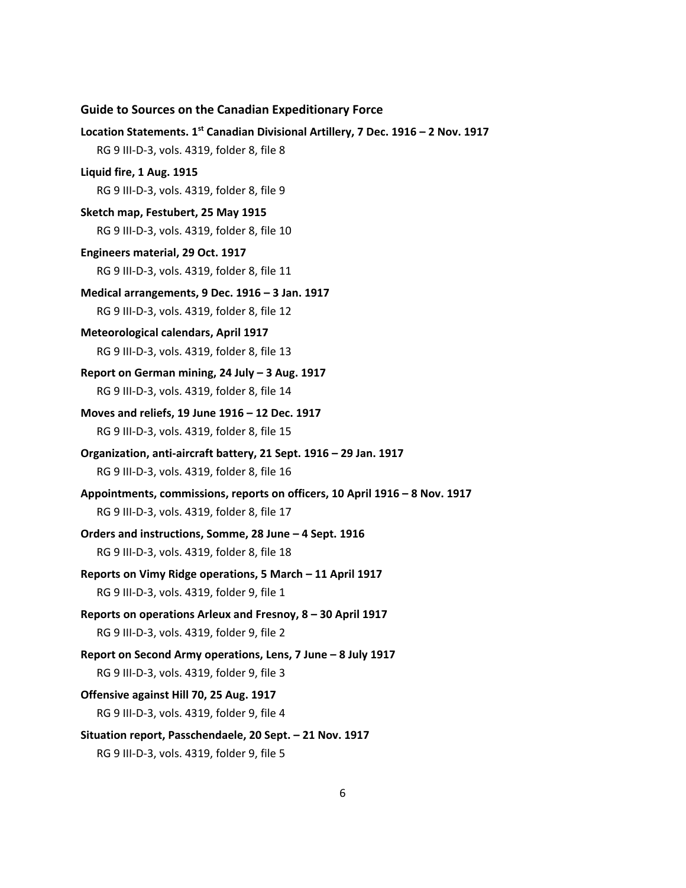**Guide to Sources on the Canadian Expeditionary Force**

**Location Statements. 1st Canadian Divisional Artillery, 7 Dec. 1916 – 2 Nov. 1917**
RG 9 III-D-3, vols. 4319, folder 8, file 8

**Liquid fire, 1 Aug. 1915**
RG 9 III-D-3, vols. 4319, folder 8, file 9

**Sketch map, Festubert, 25 May 1915**
RG 9 III-D-3, vols. 4319, folder 8, file 10

**Engineers material, 29 Oct. 1917**
RG 9 III-D-3, vols. 4319, folder 8, file 11

**Medical arrangements, 9 Dec. 1916 – 3 Jan. 1917**
RG 9 III-D-3, vols. 4319, folder 8, file 12

**Meteorological calendars, April 1917**
RG 9 III-D-3, vols. 4319, folder 8, file 13

**Report on German mining, 24 July – 3 Aug. 1917**
RG 9 III-D-3, vols. 4319, folder 8, file 14

**Moves and reliefs, 19 June 1916 – 12 Dec. 1917**
RG 9 III-D-3, vols. 4319, folder 8, file 15

**Organization, anti-aircraft battery, 21 Sept. 1916 – 29 Jan. 1917**
RG 9 III-D-3, vols. 4319, folder 8, file 16

**Appointments, commissions, reports on officers, 10 April 1916 – 8 Nov. 1917**
RG 9 III-D-3, vols. 4319, folder 8, file 17

**Orders and instructions, Somme, 28 June – 4 Sept. 1916**
RG 9 III-D-3, vols. 4319, folder 8, file 18

**Reports on Vimy Ridge operations, 5 March – 11 April 1917**
RG 9 III-D-3, vols. 4319, folder 9, file 1

**Reports on operations Arleux and Fresnoy, 8 – 30 April 1917**
RG 9 III-D-3, vols. 4319, folder 9, file 2

**Report on Second Army operations, Lens, 7 June – 8 July 1917**
RG 9 III-D-3, vols. 4319, folder 9, file 3

**Offensive against Hill 70, 25 Aug. 1917**
RG 9 III-D-3, vols. 4319, folder 9, file 4

**Situation report, Passchendaele, 20 Sept. – 21 Nov. 1917**
RG 9 III-D-3, vols. 4319, folder 9, file 5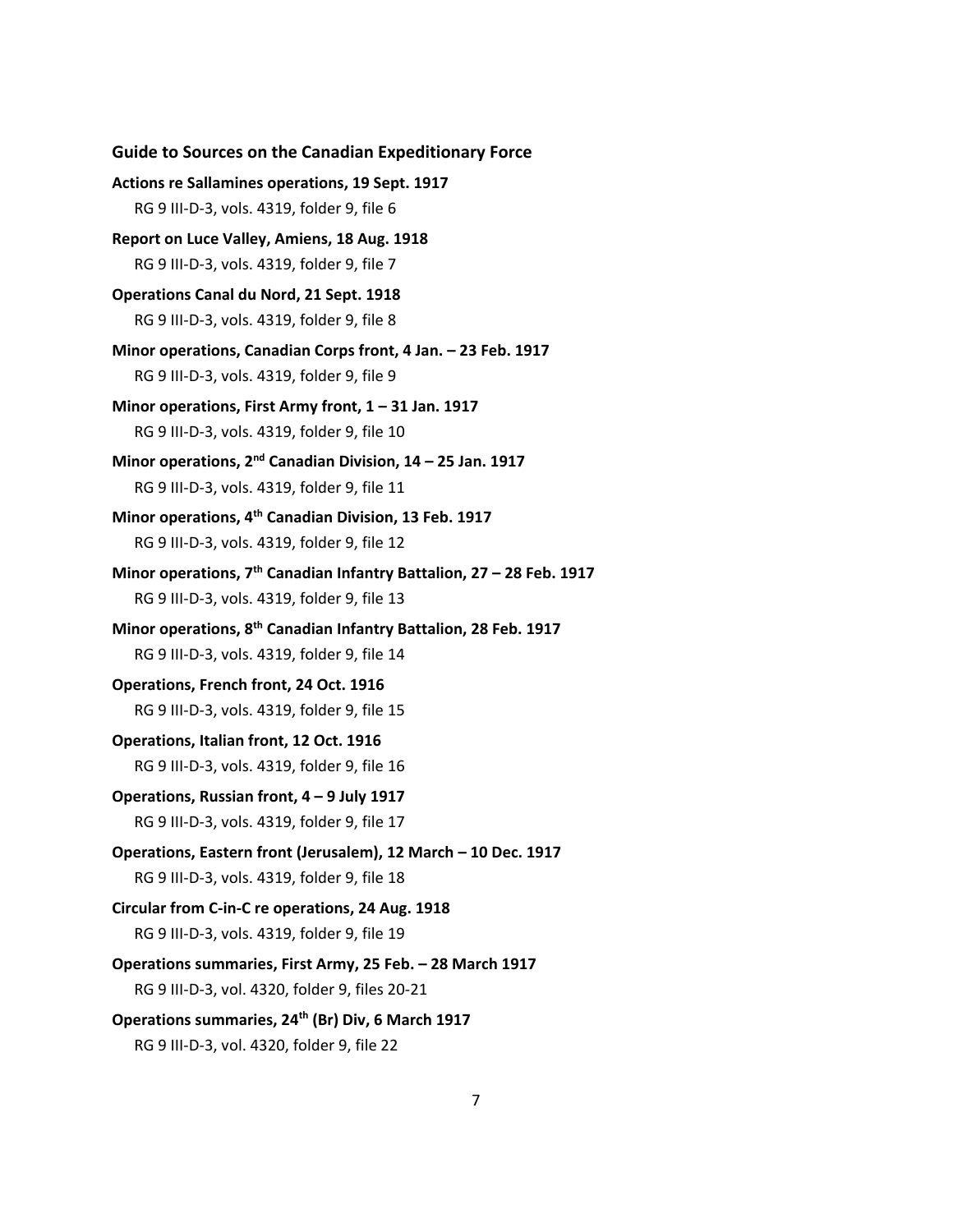### Guide to Sources on the Canadian Expeditionary Force

**Actions re Sallamines operations, 19 Sept. 1917**
RG 9 III-D-3, vols. 4319, folder 9, file 6

**Report on Luce Valley, Amiens, 18 Aug. 1918**
RG 9 III-D-3, vols. 4319, folder 9, file 7

**Operations Canal du Nord, 21 Sept. 1918**
RG 9 III-D-3, vols. 4319, folder 9, file 8

**Minor operations, Canadian Corps front, 4 Jan. – 23 Feb. 1917**
RG 9 III-D-3, vols. 4319, folder 9, file 9

**Minor operations, First Army front, 1 – 31 Jan. 1917**
RG 9 III-D-3, vols. 4319, folder 9, file 10

**Minor operations, 2nd Canadian Division, 14 – 25 Jan. 1917**
RG 9 III-D-3, vols. 4319, folder 9, file 11

**Minor operations, 4th Canadian Division, 13 Feb. 1917**
RG 9 III-D-3, vols. 4319, folder 9, file 12

**Minor operations, 7th Canadian Infantry Battalion, 27 – 28 Feb. 1917**
RG 9 III-D-3, vols. 4319, folder 9, file 13

**Minor operations, 8th Canadian Infantry Battalion, 28 Feb. 1917**
RG 9 III-D-3, vols. 4319, folder 9, file 14

**Operations, French front, 24 Oct. 1916**
RG 9 III-D-3, vols. 4319, folder 9, file 15

**Operations, Italian front, 12 Oct. 1916**
RG 9 III-D-3, vols. 4319, folder 9, file 16

**Operations, Russian front, 4 – 9 July 1917**
RG 9 III-D-3, vols. 4319, folder 9, file 17

**Operations, Eastern front (Jerusalem), 12 March – 10 Dec. 1917**
RG 9 III-D-3, vols. 4319, folder 9, file 18

**Circular from C-in-C re operations, 24 Aug. 1918**
RG 9 III-D-3, vols. 4319, folder 9, file 19

**Operations summaries, First Army, 25 Feb. – 28 March 1917**
RG 9 III-D-3, vol. 4320, folder 9, files 20-21

**Operations summaries, 24th (Br) Div, 6 March 1917**
RG 9 III-D-3, vol. 4320, folder 9, file 22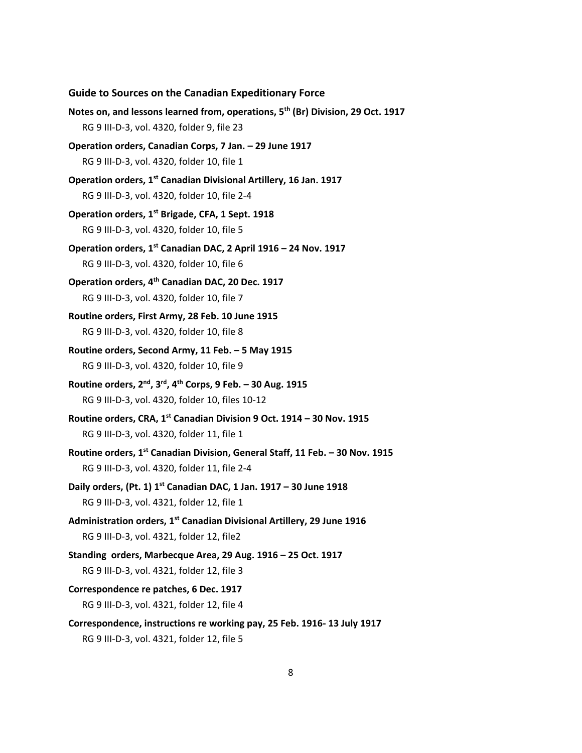**Guide to Sources on the Canadian Expeditionary Force**

**Notes on, and lessons learned from, operations, 5th (Br) Division, 29 Oct. 1917**
RG 9 III-D-3, vol. 4320, folder 9, file 23

**Operation orders, Canadian Corps, 7 Jan. – 29 June 1917**
RG 9 III-D-3, vol. 4320, folder 10, file 1

**Operation orders, 1st Canadian Divisional Artillery, 16 Jan. 1917**
RG 9 III-D-3, vol. 4320, folder 10, file 2-4

**Operation orders, 1st Brigade, CFA, 1 Sept. 1918**
RG 9 III-D-3, vol. 4320, folder 10, file 5

**Operation orders, 1st Canadian DAC, 2 April 1916 – 24 Nov. 1917**
RG 9 III-D-3, vol. 4320, folder 10, file 6

**Operation orders, 4th Canadian DAC, 20 Dec. 1917**
RG 9 III-D-3, vol. 4320, folder 10, file 7

**Routine orders, First Army, 28 Feb. 10 June 1915**
RG 9 III-D-3, vol. 4320, folder 10, file 8

**Routine orders, Second Army, 11 Feb. – 5 May 1915**
RG 9 III-D-3, vol. 4320, folder 10, file 9

**Routine orders, 2nd, 3rd, 4th Corps, 9 Feb. – 30 Aug. 1915**
RG 9 III-D-3, vol. 4320, folder 10, files 10-12

**Routine orders, CRA, 1st Canadian Division 9 Oct. 1914 – 30 Nov. 1915**
RG 9 III-D-3, vol. 4320, folder 11, file 1

**Routine orders, 1st Canadian Division, General Staff, 11 Feb. – 30 Nov. 1915**
RG 9 III-D-3, vol. 4320, folder 11, file 2-4

**Daily orders, (Pt. 1) 1st Canadian DAC, 1 Jan. 1917 – 30 June 1918**
RG 9 III-D-3, vol. 4321, folder 12, file 1

**Administration orders, 1st Canadian Divisional Artillery, 29 June 1916**
RG 9 III-D-3, vol. 4321, folder 12, file2

**Standing orders, Marbecque Area, 29 Aug. 1916 – 25 Oct. 1917**
RG 9 III-D-3, vol. 4321, folder 12, file 3

**Correspondence re patches, 6 Dec. 1917**
RG 9 III-D-3, vol. 4321, folder 12, file 4

**Correspondence, instructions re working pay, 25 Feb. 1916- 13 July 1917**
RG 9 III-D-3, vol. 4321, folder 12, file 5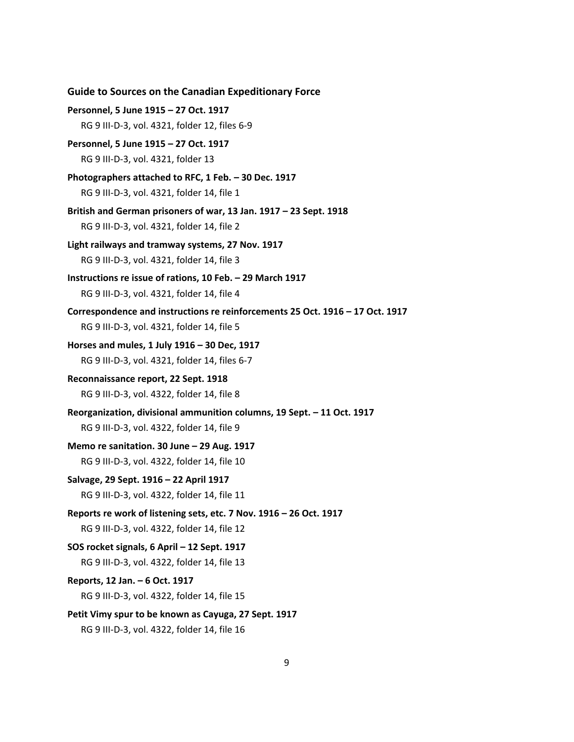**Guide to Sources on the Canadian Expeditionary Force**

**Personnel, 5 June 1915 – 27 Oct. 1917**
RG 9 III-D-3, vol. 4321, folder 12, files 6-9

**Personnel, 5 June 1915 – 27 Oct. 1917**
RG 9 III-D-3, vol. 4321, folder 13

**Photographers attached to RFC, 1 Feb. – 30 Dec. 1917**
RG 9 III-D-3, vol. 4321, folder 14, file 1

**British and German prisoners of war, 13 Jan. 1917 – 23 Sept. 1918**
RG 9 III-D-3, vol. 4321, folder 14, file 2

**Light railways and tramway systems, 27 Nov. 1917**
RG 9 III-D-3, vol. 4321, folder 14, file 3

**Instructions re issue of rations, 10 Feb. – 29 March 1917**
RG 9 III-D-3, vol. 4321, folder 14, file 4

**Correspondence and instructions re reinforcements 25 Oct. 1916 – 17 Oct. 1917**
RG 9 III-D-3, vol. 4321, folder 14, file 5

**Horses and mules, 1 July 1916 – 30 Dec, 1917**
RG 9 III-D-3, vol. 4321, folder 14, files 6-7

**Reconnaissance report, 22 Sept. 1918**
RG 9 III-D-3, vol. 4322, folder 14, file 8

**Reorganization, divisional ammunition columns, 19 Sept. – 11 Oct. 1917**
RG 9 III-D-3, vol. 4322, folder 14, file 9

**Memo re sanitation. 30 June – 29 Aug. 1917**
RG 9 III-D-3, vol. 4322, folder 14, file 10

**Salvage, 29 Sept. 1916 – 22 April 1917**
RG 9 III-D-3, vol. 4322, folder 14, file 11

**Reports re work of listening sets, etc. 7 Nov. 1916 – 26 Oct. 1917**
RG 9 III-D-3, vol. 4322, folder 14, file 12

**SOS rocket signals, 6 April – 12 Sept. 1917**
RG 9 III-D-3, vol. 4322, folder 14, file 13

**Reports, 12 Jan. – 6 Oct. 1917**
RG 9 III-D-3, vol. 4322, folder 14, file 15

**Petit Vimy spur to be known as Cayuga, 27 Sept. 1917**
RG 9 III-D-3, vol. 4322, folder 14, file 16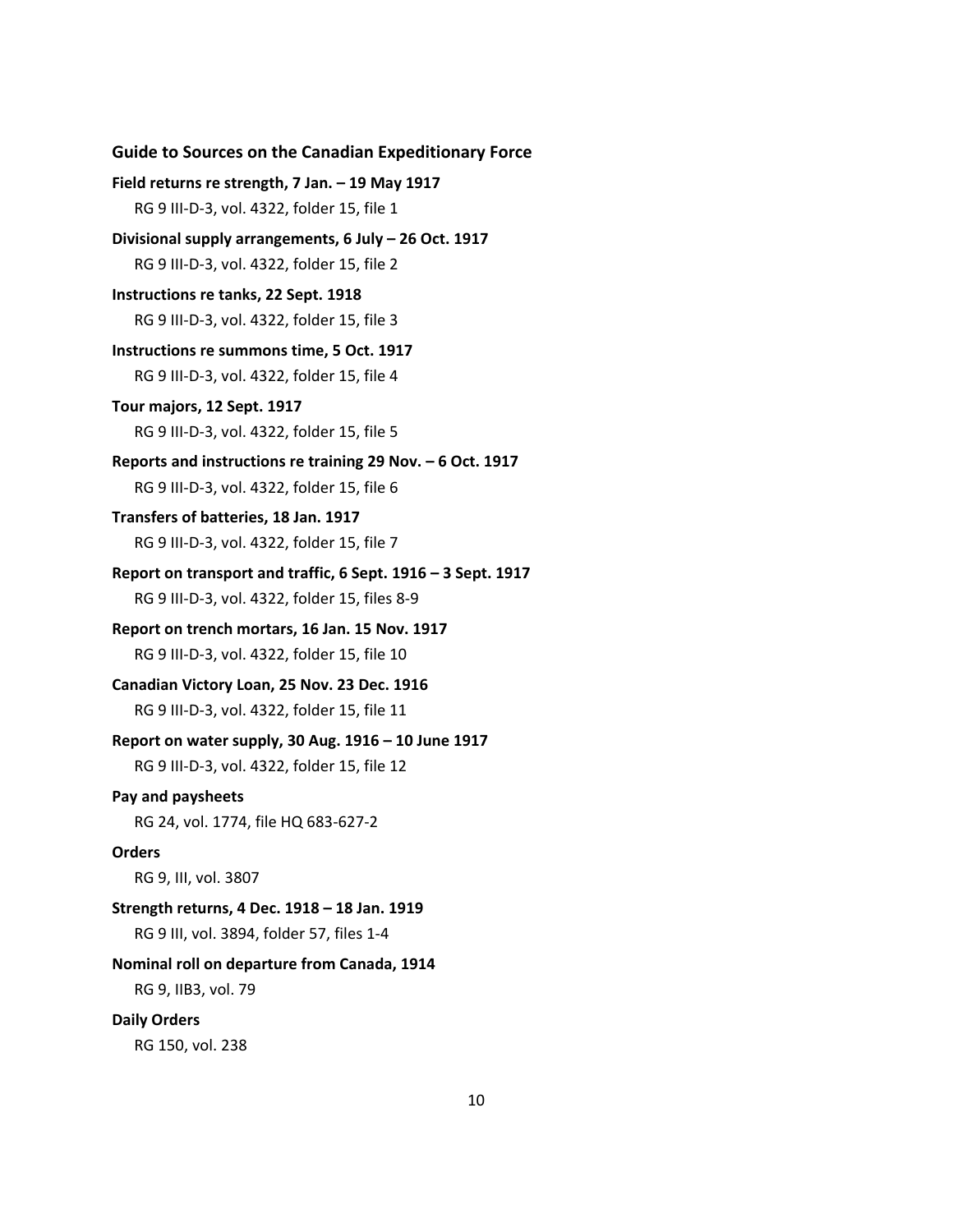**Guide to Sources on the Canadian Expeditionary Force**

**Field returns re strength, 7 Jan. – 19 May 1917**

RG 9 III-D-3, vol. 4322, folder 15, file 1

**Divisional supply arrangements, 6 July – 26 Oct. 1917**

RG 9 III-D-3, vol. 4322, folder 15, file 2

**Instructions re tanks, 22 Sept. 1918**

RG 9 III-D-3, vol. 4322, folder 15, file 3

**Instructions re summons time, 5 Oct. 1917**

RG 9 III-D-3, vol. 4322, folder 15, file 4

**Tour majors, 12 Sept. 1917**

RG 9 III-D-3, vol. 4322, folder 15, file 5

**Reports and instructions re training 29 Nov. – 6 Oct. 1917**

RG 9 III-D-3, vol. 4322, folder 15, file 6

**Transfers of batteries, 18 Jan. 1917**

RG 9 III-D-3, vol. 4322, folder 15, file 7

**Report on transport and traffic, 6 Sept. 1916 – 3 Sept. 1917**

RG 9 III-D-3, vol. 4322, folder 15, files 8-9

**Report on trench mortars, 16 Jan. 15 Nov. 1917**

RG 9 III-D-3, vol. 4322, folder 15, file 10

**Canadian Victory Loan, 25 Nov. 23 Dec. 1916**

RG 9 III-D-3, vol. 4322, folder 15, file 11

**Report on water supply, 30 Aug. 1916 – 10 June 1917**

RG 9 III-D-3, vol. 4322, folder 15, file 12

**Pay and paysheets**

RG 24, vol. 1774, file HQ 683-627-2

**Orders**

RG 9, III, vol. 3807

**Strength returns, 4 Dec. 1918 – 18 Jan. 1919**

RG 9 III, vol. 3894, folder 57, files 1-4

**Nominal roll on departure from Canada, 1914**

RG 9, IIB3, vol. 79

**Daily Orders**

RG 150, vol. 238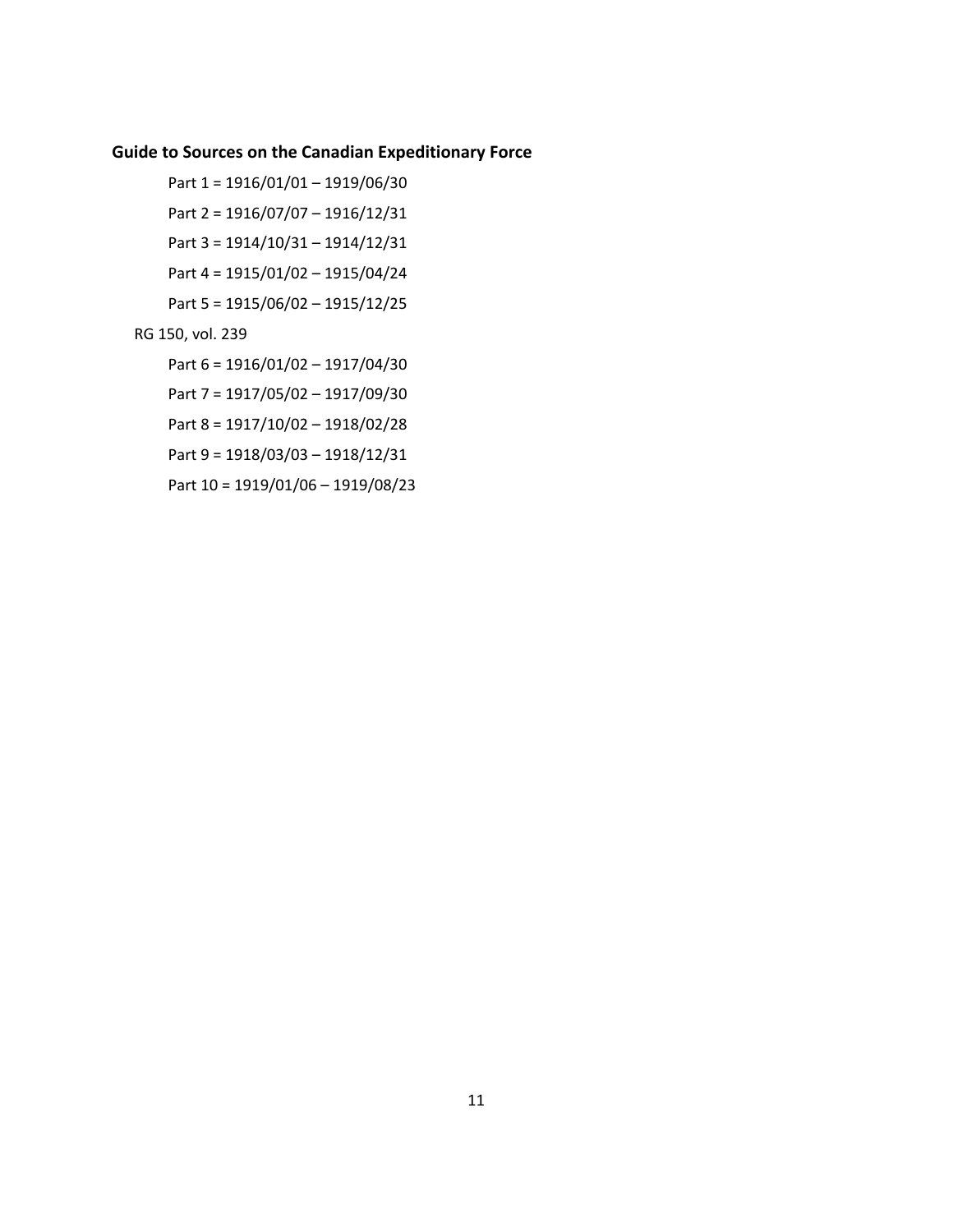**Guide to Sources on the Canadian Expeditionary Force**

Part 1 = 1916/01/01 – 1919/06/30

Part 2 = 1916/07/07 – 1916/12/31

Part 3 = 1914/10/31 – 1914/12/31

Part 4 = 1915/01/02 – 1915/04/24

Part 5 = 1915/06/02 – 1915/12/25

RG 150, vol. 239

Part 6 = 1916/01/02 – 1917/04/30

Part 7 = 1917/05/02 – 1917/09/30

Part 8 = 1917/10/02 – 1918/02/28

Part 9 = 1918/03/03 – 1918/12/31

Part 10 = 1919/01/06 – 1919/08/23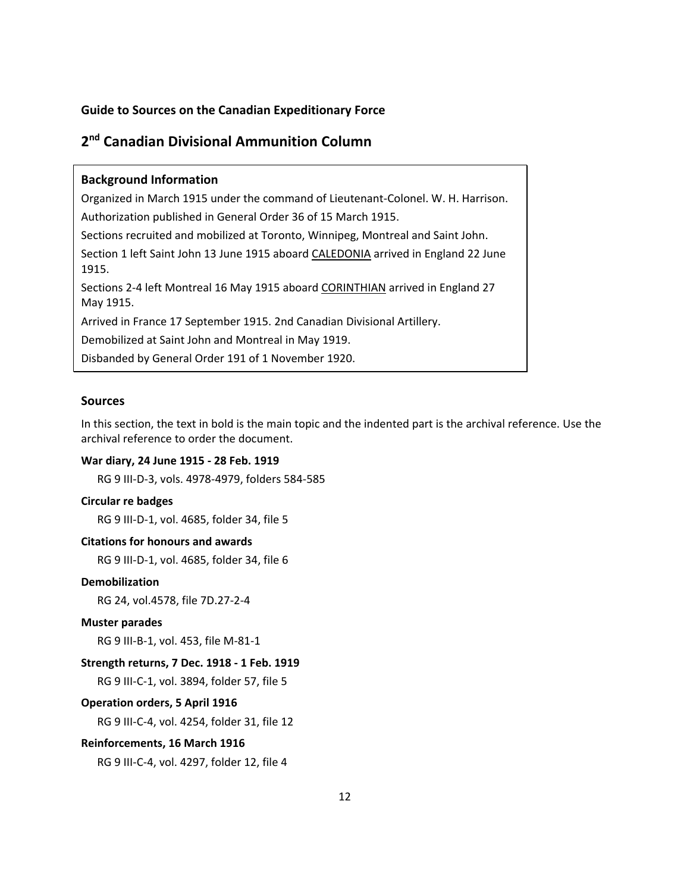**Guide to Sources on the Canadian Expeditionary Force**

## 2nd Canadian Divisional Ammunition Column

### Background Information

Organized in March 1915 under the command of Lieutenant-Colonel. W. H. Harrison.

Authorization published in General Order 36 of 15 March 1915.

Sections recruited and mobilized at Toronto, Winnipeg, Montreal and Saint John.

Section 1 left Saint John 13 June 1915 aboard CALEDONIA arrived in England 22 June 1915.

Sections 2-4 left Montreal 16 May 1915 aboard CORINTHIAN arrived in England 27 May 1915.

Arrived in France 17 September 1915. 2nd Canadian Divisional Artillery.

Demobilized at Saint John and Montreal in May 1919.

Disbanded by General Order 191 of 1 November 1920.

### Sources

In this section, the text in bold is the main topic and the indented part is the archival reference. Use the archival reference to order the document.

**War diary, 24 June 1915 - 28 Feb. 1919**

RG 9 III-D-3, vols. 4978-4979, folders 584-585

**Circular re badges**

RG 9 III-D-1, vol. 4685, folder 34, file 5

**Citations for honours and awards**

RG 9 III-D-1, vol. 4685, folder 34, file 6

**Demobilization**

RG 24, vol.4578, file 7D.27-2-4

**Muster parades**

RG 9 III-B-1, vol. 453, file M-81-1

**Strength returns, 7 Dec. 1918 - 1 Feb. 1919**

RG 9 III-C-1, vol. 3894, folder 57, file 5

**Operation orders, 5 April 1916**

RG 9 III-C-4, vol. 4254, folder 31, file 12

**Reinforcements, 16 March 1916**

RG 9 III-C-4, vol. 4297, folder 12, file 4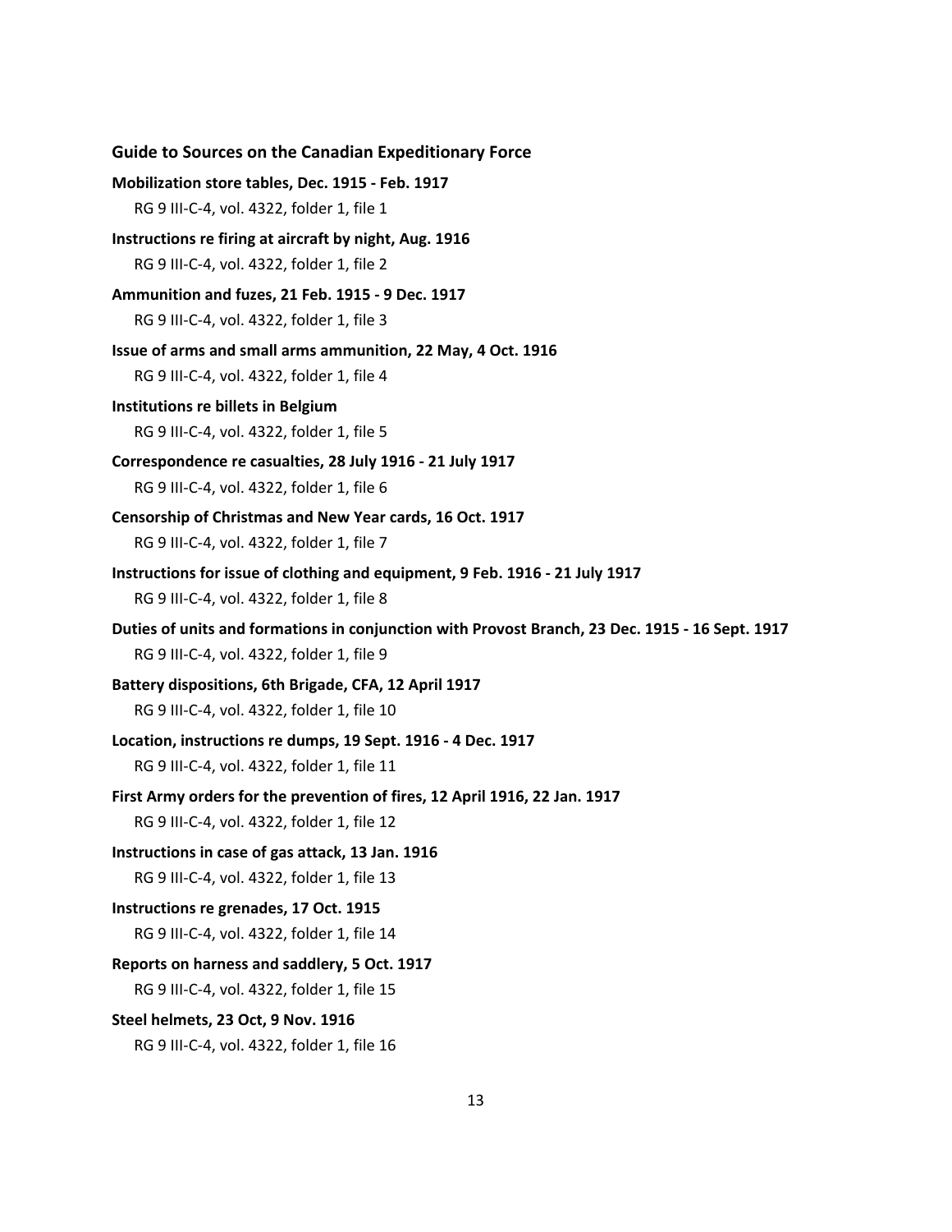**Guide to Sources on the Canadian Expeditionary Force**

**Mobilization store tables, Dec. 1915 - Feb. 1917**
RG 9 III-C-4, vol. 4322, folder 1, file 1

**Instructions re firing at aircraft by night, Aug. 1916**
RG 9 III-C-4, vol. 4322, folder 1, file 2

**Ammunition and fuzes, 21 Feb. 1915 - 9 Dec. 1917**
RG 9 III-C-4, vol. 4322, folder 1, file 3

**Issue of arms and small arms ammunition, 22 May, 4 Oct. 1916**
RG 9 III-C-4, vol. 4322, folder 1, file 4

**Institutions re billets in Belgium**
RG 9 III-C-4, vol. 4322, folder 1, file 5

**Correspondence re casualties, 28 July 1916 - 21 July 1917**
RG 9 III-C-4, vol. 4322, folder 1, file 6

**Censorship of Christmas and New Year cards, 16 Oct. 1917**
RG 9 III-C-4, vol. 4322, folder 1, file 7

**Instructions for issue of clothing and equipment, 9 Feb. 1916 - 21 July 1917**
RG 9 III-C-4, vol. 4322, folder 1, file 8

**Duties of units and formations in conjunction with Provost Branch, 23 Dec. 1915 - 16 Sept. 1917**
RG 9 III-C-4, vol. 4322, folder 1, file 9

**Battery dispositions, 6th Brigade, CFA, 12 April 1917**
RG 9 III-C-4, vol. 4322, folder 1, file 10

**Location, instructions re dumps, 19 Sept. 1916 - 4 Dec. 1917**
RG 9 III-C-4, vol. 4322, folder 1, file 11

**First Army orders for the prevention of fires, 12 April 1916, 22 Jan. 1917**
RG 9 III-C-4, vol. 4322, folder 1, file 12

**Instructions in case of gas attack, 13 Jan. 1916**
RG 9 III-C-4, vol. 4322, folder 1, file 13

**Instructions re grenades, 17 Oct. 1915**
RG 9 III-C-4, vol. 4322, folder 1, file 14

**Reports on harness and saddlery, 5 Oct. 1917**
RG 9 III-C-4, vol. 4322, folder 1, file 15

**Steel helmets, 23 Oct, 9 Nov. 1916**
RG 9 III-C-4, vol. 4322, folder 1, file 16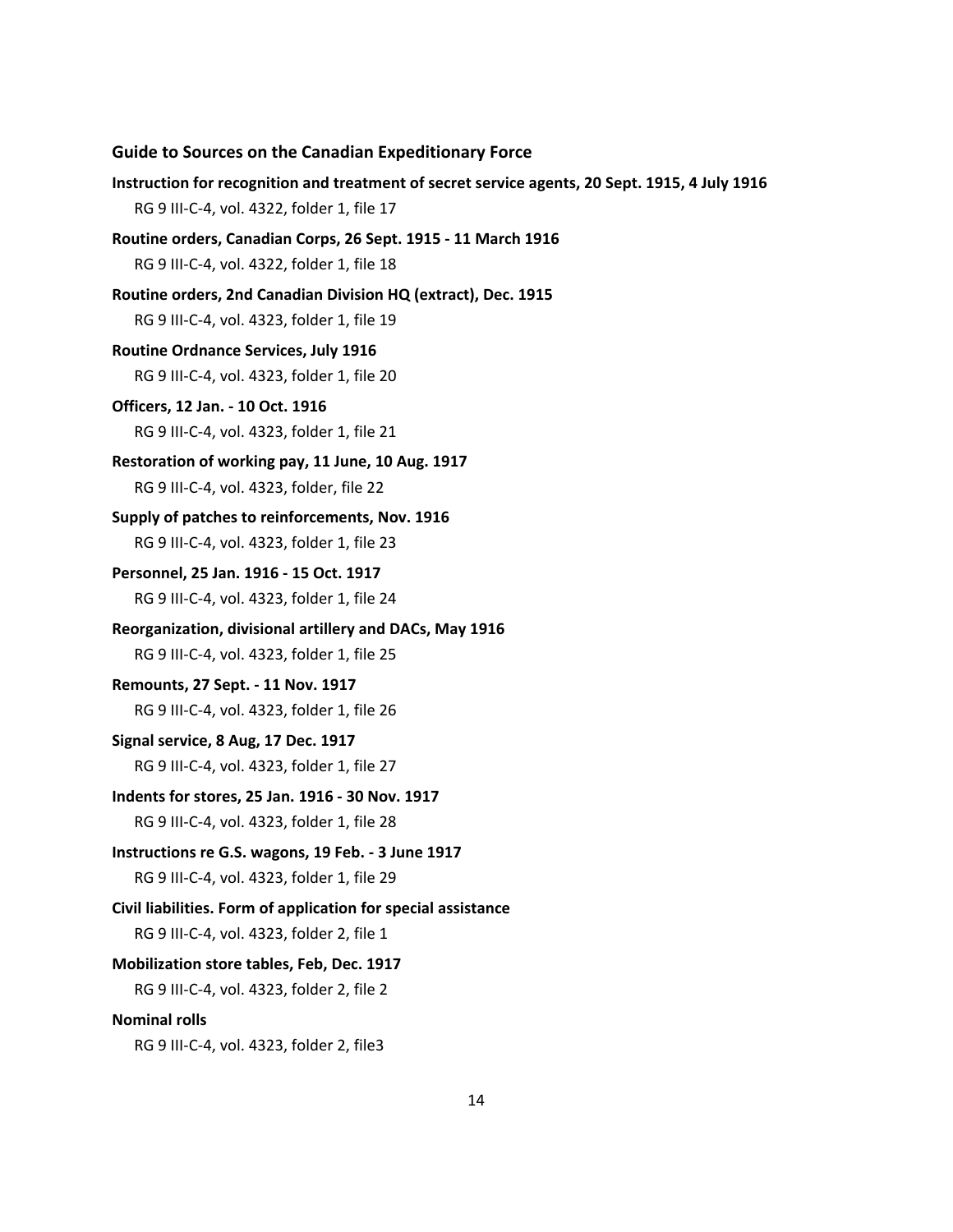**Guide to Sources on the Canadian Expeditionary Force**

**Instruction for recognition and treatment of secret service agents, 20 Sept. 1915, 4 July 1916**

RG 9 III-C-4, vol. 4322, folder 1, file 17

**Routine orders, Canadian Corps, 26 Sept. 1915 - 11 March 1916**

RG 9 III-C-4, vol. 4322, folder 1, file 18

**Routine orders, 2nd Canadian Division HQ (extract), Dec. 1915**

RG 9 III-C-4, vol. 4323, folder 1, file 19

**Routine Ordnance Services, July 1916**

RG 9 III-C-4, vol. 4323, folder 1, file 20

**Officers, 12 Jan. - 10 Oct. 1916**

RG 9 III-C-4, vol. 4323, folder 1, file 21

**Restoration of working pay, 11 June, 10 Aug. 1917**

RG 9 III-C-4, vol. 4323, folder, file 22

**Supply of patches to reinforcements, Nov. 1916**

RG 9 III-C-4, vol. 4323, folder 1, file 23

**Personnel, 25 Jan. 1916 - 15 Oct. 1917**

RG 9 III-C-4, vol. 4323, folder 1, file 24

**Reorganization, divisional artillery and DACs, May 1916**

RG 9 III-C-4, vol. 4323, folder 1, file 25

**Remounts, 27 Sept. - 11 Nov. 1917**

RG 9 III-C-4, vol. 4323, folder 1, file 26

**Signal service, 8 Aug, 17 Dec. 1917**

RG 9 III-C-4, vol. 4323, folder 1, file 27

**Indents for stores, 25 Jan. 1916 - 30 Nov. 1917**

RG 9 III-C-4, vol. 4323, folder 1, file 28

**Instructions re G.S. wagons, 19 Feb. - 3 June 1917**

RG 9 III-C-4, vol. 4323, folder 1, file 29

**Civil liabilities. Form of application for special assistance**

RG 9 III-C-4, vol. 4323, folder 2, file 1

**Mobilization store tables, Feb, Dec. 1917**

RG 9 III-C-4, vol. 4323, folder 2, file 2

**Nominal rolls**

RG 9 III-C-4, vol. 4323, folder 2, file3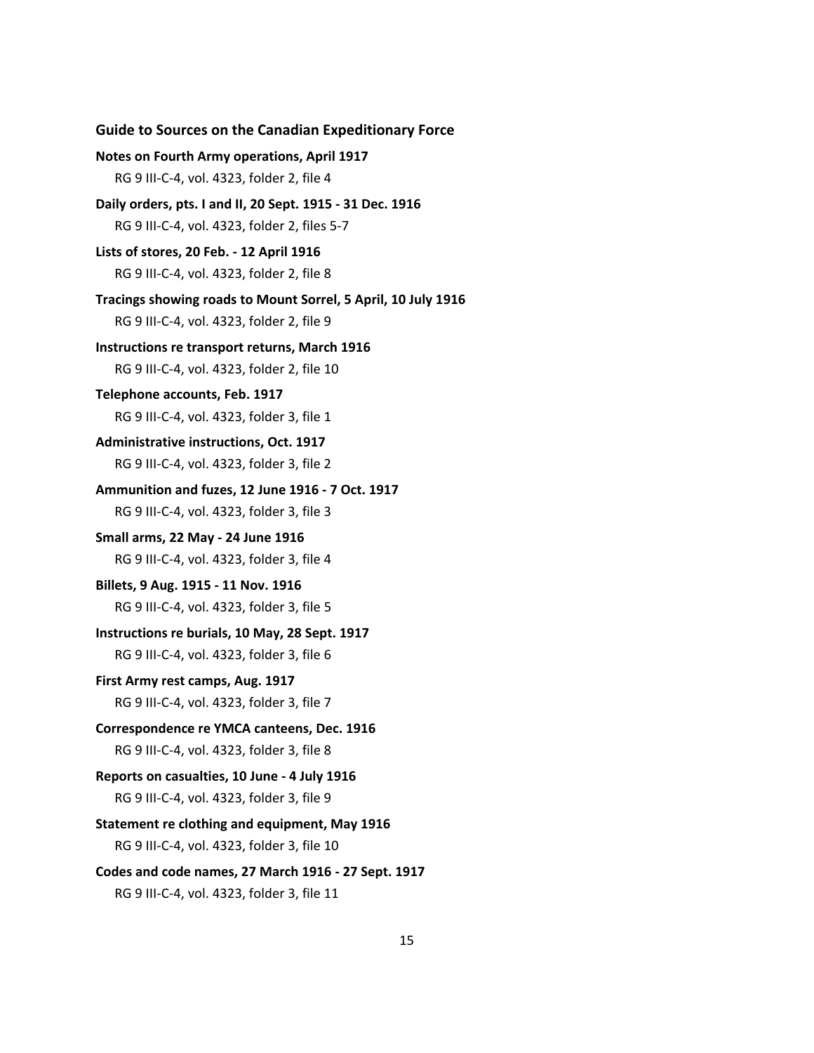**Notes on Fourth Army operations, April 1917**
RG 9 III-C-4, vol. 4323, folder 2, file 4

**Daily orders, pts. I and II, 20 Sept. 1915 - 31 Dec. 1916**
RG 9 III-C-4, vol. 4323, folder 2, files 5-7

**Lists of stores, 20 Feb. - 12 April 1916**
RG 9 III-C-4, vol. 4323, folder 2, file 8

**Tracings showing roads to Mount Sorrel, 5 April, 10 July 1916**
RG 9 III-C-4, vol. 4323, folder 2, file 9

**Instructions re transport returns, March 1916**
RG 9 III-C-4, vol. 4323, folder 2, file 10

**Telephone accounts, Feb. 1917**
RG 9 III-C-4, vol. 4323, folder 3, file 1

**Administrative instructions, Oct. 1917**
RG 9 III-C-4, vol. 4323, folder 3, file 2

**Ammunition and fuzes, 12 June 1916 - 7 Oct. 1917**
RG 9 III-C-4, vol. 4323, folder 3, file 3

**Small arms, 22 May - 24 June 1916**
RG 9 III-C-4, vol. 4323, folder 3, file 4

**Billets, 9 Aug. 1915 - 11 Nov. 1916**
RG 9 III-C-4, vol. 4323, folder 3, file 5

**Instructions re burials, 10 May, 28 Sept. 1917**
RG 9 III-C-4, vol. 4323, folder 3, file 6

**First Army rest camps, Aug. 1917**
RG 9 III-C-4, vol. 4323, folder 3, file 7

**Correspondence re YMCA canteens, Dec. 1916**
RG 9 III-C-4, vol. 4323, folder 3, file 8

**Reports on casualties, 10 June - 4 July 1916**
RG 9 III-C-4, vol. 4323, folder 3, file 9

**Statement re clothing and equipment, May 1916**
RG 9 III-C-4, vol. 4323, folder 3, file 10

**Codes and code names, 27 March 1916 - 27 Sept. 1917**
RG 9 III-C-4, vol. 4323, folder 3, file 11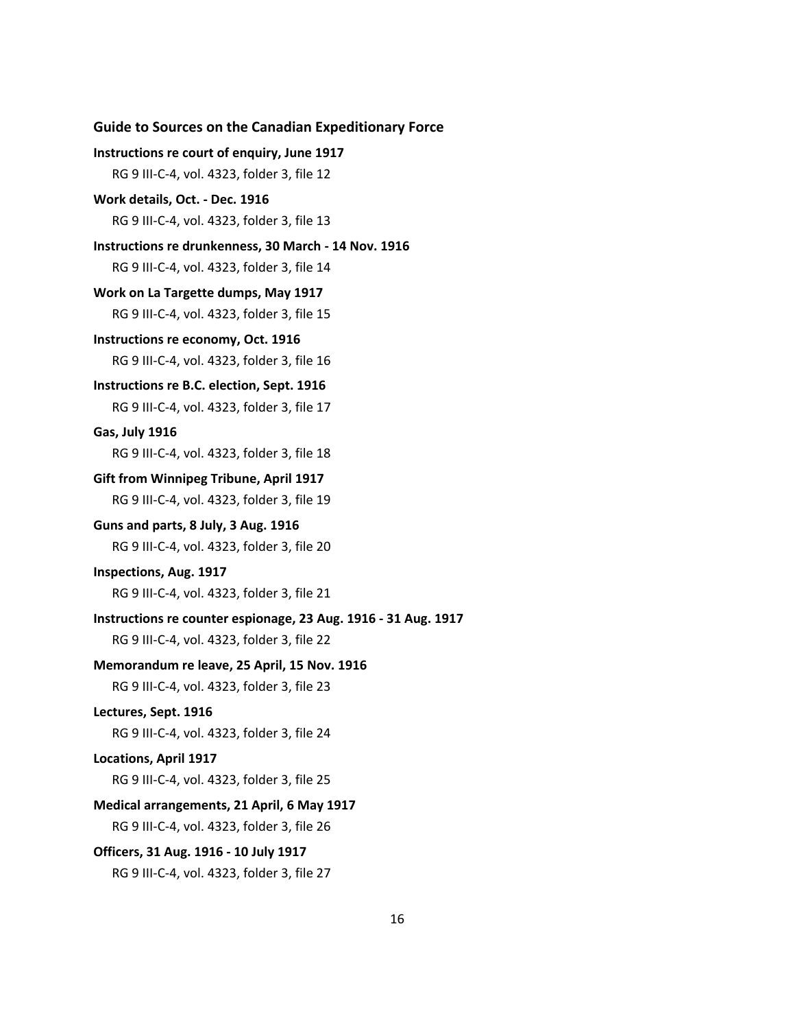**Instructions re court of enquiry, June 1917**

RG 9 III-C-4, vol. 4323, folder 3, file 12

**Work details, Oct. - Dec. 1916**

RG 9 III-C-4, vol. 4323, folder 3, file 13

**Instructions re drunkenness, 30 March - 14 Nov. 1916**

RG 9 III-C-4, vol. 4323, folder 3, file 14

**Work on La Targette dumps, May 1917**

RG 9 III-C-4, vol. 4323, folder 3, file 15

**Instructions re economy, Oct. 1916**

RG 9 III-C-4, vol. 4323, folder 3, file 16

**Instructions re B.C. election, Sept. 1916**

RG 9 III-C-4, vol. 4323, folder 3, file 17

**Gas, July 1916**

RG 9 III-C-4, vol. 4323, folder 3, file 18

**Gift from Winnipeg Tribune, April 1917**

RG 9 III-C-4, vol. 4323, folder 3, file 19

**Guns and parts, 8 July, 3 Aug. 1916**

RG 9 III-C-4, vol. 4323, folder 3, file 20

**Inspections, Aug. 1917**

RG 9 III-C-4, vol. 4323, folder 3, file 21

**Instructions re counter espionage, 23 Aug. 1916 - 31 Aug. 1917**

RG 9 III-C-4, vol. 4323, folder 3, file 22

**Memorandum re leave, 25 April, 15 Nov. 1916**

RG 9 III-C-4, vol. 4323, folder 3, file 23

**Lectures, Sept. 1916**

RG 9 III-C-4, vol. 4323, folder 3, file 24

**Locations, April 1917**

RG 9 III-C-4, vol. 4323, folder 3, file 25

**Medical arrangements, 21 April, 6 May 1917**

RG 9 III-C-4, vol. 4323, folder 3, file 26

**Officers, 31 Aug. 1916 - 10 July 1917**

RG 9 III-C-4, vol. 4323, folder 3, file 27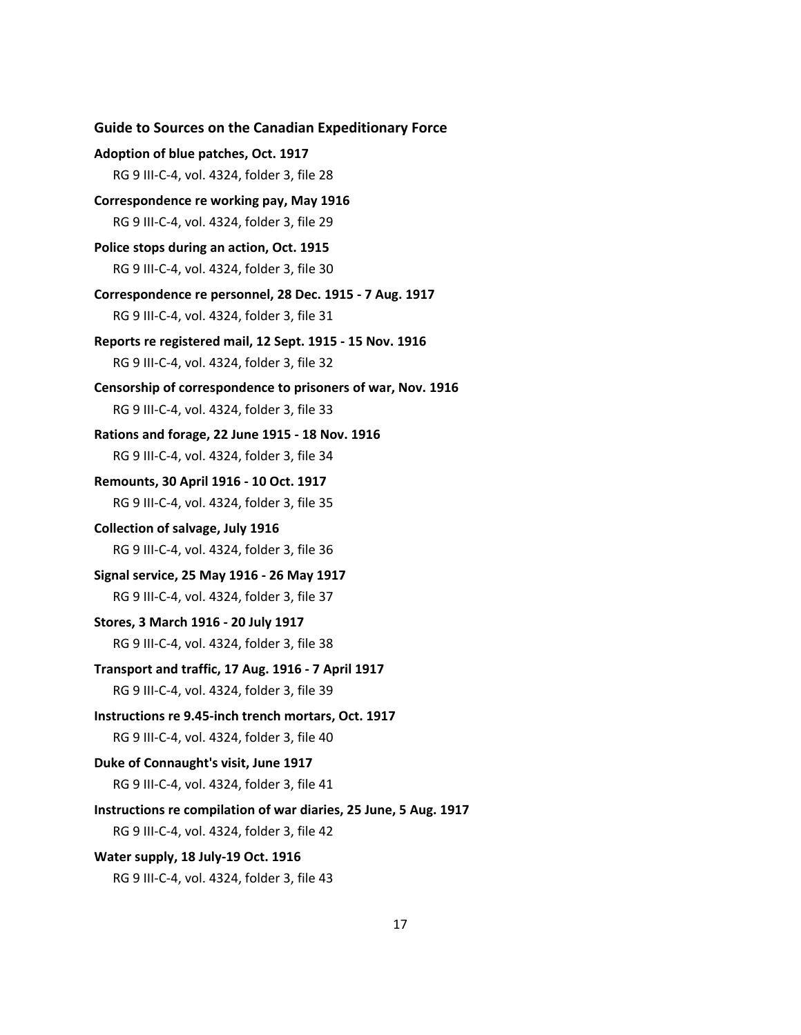**Guide to Sources on the Canadian Expeditionary Force**

**Adoption of blue patches, Oct. 1917**

RG 9 III-C-4, vol. 4324, folder 3, file 28

**Correspondence re working pay, May 1916**

RG 9 III-C-4, vol. 4324, folder 3, file 29

**Police stops during an action, Oct. 1915**

RG 9 III-C-4, vol. 4324, folder 3, file 30

**Correspondence re personnel, 28 Dec. 1915 - 7 Aug. 1917**

RG 9 III-C-4, vol. 4324, folder 3, file 31

**Reports re registered mail, 12 Sept. 1915 - 15 Nov. 1916**

RG 9 III-C-4, vol. 4324, folder 3, file 32

**Censorship of correspondence to prisoners of war, Nov. 1916**

RG 9 III-C-4, vol. 4324, folder 3, file 33

**Rations and forage, 22 June 1915 - 18 Nov. 1916**

RG 9 III-C-4, vol. 4324, folder 3, file 34

**Remounts, 30 April 1916 - 10 Oct. 1917**

RG 9 III-C-4, vol. 4324, folder 3, file 35

**Collection of salvage, July 1916**

RG 9 III-C-4, vol. 4324, folder 3, file 36

**Signal service, 25 May 1916 - 26 May 1917**

RG 9 III-C-4, vol. 4324, folder 3, file 37

**Stores, 3 March 1916 - 20 July 1917**

RG 9 III-C-4, vol. 4324, folder 3, file 38

**Transport and traffic, 17 Aug. 1916 - 7 April 1917**

RG 9 III-C-4, vol. 4324, folder 3, file 39

**Instructions re 9.45-inch trench mortars, Oct. 1917**

RG 9 III-C-4, vol. 4324, folder 3, file 40

**Duke of Connaught's visit, June 1917**

RG 9 III-C-4, vol. 4324, folder 3, file 41

**Instructions re compilation of war diaries, 25 June, 5 Aug. 1917**

RG 9 III-C-4, vol. 4324, folder 3, file 42

**Water supply, 18 July-19 Oct. 1916**

RG 9 III-C-4, vol. 4324, folder 3, file 43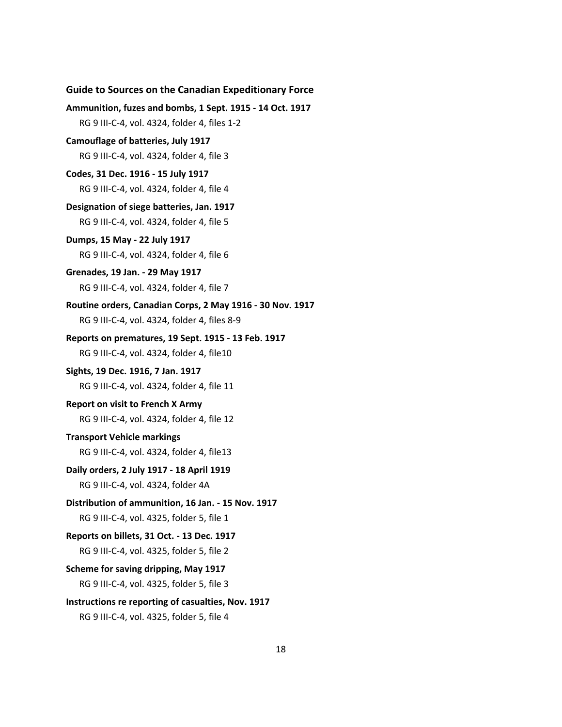**Guide to Sources on the Canadian Expeditionary Force**

**Ammunition, fuzes and bombs, 1 Sept. 1915 - 14 Oct. 1917**
RG 9 III-C-4, vol. 4324, folder 4, files 1-2

**Camouflage of batteries, July 1917**
RG 9 III-C-4, vol. 4324, folder 4, file 3

**Codes, 31 Dec. 1916 - 15 July 1917**
RG 9 III-C-4, vol. 4324, folder 4, file 4

**Designation of siege batteries, Jan. 1917**
RG 9 III-C-4, vol. 4324, folder 4, file 5

**Dumps, 15 May - 22 July 1917**
RG 9 III-C-4, vol. 4324, folder 4, file 6

**Grenades, 19 Jan. - 29 May 1917**
RG 9 III-C-4, vol. 4324, folder 4, file 7

**Routine orders, Canadian Corps, 2 May 1916 - 30 Nov. 1917**
RG 9 III-C-4, vol. 4324, folder 4, files 8-9

**Reports on prematures, 19 Sept. 1915 - 13 Feb. 1917**
RG 9 III-C-4, vol. 4324, folder 4, file10

**Sights, 19 Dec. 1916, 7 Jan. 1917**
RG 9 III-C-4, vol. 4324, folder 4, file 11

**Report on visit to French X Army**
RG 9 III-C-4, vol. 4324, folder 4, file 12

**Transport Vehicle markings**
RG 9 III-C-4, vol. 4324, folder 4, file13

**Daily orders, 2 July 1917 - 18 April 1919**
RG 9 III-C-4, vol. 4324, folder 4A

**Distribution of ammunition, 16 Jan. - 15 Nov. 1917**
RG 9 III-C-4, vol. 4325, folder 5, file 1

**Reports on billets, 31 Oct. - 13 Dec. 1917**
RG 9 III-C-4, vol. 4325, folder 5, file 2

**Scheme for saving dripping, May 1917**
RG 9 III-C-4, vol. 4325, folder 5, file 3

**Instructions re reporting of casualties, Nov. 1917**
RG 9 III-C-4, vol. 4325, folder 5, file 4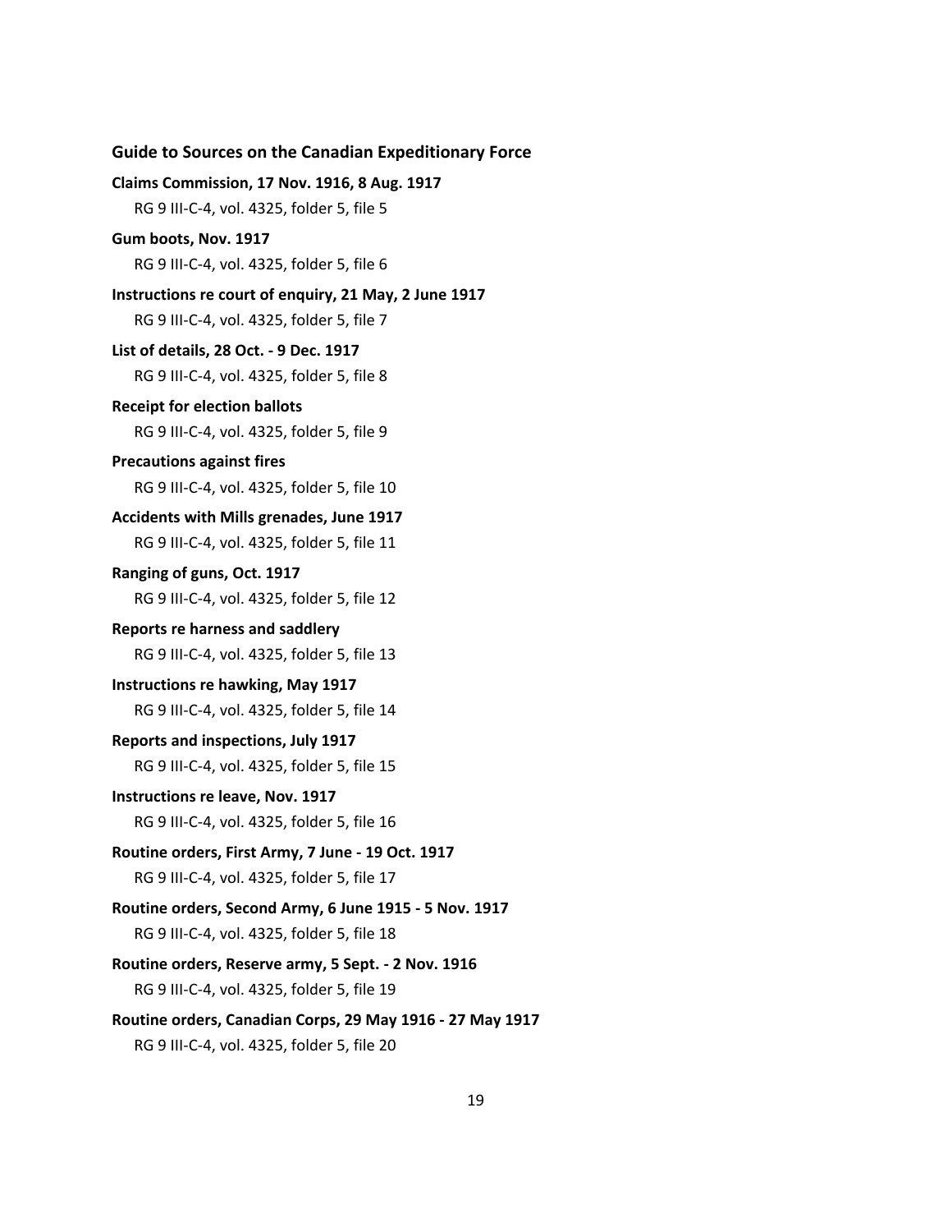**Claims Commission, 17 Nov. 1916, 8 Aug. 1917**

RG 9 III-C-4, vol. 4325, folder 5, file 5

**Gum boots, Nov. 1917**

RG 9 III-C-4, vol. 4325, folder 5, file 6

**Instructions re court of enquiry, 21 May, 2 June 1917**

RG 9 III-C-4, vol. 4325, folder 5, file 7

**List of details, 28 Oct. - 9 Dec. 1917**

RG 9 III-C-4, vol. 4325, folder 5, file 8

**Receipt for election ballots**

RG 9 III-C-4, vol. 4325, folder 5, file 9

**Precautions against fires**

RG 9 III-C-4, vol. 4325, folder 5, file 10

**Accidents with Mills grenades, June 1917**

RG 9 III-C-4, vol. 4325, folder 5, file 11

**Ranging of guns, Oct. 1917**

RG 9 III-C-4, vol. 4325, folder 5, file 12

**Reports re harness and saddlery**

RG 9 III-C-4, vol. 4325, folder 5, file 13

**Instructions re hawking, May 1917**

RG 9 III-C-4, vol. 4325, folder 5, file 14

**Reports and inspections, July 1917**

RG 9 III-C-4, vol. 4325, folder 5, file 15

**Instructions re leave, Nov. 1917**

RG 9 III-C-4, vol. 4325, folder 5, file 16

**Routine orders, First Army, 7 June - 19 Oct. 1917**

RG 9 III-C-4, vol. 4325, folder 5, file 17

**Routine orders, Second Army, 6 June 1915 - 5 Nov. 1917**

RG 9 III-C-4, vol. 4325, folder 5, file 18

**Routine orders, Reserve army, 5 Sept. - 2 Nov. 1916**

RG 9 III-C-4, vol. 4325, folder 5, file 19

**Routine orders, Canadian Corps, 29 May 1916 - 27 May 1917**

RG 9 III-C-4, vol. 4325, folder 5, file 20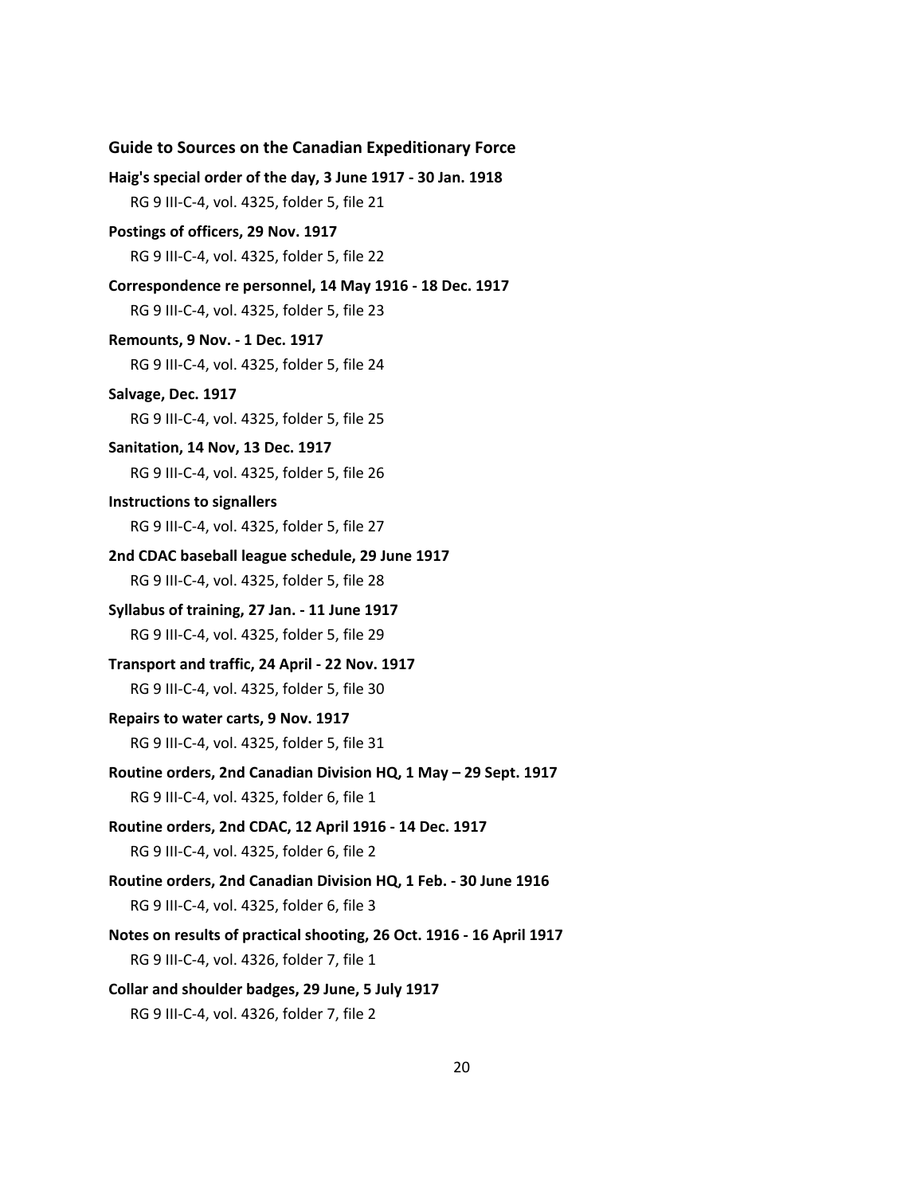**Haig's special order of the day, 3 June 1917 - 30 Jan. 1918**

RG 9 III-C-4, vol. 4325, folder 5, file 21

**Postings of officers, 29 Nov. 1917**

RG 9 III-C-4, vol. 4325, folder 5, file 22

**Correspondence re personnel, 14 May 1916 - 18 Dec. 1917**

RG 9 III-C-4, vol. 4325, folder 5, file 23

**Remounts, 9 Nov. - 1 Dec. 1917**

RG 9 III-C-4, vol. 4325, folder 5, file 24

**Salvage, Dec. 1917**

RG 9 III-C-4, vol. 4325, folder 5, file 25

**Sanitation, 14 Nov, 13 Dec. 1917**

RG 9 III-C-4, vol. 4325, folder 5, file 26

**Instructions to signallers**

RG 9 III-C-4, vol. 4325, folder 5, file 27

**2nd CDAC baseball league schedule, 29 June 1917**

RG 9 III-C-4, vol. 4325, folder 5, file 28

**Syllabus of training, 27 Jan. - 11 June 1917**

RG 9 III-C-4, vol. 4325, folder 5, file 29

**Transport and traffic, 24 April - 22 Nov. 1917**

RG 9 III-C-4, vol. 4325, folder 5, file 30

**Repairs to water carts, 9 Nov. 1917**

RG 9 III-C-4, vol. 4325, folder 5, file 31

**Routine orders, 2nd Canadian Division HQ, 1 May – 29 Sept. 1917**

RG 9 III-C-4, vol. 4325, folder 6, file 1

**Routine orders, 2nd CDAC, 12 April 1916 - 14 Dec. 1917**

RG 9 III-C-4, vol. 4325, folder 6, file 2

**Routine orders, 2nd Canadian Division HQ, 1 Feb. - 30 June 1916**

RG 9 III-C-4, vol. 4325, folder 6, file 3

**Notes on results of practical shooting, 26 Oct. 1916 - 16 April 1917**

RG 9 III-C-4, vol. 4326, folder 7, file 1

**Collar and shoulder badges, 29 June, 5 July 1917**

RG 9 III-C-4, vol. 4326, folder 7, file 2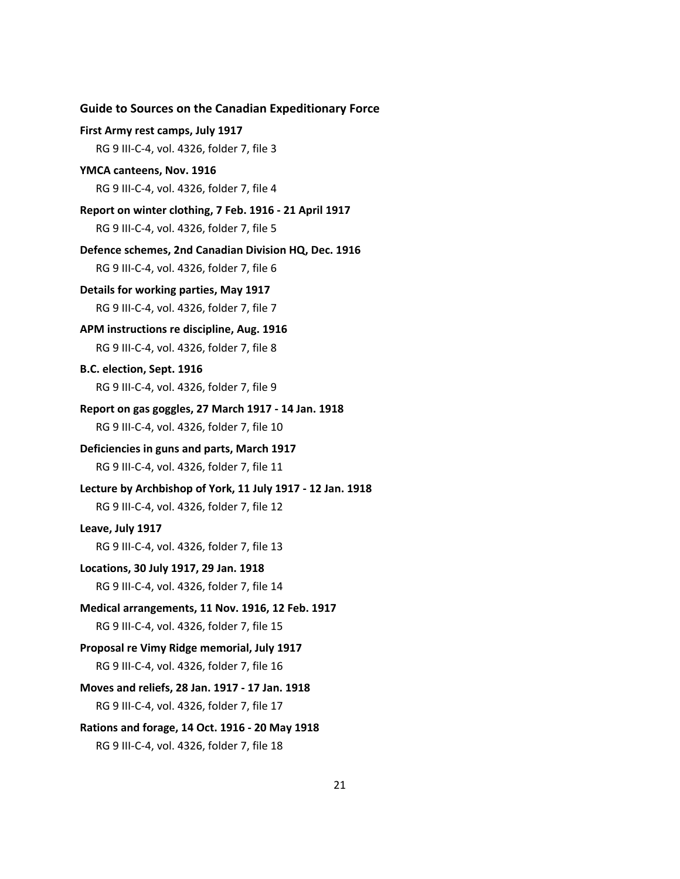**First Army rest camps, July 1917**

RG 9 III-C-4, vol. 4326, folder 7, file 3

**YMCA canteens, Nov. 1916**

RG 9 III-C-4, vol. 4326, folder 7, file 4

**Report on winter clothing, 7 Feb. 1916 - 21 April 1917**

RG 9 III-C-4, vol. 4326, folder 7, file 5

**Defence schemes, 2nd Canadian Division HQ, Dec. 1916**

RG 9 III-C-4, vol. 4326, folder 7, file 6

**Details for working parties, May 1917**

RG 9 III-C-4, vol. 4326, folder 7, file 7

**APM instructions re discipline, Aug. 1916**

RG 9 III-C-4, vol. 4326, folder 7, file 8

**B.C. election, Sept. 1916**

RG 9 III-C-4, vol. 4326, folder 7, file 9

**Report on gas goggles, 27 March 1917 - 14 Jan. 1918**

RG 9 III-C-4, vol. 4326, folder 7, file 10

**Deficiencies in guns and parts, March 1917**

RG 9 III-C-4, vol. 4326, folder 7, file 11

**Lecture by Archbishop of York, 11 July 1917 - 12 Jan. 1918**

RG 9 III-C-4, vol. 4326, folder 7, file 12

**Leave, July 1917**

RG 9 III-C-4, vol. 4326, folder 7, file 13

**Locations, 30 July 1917, 29 Jan. 1918**

RG 9 III-C-4, vol. 4326, folder 7, file 14

**Medical arrangements, 11 Nov. 1916, 12 Feb. 1917**

RG 9 III-C-4, vol. 4326, folder 7, file 15

**Proposal re Vimy Ridge memorial, July 1917**

RG 9 III-C-4, vol. 4326, folder 7, file 16

**Moves and reliefs, 28 Jan. 1917 - 17 Jan. 1918**

RG 9 III-C-4, vol. 4326, folder 7, file 17

**Rations and forage, 14 Oct. 1916 - 20 May 1918**

RG 9 III-C-4, vol. 4326, folder 7, file 18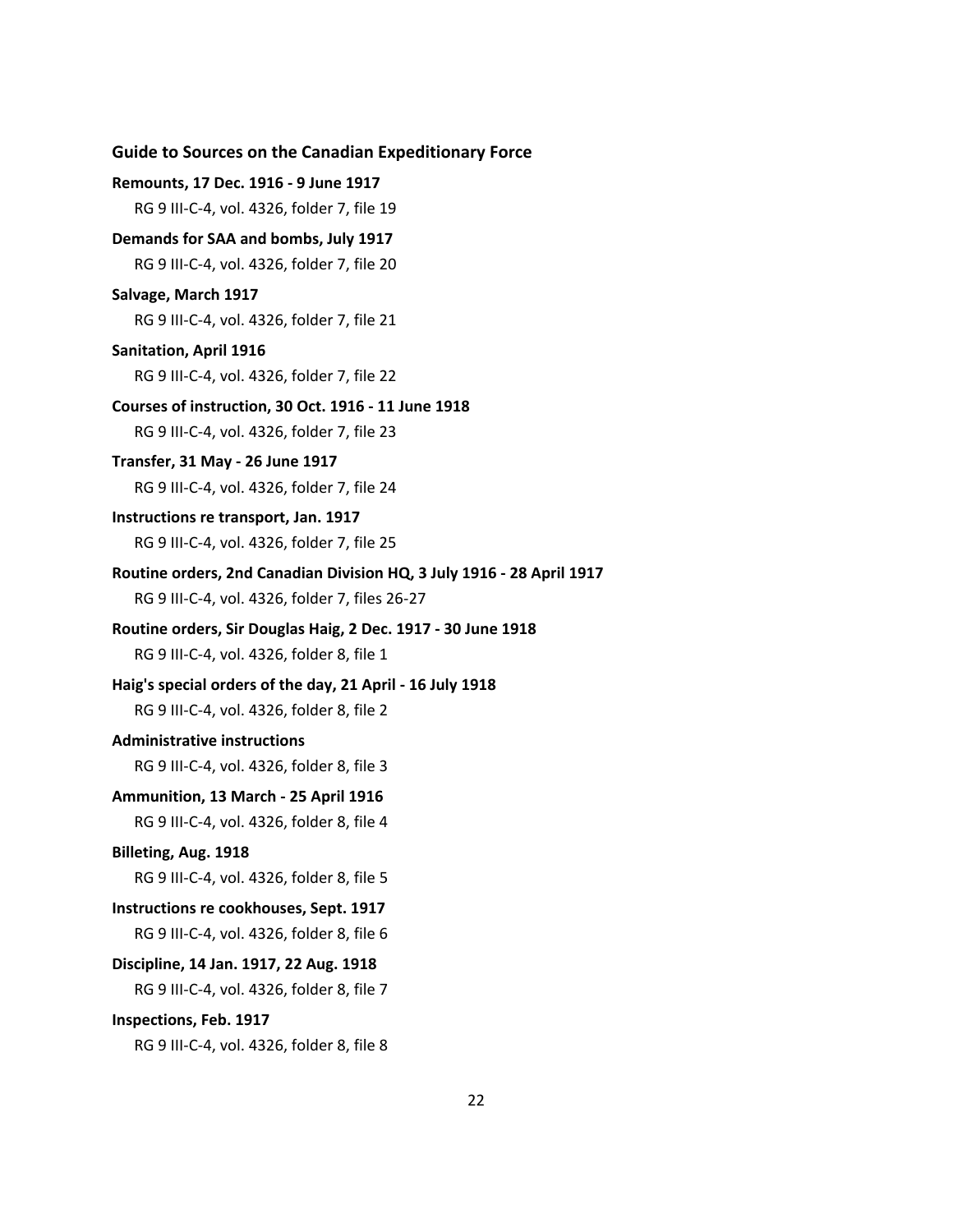**Remounts, 17 Dec. 1916 - 9 June 1917**

RG 9 III-C-4, vol. 4326, folder 7, file 19

**Demands for SAA and bombs, July 1917**

RG 9 III-C-4, vol. 4326, folder 7, file 20

**Salvage, March 1917**

RG 9 III-C-4, vol. 4326, folder 7, file 21

**Sanitation, April 1916**

RG 9 III-C-4, vol. 4326, folder 7, file 22

**Courses of instruction, 30 Oct. 1916 - 11 June 1918**

RG 9 III-C-4, vol. 4326, folder 7, file 23

**Transfer, 31 May - 26 June 1917**

RG 9 III-C-4, vol. 4326, folder 7, file 24

**Instructions re transport, Jan. 1917**

RG 9 III-C-4, vol. 4326, folder 7, file 25

**Routine orders, 2nd Canadian Division HQ, 3 July 1916 - 28 April 1917**

RG 9 III-C-4, vol. 4326, folder 7, files 26-27

**Routine orders, Sir Douglas Haig, 2 Dec. 1917 - 30 June 1918**

RG 9 III-C-4, vol. 4326, folder 8, file 1

**Haig's special orders of the day, 21 April - 16 July 1918**

RG 9 III-C-4, vol. 4326, folder 8, file 2

**Administrative instructions**

RG 9 III-C-4, vol. 4326, folder 8, file 3

**Ammunition, 13 March - 25 April 1916**

RG 9 III-C-4, vol. 4326, folder 8, file 4

**Billeting, Aug. 1918**

RG 9 III-C-4, vol. 4326, folder 8, file 5

**Instructions re cookhouses, Sept. 1917**

RG 9 III-C-4, vol. 4326, folder 8, file 6

**Discipline, 14 Jan. 1917, 22 Aug. 1918**

RG 9 III-C-4, vol. 4326, folder 8, file 7

**Inspections, Feb. 1917**

RG 9 III-C-4, vol. 4326, folder 8, file 8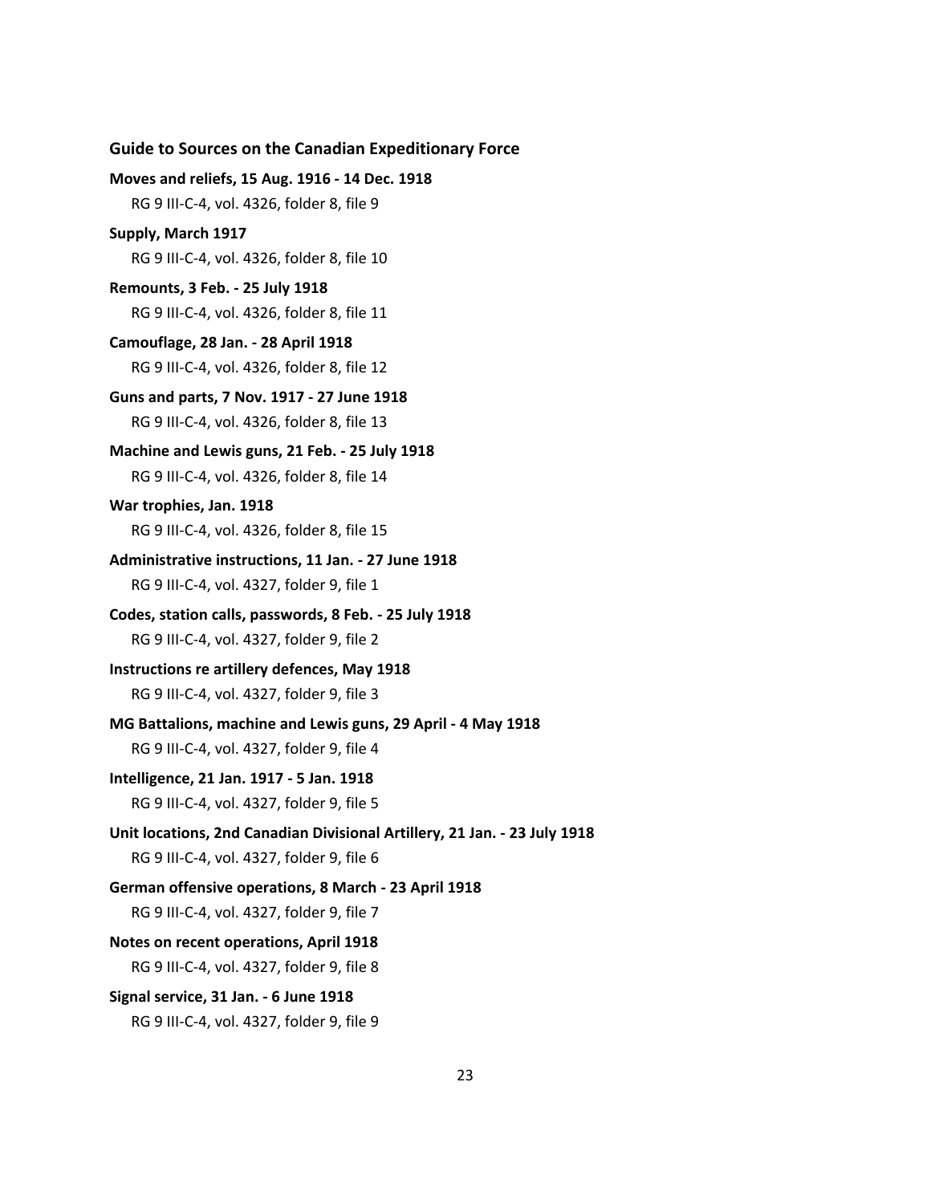**Moves and reliefs, 15 Aug. 1916 - 14 Dec. 1918**
RG 9 III-C-4, vol. 4326, folder 8, file 9

**Supply, March 1917**
RG 9 III-C-4, vol. 4326, folder 8, file 10

**Remounts, 3 Feb. - 25 July 1918**
RG 9 III-C-4, vol. 4326, folder 8, file 11

**Camouflage, 28 Jan. - 28 April 1918**
RG 9 III-C-4, vol. 4326, folder 8, file 12

**Guns and parts, 7 Nov. 1917 - 27 June 1918**
RG 9 III-C-4, vol. 4326, folder 8, file 13

**Machine and Lewis guns, 21 Feb. - 25 July 1918**
RG 9 III-C-4, vol. 4326, folder 8, file 14

**War trophies, Jan. 1918**
RG 9 III-C-4, vol. 4326, folder 8, file 15

**Administrative instructions, 11 Jan. - 27 June 1918**
RG 9 III-C-4, vol. 4327, folder 9, file 1

**Codes, station calls, passwords, 8 Feb. - 25 July 1918**
RG 9 III-C-4, vol. 4327, folder 9, file 2

**Instructions re artillery defences, May 1918**
RG 9 III-C-4, vol. 4327, folder 9, file 3

**MG Battalions, machine and Lewis guns, 29 April - 4 May 1918**
RG 9 III-C-4, vol. 4327, folder 9, file 4

**Intelligence, 21 Jan. 1917 - 5 Jan. 1918**
RG 9 III-C-4, vol. 4327, folder 9, file 5

**Unit locations, 2nd Canadian Divisional Artillery, 21 Jan. - 23 July 1918**
RG 9 III-C-4, vol. 4327, folder 9, file 6

**German offensive operations, 8 March - 23 April 1918**
RG 9 III-C-4, vol. 4327, folder 9, file 7

**Notes on recent operations, April 1918**
RG 9 III-C-4, vol. 4327, folder 9, file 8

**Signal service, 31 Jan. - 6 June 1918**
RG 9 III-C-4, vol. 4327, folder 9, file 9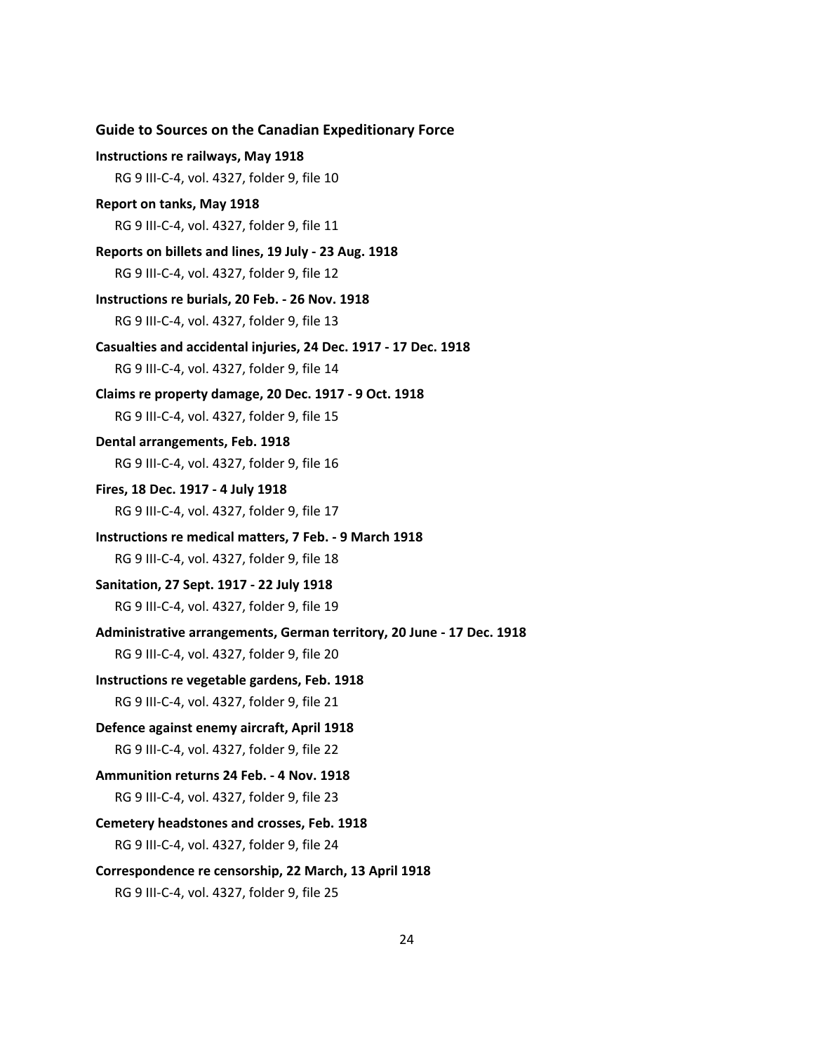**Instructions re railways, May 1918**

RG 9 III-C-4, vol. 4327, folder 9, file 10

**Report on tanks, May 1918**

RG 9 III-C-4, vol. 4327, folder 9, file 11

**Reports on billets and lines, 19 July - 23 Aug. 1918**

RG 9 III-C-4, vol. 4327, folder 9, file 12

**Instructions re burials, 20 Feb. - 26 Nov. 1918**

RG 9 III-C-4, vol. 4327, folder 9, file 13

**Casualties and accidental injuries, 24 Dec. 1917 - 17 Dec. 1918**

RG 9 III-C-4, vol. 4327, folder 9, file 14

**Claims re property damage, 20 Dec. 1917 - 9 Oct. 1918**

RG 9 III-C-4, vol. 4327, folder 9, file 15

**Dental arrangements, Feb. 1918**

RG 9 III-C-4, vol. 4327, folder 9, file 16

**Fires, 18 Dec. 1917 - 4 July 1918**

RG 9 III-C-4, vol. 4327, folder 9, file 17

**Instructions re medical matters, 7 Feb. - 9 March 1918**

RG 9 III-C-4, vol. 4327, folder 9, file 18

**Sanitation, 27 Sept. 1917 - 22 July 1918**

RG 9 III-C-4, vol. 4327, folder 9, file 19

**Administrative arrangements, German territory, 20 June - 17 Dec. 1918**

RG 9 III-C-4, vol. 4327, folder 9, file 20

**Instructions re vegetable gardens, Feb. 1918**

RG 9 III-C-4, vol. 4327, folder 9, file 21

**Defence against enemy aircraft, April 1918**

RG 9 III-C-4, vol. 4327, folder 9, file 22

**Ammunition returns 24 Feb. - 4 Nov. 1918**

RG 9 III-C-4, vol. 4327, folder 9, file 23

**Cemetery headstones and crosses, Feb. 1918**

RG 9 III-C-4, vol. 4327, folder 9, file 24

**Correspondence re censorship, 22 March, 13 April 1918**

RG 9 III-C-4, vol. 4327, folder 9, file 25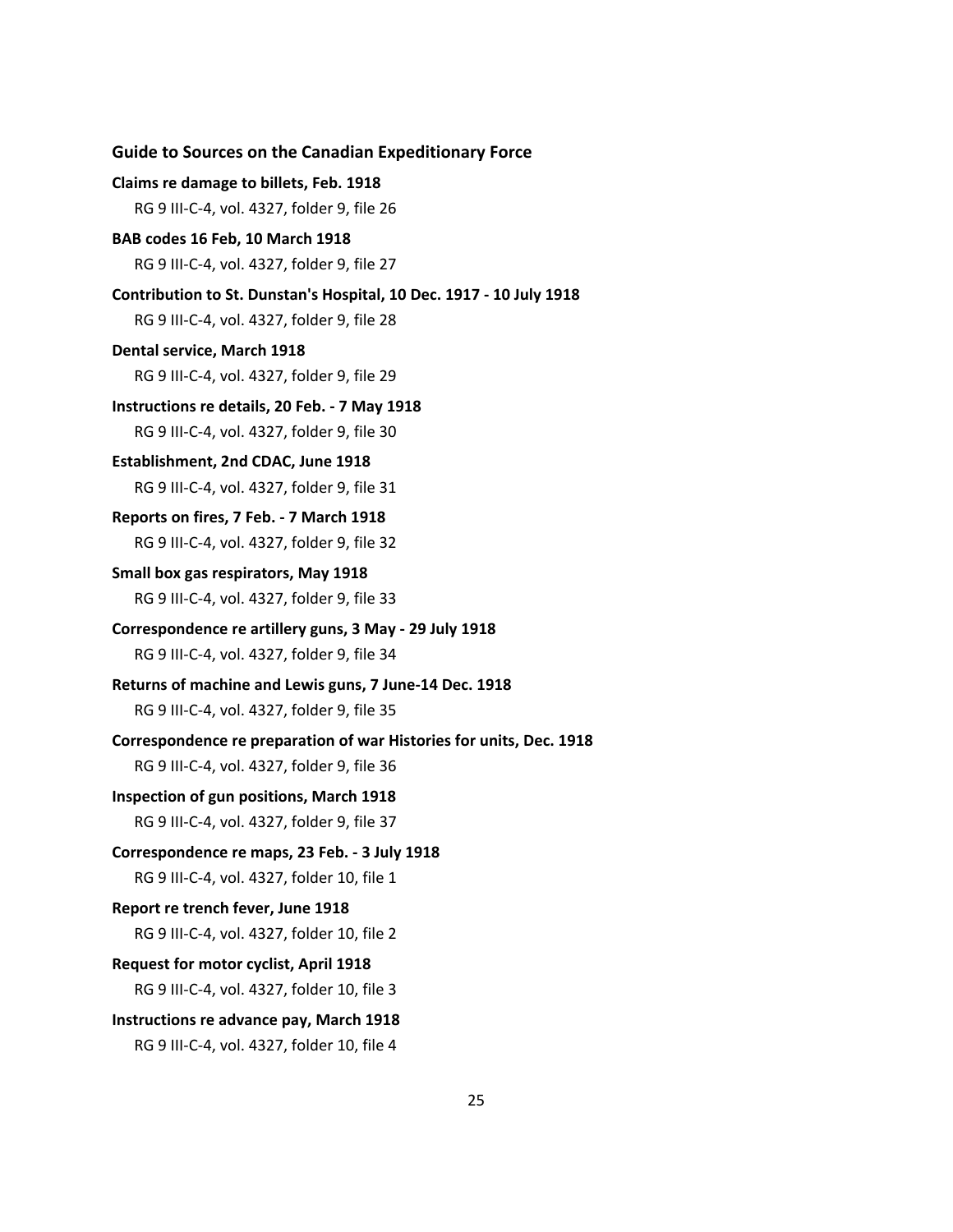**Claims re damage to billets, Feb. 1918**

RG 9 III-C-4, vol. 4327, folder 9, file 26

**BAB codes 16 Feb, 10 March 1918**

RG 9 III-C-4, vol. 4327, folder 9, file 27

**Contribution to St. Dunstan's Hospital, 10 Dec. 1917 - 10 July 1918**

RG 9 III-C-4, vol. 4327, folder 9, file 28

**Dental service, March 1918**

RG 9 III-C-4, vol. 4327, folder 9, file 29

**Instructions re details, 20 Feb. - 7 May 1918**

RG 9 III-C-4, vol. 4327, folder 9, file 30

**Establishment, 2nd CDAC, June 1918**

RG 9 III-C-4, vol. 4327, folder 9, file 31

**Reports on fires, 7 Feb. - 7 March 1918**

RG 9 III-C-4, vol. 4327, folder 9, file 32

**Small box gas respirators, May 1918**

RG 9 III-C-4, vol. 4327, folder 9, file 33

**Correspondence re artillery guns, 3 May - 29 July 1918**

RG 9 III-C-4, vol. 4327, folder 9, file 34

**Returns of machine and Lewis guns, 7 June-14 Dec. 1918**

RG 9 III-C-4, vol. 4327, folder 9, file 35

**Correspondence re preparation of war Histories for units, Dec. 1918**

RG 9 III-C-4, vol. 4327, folder 9, file 36

**Inspection of gun positions, March 1918**

RG 9 III-C-4, vol. 4327, folder 9, file 37

**Correspondence re maps, 23 Feb. - 3 July 1918**

RG 9 III-C-4, vol. 4327, folder 10, file 1

**Report re trench fever, June 1918**

RG 9 III-C-4, vol. 4327, folder 10, file 2

**Request for motor cyclist, April 1918**

RG 9 III-C-4, vol. 4327, folder 10, file 3

**Instructions re advance pay, March 1918**

RG 9 III-C-4, vol. 4327, folder 10, file 4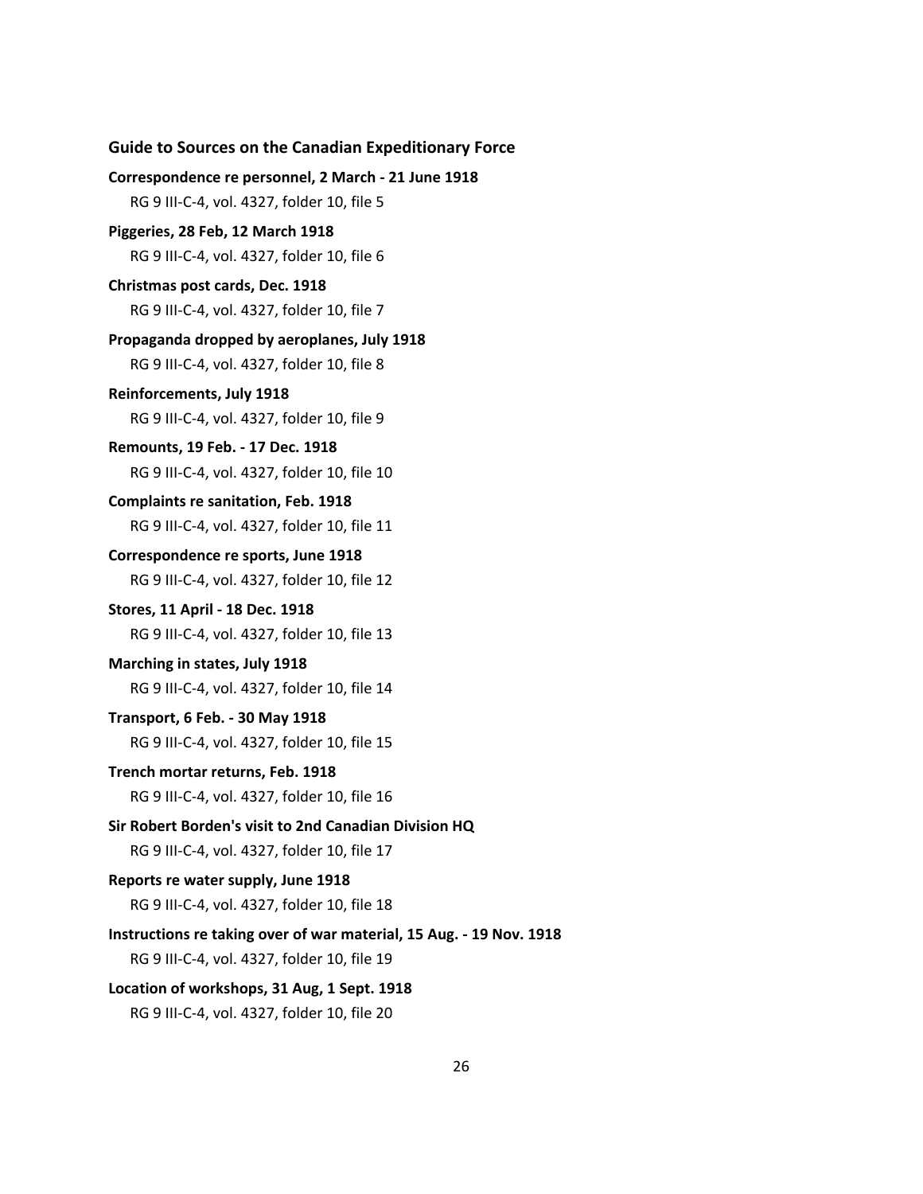**Correspondence re personnel, 2 March - 21 June 1918**

RG 9 III-C-4, vol. 4327, folder 10, file 5

**Piggeries, 28 Feb, 12 March 1918**

RG 9 III-C-4, vol. 4327, folder 10, file 6

**Christmas post cards, Dec. 1918**

RG 9 III-C-4, vol. 4327, folder 10, file 7

**Propaganda dropped by aeroplanes, July 1918**

RG 9 III-C-4, vol. 4327, folder 10, file 8

**Reinforcements, July 1918**

RG 9 III-C-4, vol. 4327, folder 10, file 9

**Remounts, 19 Feb. - 17 Dec. 1918**

RG 9 III-C-4, vol. 4327, folder 10, file 10

**Complaints re sanitation, Feb. 1918**

RG 9 III-C-4, vol. 4327, folder 10, file 11

**Correspondence re sports, June 1918**

RG 9 III-C-4, vol. 4327, folder 10, file 12

**Stores, 11 April - 18 Dec. 1918**

RG 9 III-C-4, vol. 4327, folder 10, file 13

**Marching in states, July 1918**

RG 9 III-C-4, vol. 4327, folder 10, file 14

**Transport, 6 Feb. - 30 May 1918**

RG 9 III-C-4, vol. 4327, folder 10, file 15

**Trench mortar returns, Feb. 1918**

RG 9 III-C-4, vol. 4327, folder 10, file 16

**Sir Robert Borden's visit to 2nd Canadian Division HQ**

RG 9 III-C-4, vol. 4327, folder 10, file 17

**Reports re water supply, June 1918**

RG 9 III-C-4, vol. 4327, folder 10, file 18

**Instructions re taking over of war material, 15 Aug. - 19 Nov. 1918**

RG 9 III-C-4, vol. 4327, folder 10, file 19

**Location of workshops, 31 Aug, 1 Sept. 1918**

RG 9 III-C-4, vol. 4327, folder 10, file 20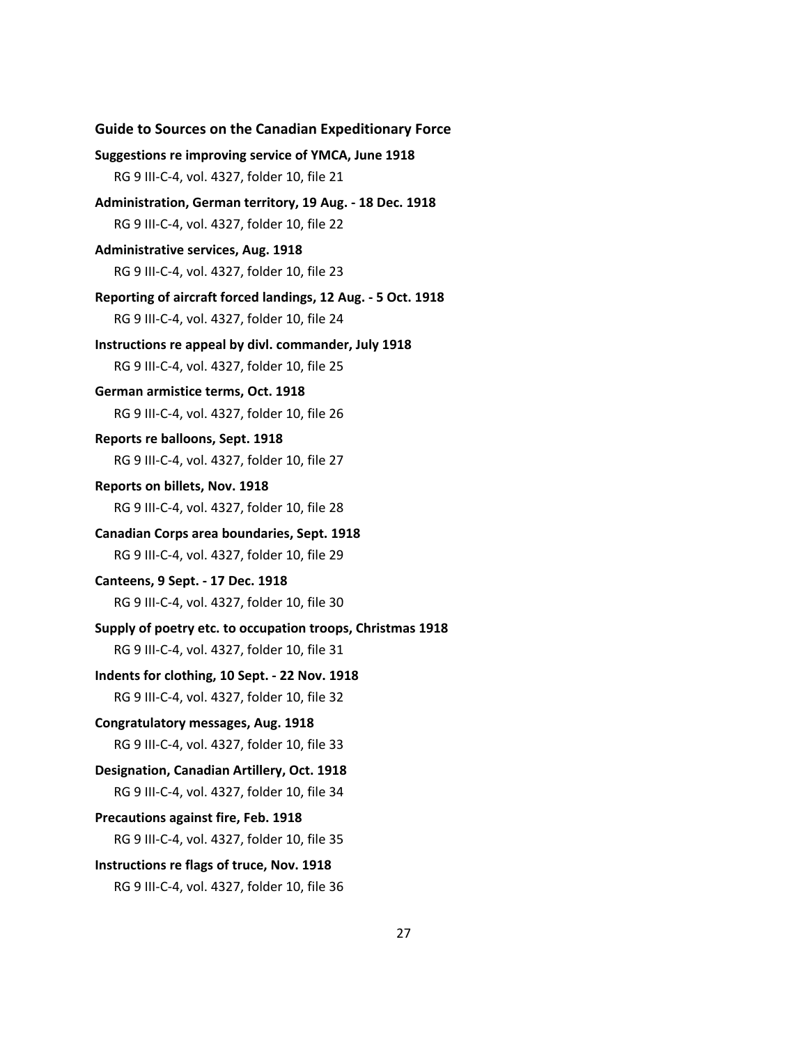**Suggestions re improving service of YMCA, June 1918**
RG 9 III-C-4, vol. 4327, folder 10, file 21

**Administration, German territory, 19 Aug. - 18 Dec. 1918**
RG 9 III-C-4, vol. 4327, folder 10, file 22

**Administrative services, Aug. 1918**
RG 9 III-C-4, vol. 4327, folder 10, file 23

**Reporting of aircraft forced landings, 12 Aug. - 5 Oct. 1918**
RG 9 III-C-4, vol. 4327, folder 10, file 24

**Instructions re appeal by divl. commander, July 1918**
RG 9 III-C-4, vol. 4327, folder 10, file 25

**German armistice terms, Oct. 1918**
RG 9 III-C-4, vol. 4327, folder 10, file 26

**Reports re balloons, Sept. 1918**
RG 9 III-C-4, vol. 4327, folder 10, file 27

**Reports on billets, Nov. 1918**
RG 9 III-C-4, vol. 4327, folder 10, file 28

**Canadian Corps area boundaries, Sept. 1918**
RG 9 III-C-4, vol. 4327, folder 10, file 29

**Canteens, 9 Sept. - 17 Dec. 1918**
RG 9 III-C-4, vol. 4327, folder 10, file 30

**Supply of poetry etc. to occupation troops, Christmas 1918**
RG 9 III-C-4, vol. 4327, folder 10, file 31

**Indents for clothing, 10 Sept. - 22 Nov. 1918**
RG 9 III-C-4, vol. 4327, folder 10, file 32

**Congratulatory messages, Aug. 1918**
RG 9 III-C-4, vol. 4327, folder 10, file 33

**Designation, Canadian Artillery, Oct. 1918**
RG 9 III-C-4, vol. 4327, folder 10, file 34

**Precautions against fire, Feb. 1918**
RG 9 III-C-4, vol. 4327, folder 10, file 35

**Instructions re flags of truce, Nov. 1918**
RG 9 III-C-4, vol. 4327, folder 10, file 36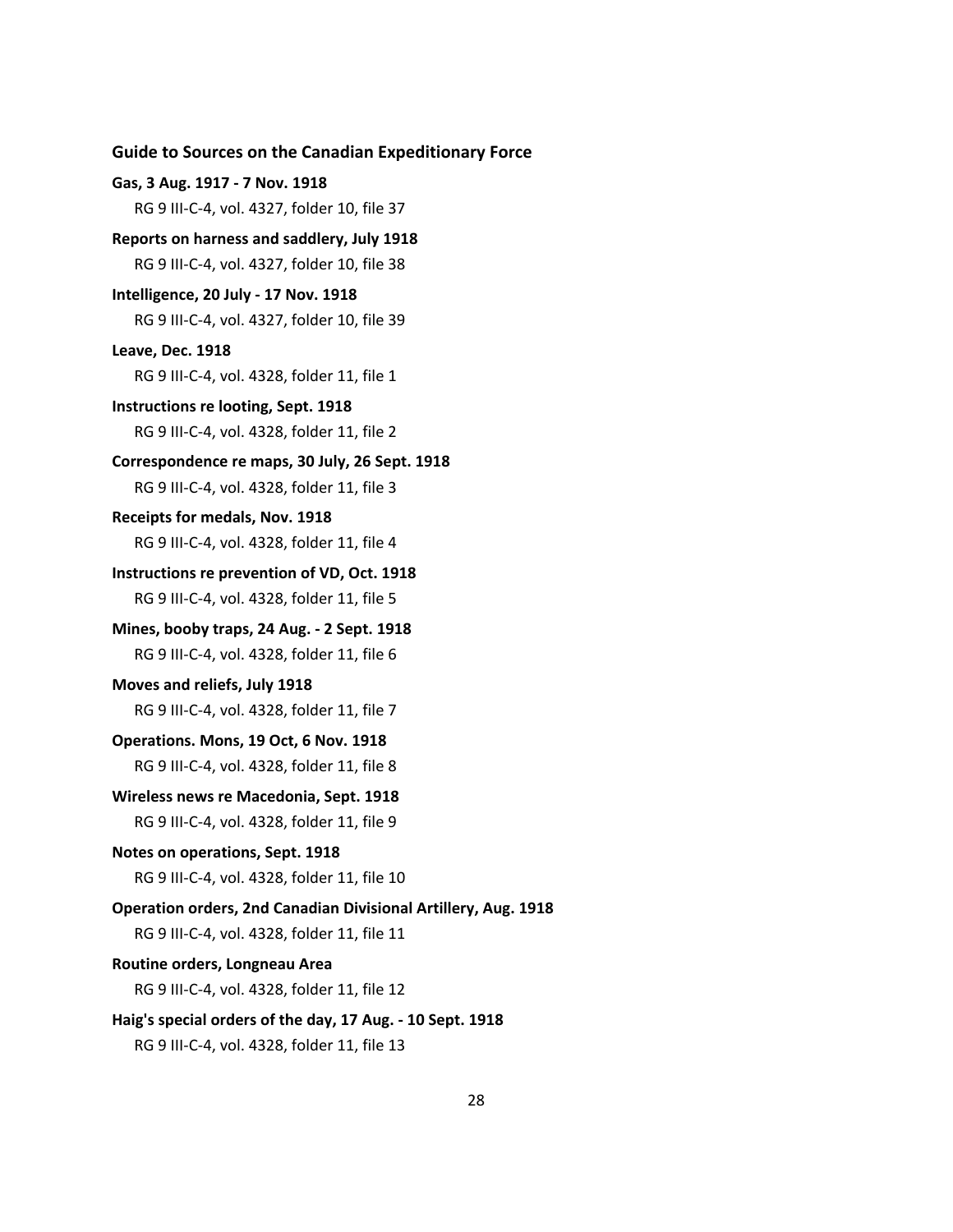**Gas, 3 Aug. 1917 - 7 Nov. 1918**

RG 9 III-C-4, vol. 4327, folder 10, file 37

**Reports on harness and saddlery, July 1918**

RG 9 III-C-4, vol. 4327, folder 10, file 38

**Intelligence, 20 July - 17 Nov. 1918**

RG 9 III-C-4, vol. 4327, folder 10, file 39

**Leave, Dec. 1918**

RG 9 III-C-4, vol. 4328, folder 11, file 1

**Instructions re looting, Sept. 1918**

RG 9 III-C-4, vol. 4328, folder 11, file 2

**Correspondence re maps, 30 July, 26 Sept. 1918**

RG 9 III-C-4, vol. 4328, folder 11, file 3

**Receipts for medals, Nov. 1918**

RG 9 III-C-4, vol. 4328, folder 11, file 4

**Instructions re prevention of VD, Oct. 1918**

RG 9 III-C-4, vol. 4328, folder 11, file 5

**Mines, booby traps, 24 Aug. - 2 Sept. 1918**

RG 9 III-C-4, vol. 4328, folder 11, file 6

**Moves and reliefs, July 1918**

RG 9 III-C-4, vol. 4328, folder 11, file 7

**Operations. Mons, 19 Oct, 6 Nov. 1918**

RG 9 III-C-4, vol. 4328, folder 11, file 8

**Wireless news re Macedonia, Sept. 1918**

RG 9 III-C-4, vol. 4328, folder 11, file 9

**Notes on operations, Sept. 1918**

RG 9 III-C-4, vol. 4328, folder 11, file 10

**Operation orders, 2nd Canadian Divisional Artillery, Aug. 1918**

RG 9 III-C-4, vol. 4328, folder 11, file 11

**Routine orders, Longneau Area**

RG 9 III-C-4, vol. 4328, folder 11, file 12

**Haig's special orders of the day, 17 Aug. - 10 Sept. 1918**

RG 9 III-C-4, vol. 4328, folder 11, file 13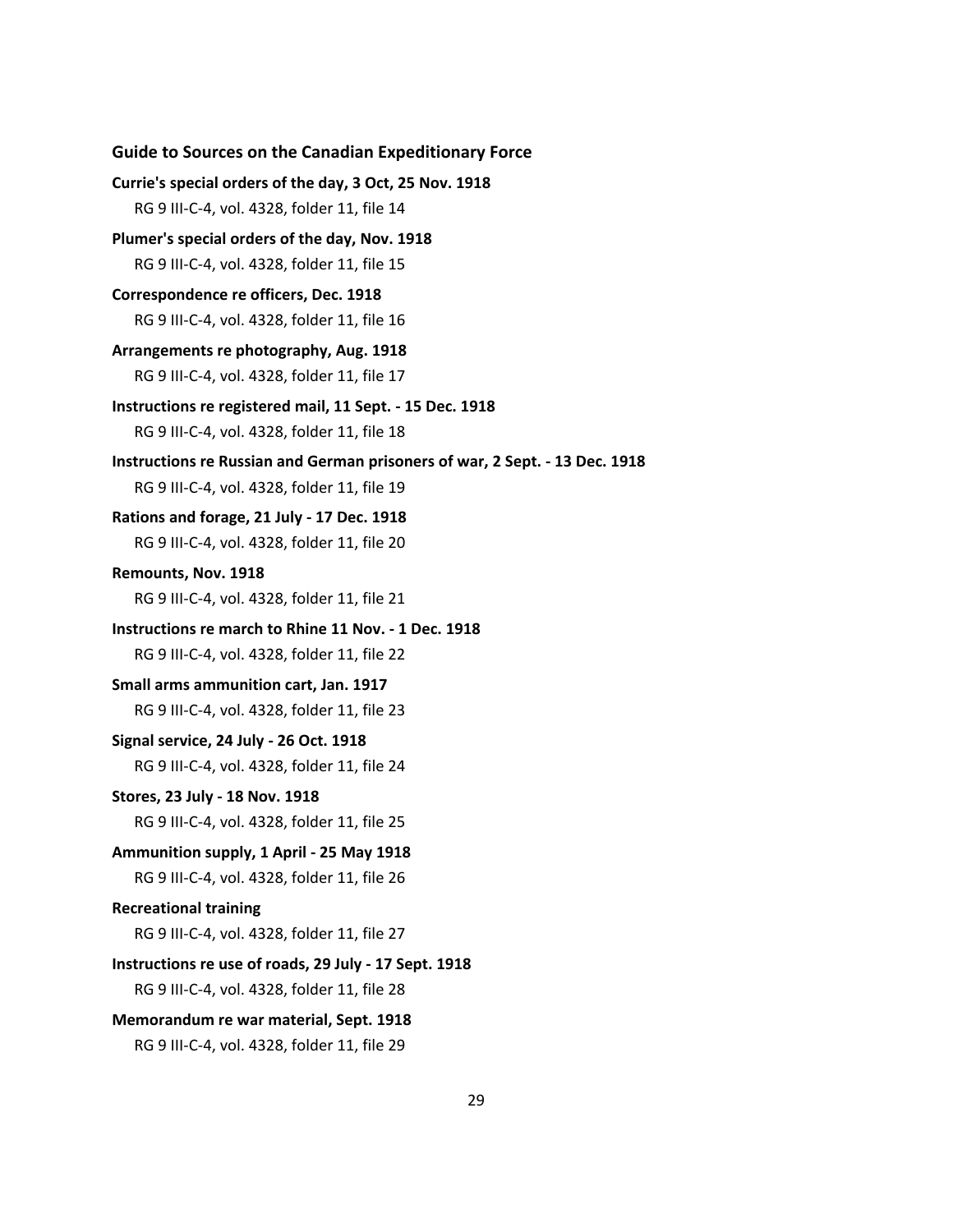**Currie's special orders of the day, 3 Oct, 25 Nov. 1918**

RG 9 III-C-4, vol. 4328, folder 11, file 14

**Plumer's special orders of the day, Nov. 1918**

RG 9 III-C-4, vol. 4328, folder 11, file 15

**Correspondence re officers, Dec. 1918**

RG 9 III-C-4, vol. 4328, folder 11, file 16

**Arrangements re photography, Aug. 1918**

RG 9 III-C-4, vol. 4328, folder 11, file 17

**Instructions re registered mail, 11 Sept. - 15 Dec. 1918**

RG 9 III-C-4, vol. 4328, folder 11, file 18

**Instructions re Russian and German prisoners of war, 2 Sept. - 13 Dec. 1918**

RG 9 III-C-4, vol. 4328, folder 11, file 19

**Rations and forage, 21 July - 17 Dec. 1918**

RG 9 III-C-4, vol. 4328, folder 11, file 20

**Remounts, Nov. 1918**

RG 9 III-C-4, vol. 4328, folder 11, file 21

**Instructions re march to Rhine 11 Nov. - 1 Dec. 1918**

RG 9 III-C-4, vol. 4328, folder 11, file 22

**Small arms ammunition cart, Jan. 1917**

RG 9 III-C-4, vol. 4328, folder 11, file 23

**Signal service, 24 July - 26 Oct. 1918**

RG 9 III-C-4, vol. 4328, folder 11, file 24

**Stores, 23 July - 18 Nov. 1918**

RG 9 III-C-4, vol. 4328, folder 11, file 25

**Ammunition supply, 1 April - 25 May 1918**

RG 9 III-C-4, vol. 4328, folder 11, file 26

**Recreational training**

RG 9 III-C-4, vol. 4328, folder 11, file 27

**Instructions re use of roads, 29 July - 17 Sept. 1918**

RG 9 III-C-4, vol. 4328, folder 11, file 28

**Memorandum re war material, Sept. 1918**

RG 9 III-C-4, vol. 4328, folder 11, file 29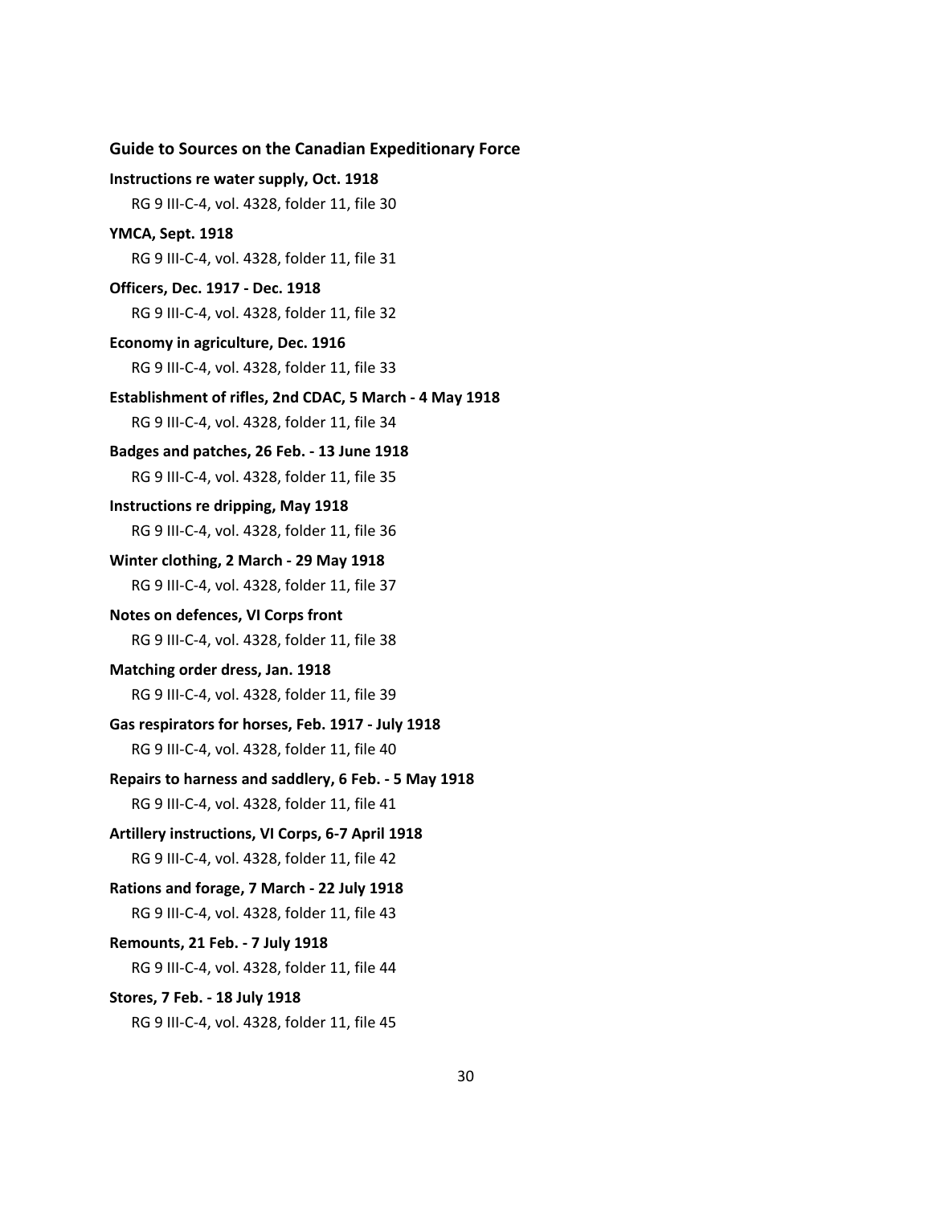**Instructions re water supply, Oct. 1918**

RG 9 III-C-4, vol. 4328, folder 11, file 30

**YMCA, Sept. 1918**

RG 9 III-C-4, vol. 4328, folder 11, file 31

**Officers, Dec. 1917 - Dec. 1918**

RG 9 III-C-4, vol. 4328, folder 11, file 32

**Economy in agriculture, Dec. 1916**

RG 9 III-C-4, vol. 4328, folder 11, file 33

**Establishment of rifles, 2nd CDAC, 5 March - 4 May 1918**

RG 9 III-C-4, vol. 4328, folder 11, file 34

**Badges and patches, 26 Feb. - 13 June 1918**

RG 9 III-C-4, vol. 4328, folder 11, file 35

**Instructions re dripping, May 1918**

RG 9 III-C-4, vol. 4328, folder 11, file 36

**Winter clothing, 2 March - 29 May 1918**

RG 9 III-C-4, vol. 4328, folder 11, file 37

**Notes on defences, VI Corps front**

RG 9 III-C-4, vol. 4328, folder 11, file 38

**Matching order dress, Jan. 1918**

RG 9 III-C-4, vol. 4328, folder 11, file 39

**Gas respirators for horses, Feb. 1917 - July 1918**

RG 9 III-C-4, vol. 4328, folder 11, file 40

**Repairs to harness and saddlery, 6 Feb. - 5 May 1918**

RG 9 III-C-4, vol. 4328, folder 11, file 41

**Artillery instructions, VI Corps, 6-7 April 1918**

RG 9 III-C-4, vol. 4328, folder 11, file 42

**Rations and forage, 7 March - 22 July 1918**

RG 9 III-C-4, vol. 4328, folder 11, file 43

**Remounts, 21 Feb. - 7 July 1918**

RG 9 III-C-4, vol. 4328, folder 11, file 44

**Stores, 7 Feb. - 18 July 1918**

RG 9 III-C-4, vol. 4328, folder 11, file 45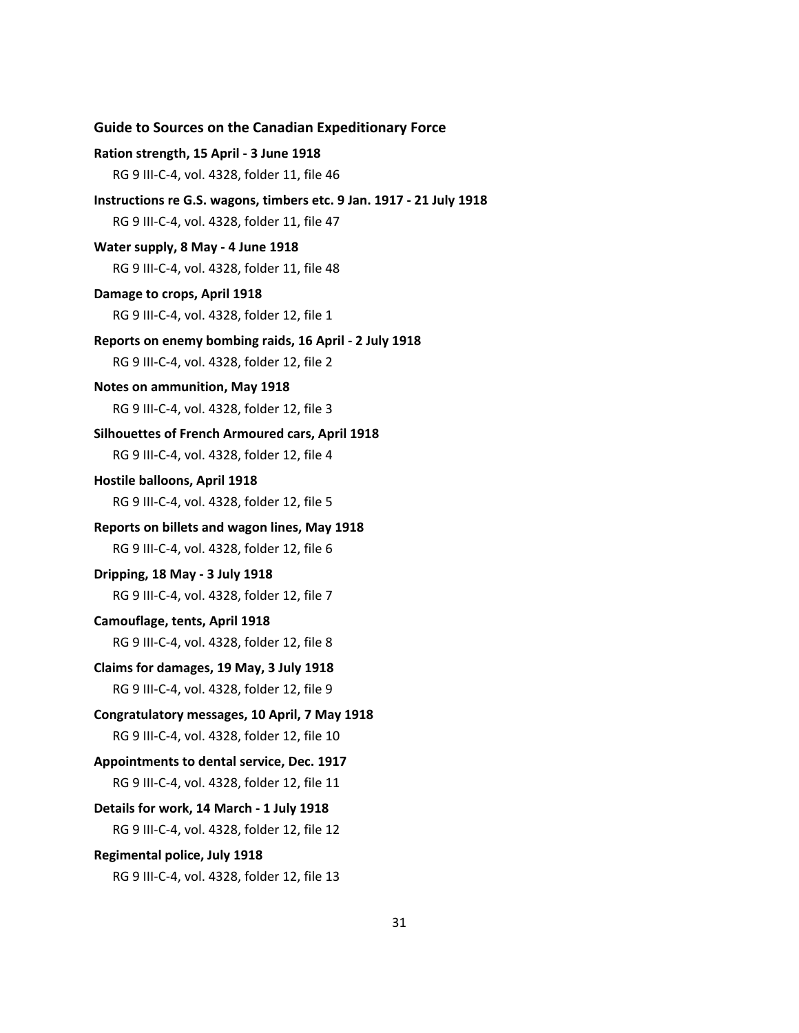**Ration strength, 15 April - 3 June 1918**

RG 9 III-C-4, vol. 4328, folder 11, file 46

**Instructions re G.S. wagons, timbers etc. 9 Jan. 1917 - 21 July 1918**

RG 9 III-C-4, vol. 4328, folder 11, file 47

**Water supply, 8 May - 4 June 1918**

RG 9 III-C-4, vol. 4328, folder 11, file 48

**Damage to crops, April 1918**

RG 9 III-C-4, vol. 4328, folder 12, file 1

**Reports on enemy bombing raids, 16 April - 2 July 1918**

RG 9 III-C-4, vol. 4328, folder 12, file 2

**Notes on ammunition, May 1918**

RG 9 III-C-4, vol. 4328, folder 12, file 3

**Silhouettes of French Armoured cars, April 1918**

RG 9 III-C-4, vol. 4328, folder 12, file 4

**Hostile balloons, April 1918**

RG 9 III-C-4, vol. 4328, folder 12, file 5

**Reports on billets and wagon lines, May 1918**

RG 9 III-C-4, vol. 4328, folder 12, file 6

**Dripping, 18 May - 3 July 1918**

RG 9 III-C-4, vol. 4328, folder 12, file 7

**Camouflage, tents, April 1918**

RG 9 III-C-4, vol. 4328, folder 12, file 8

**Claims for damages, 19 May, 3 July 1918**

RG 9 III-C-4, vol. 4328, folder 12, file 9

**Congratulatory messages, 10 April, 7 May 1918**

RG 9 III-C-4, vol. 4328, folder 12, file 10

**Appointments to dental service, Dec. 1917**

RG 9 III-C-4, vol. 4328, folder 12, file 11

**Details for work, 14 March - 1 July 1918**

RG 9 III-C-4, vol. 4328, folder 12, file 12

**Regimental police, July 1918**

RG 9 III-C-4, vol. 4328, folder 12, file 13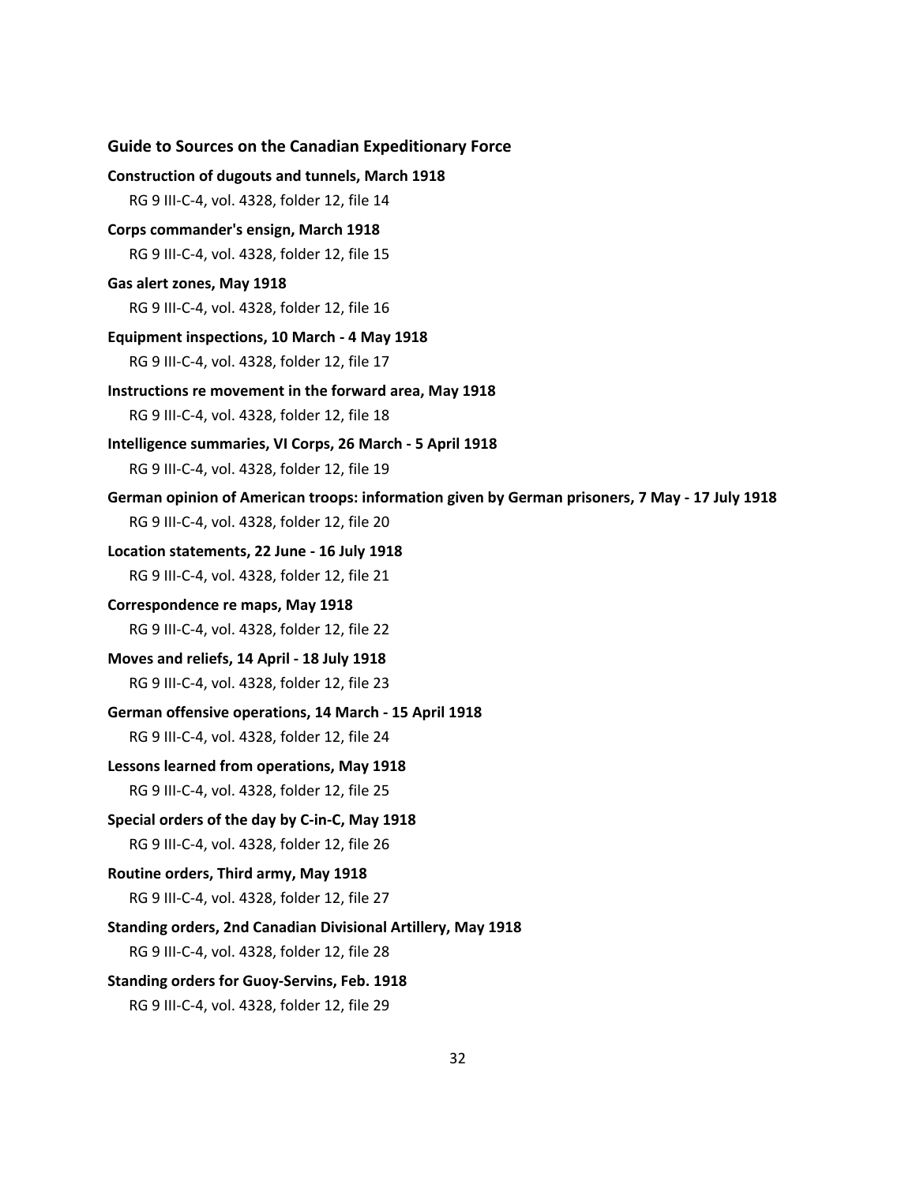**Construction of dugouts and tunnels, March 1918**

RG 9 III-C-4, vol. 4328, folder 12, file 14

**Corps commander's ensign, March 1918**

RG 9 III-C-4, vol. 4328, folder 12, file 15

**Gas alert zones, May 1918**

RG 9 III-C-4, vol. 4328, folder 12, file 16

**Equipment inspections, 10 March - 4 May 1918**

RG 9 III-C-4, vol. 4328, folder 12, file 17

**Instructions re movement in the forward area, May 1918**

RG 9 III-C-4, vol. 4328, folder 12, file 18

**Intelligence summaries, VI Corps, 26 March - 5 April 1918**

RG 9 III-C-4, vol. 4328, folder 12, file 19

**German opinion of American troops: information given by German prisoners, 7 May - 17 July 1918**

RG 9 III-C-4, vol. 4328, folder 12, file 20

**Location statements, 22 June - 16 July 1918**

RG 9 III-C-4, vol. 4328, folder 12, file 21

**Correspondence re maps, May 1918**

RG 9 III-C-4, vol. 4328, folder 12, file 22

**Moves and reliefs, 14 April - 18 July 1918**

RG 9 III-C-4, vol. 4328, folder 12, file 23

**German offensive operations, 14 March - 15 April 1918**

RG 9 III-C-4, vol. 4328, folder 12, file 24

**Lessons learned from operations, May 1918**

RG 9 III-C-4, vol. 4328, folder 12, file 25

**Special orders of the day by C-in-C, May 1918**

RG 9 III-C-4, vol. 4328, folder 12, file 26

**Routine orders, Third army, May 1918**

RG 9 III-C-4, vol. 4328, folder 12, file 27

**Standing orders, 2nd Canadian Divisional Artillery, May 1918**

RG 9 III-C-4, vol. 4328, folder 12, file 28

**Standing orders for Guoy-Servins, Feb. 1918**

RG 9 III-C-4, vol. 4328, folder 12, file 29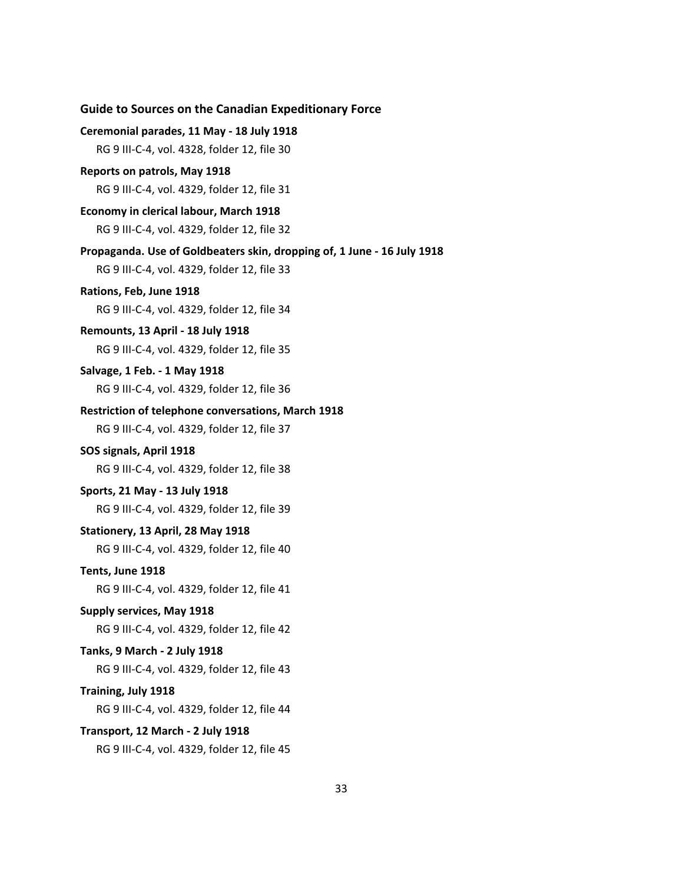**Ceremonial parades, 11 May - 18 July 1918**

RG 9 III-C-4, vol. 4328, folder 12, file 30

**Reports on patrols, May 1918**

RG 9 III-C-4, vol. 4329, folder 12, file 31

**Economy in clerical labour, March 1918**

RG 9 III-C-4, vol. 4329, folder 12, file 32

**Propaganda. Use of Goldbeaters skin, dropping of, 1 June - 16 July 1918**

RG 9 III-C-4, vol. 4329, folder 12, file 33

**Rations, Feb, June 1918**

RG 9 III-C-4, vol. 4329, folder 12, file 34

**Remounts, 13 April - 18 July 1918**

RG 9 III-C-4, vol. 4329, folder 12, file 35

**Salvage, 1 Feb. - 1 May 1918**

RG 9 III-C-4, vol. 4329, folder 12, file 36

**Restriction of telephone conversations, March 1918**

RG 9 III-C-4, vol. 4329, folder 12, file 37

**SOS signals, April 1918**

RG 9 III-C-4, vol. 4329, folder 12, file 38

**Sports, 21 May - 13 July 1918**

RG 9 III-C-4, vol. 4329, folder 12, file 39

**Stationery, 13 April, 28 May 1918**

RG 9 III-C-4, vol. 4329, folder 12, file 40

**Tents, June 1918**

RG 9 III-C-4, vol. 4329, folder 12, file 41

**Supply services, May 1918**

RG 9 III-C-4, vol. 4329, folder 12, file 42

**Tanks, 9 March - 2 July 1918**

RG 9 III-C-4, vol. 4329, folder 12, file 43

**Training, July 1918**

RG 9 III-C-4, vol. 4329, folder 12, file 44

**Transport, 12 March - 2 July 1918**

RG 9 III-C-4, vol. 4329, folder 12, file 45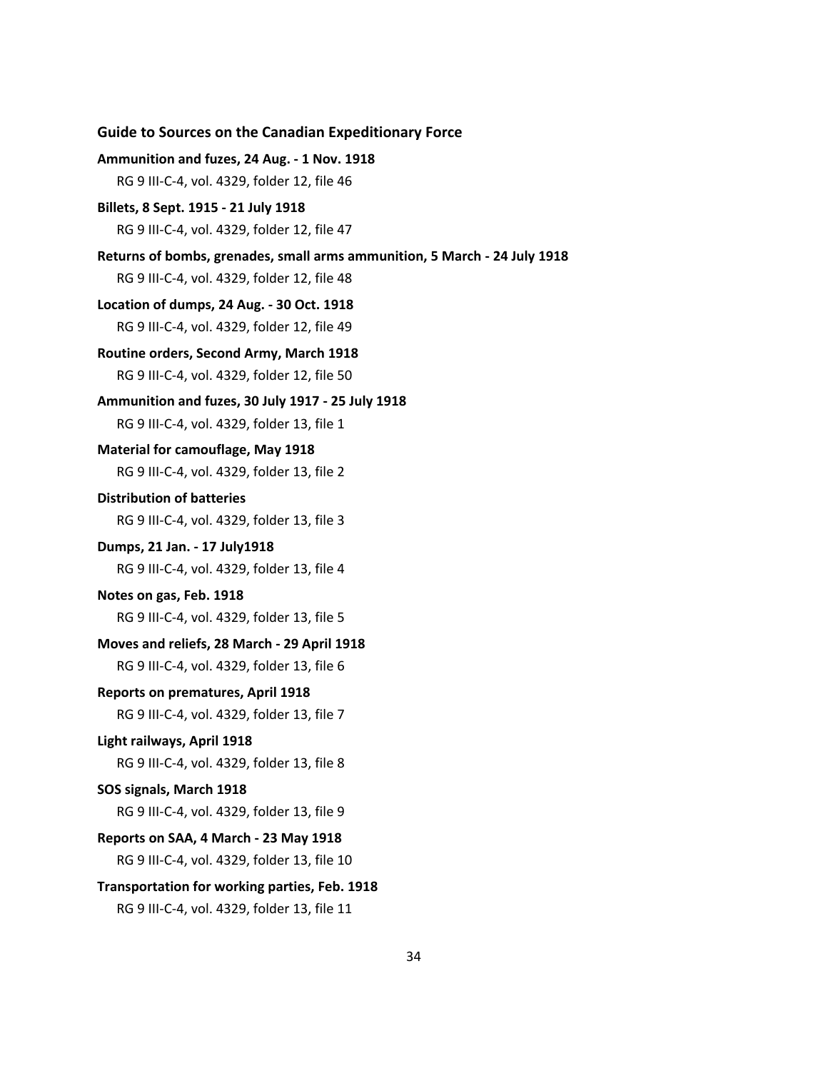**Ammunition and fuzes, 24 Aug. - 1 Nov. 1918**

RG 9 III-C-4, vol. 4329, folder 12, file 46

**Billets, 8 Sept. 1915 - 21 July 1918**

RG 9 III-C-4, vol. 4329, folder 12, file 47

**Returns of bombs, grenades, small arms ammunition, 5 March - 24 July 1918**

RG 9 III-C-4, vol. 4329, folder 12, file 48

**Location of dumps, 24 Aug. - 30 Oct. 1918**

RG 9 III-C-4, vol. 4329, folder 12, file 49

**Routine orders, Second Army, March 1918**

RG 9 III-C-4, vol. 4329, folder 12, file 50

**Ammunition and fuzes, 30 July 1917 - 25 July 1918**

RG 9 III-C-4, vol. 4329, folder 13, file 1

**Material for camouflage, May 1918**

RG 9 III-C-4, vol. 4329, folder 13, file 2

**Distribution of batteries**

RG 9 III-C-4, vol. 4329, folder 13, file 3

**Dumps, 21 Jan. - 17 July1918**

RG 9 III-C-4, vol. 4329, folder 13, file 4

**Notes on gas, Feb. 1918**

RG 9 III-C-4, vol. 4329, folder 13, file 5

**Moves and reliefs, 28 March - 29 April 1918**

RG 9 III-C-4, vol. 4329, folder 13, file 6

**Reports on prematures, April 1918**

RG 9 III-C-4, vol. 4329, folder 13, file 7

**Light railways, April 1918**

RG 9 III-C-4, vol. 4329, folder 13, file 8

**SOS signals, March 1918**

RG 9 III-C-4, vol. 4329, folder 13, file 9

**Reports on SAA, 4 March - 23 May 1918**

RG 9 III-C-4, vol. 4329, folder 13, file 10

**Transportation for working parties, Feb. 1918**

RG 9 III-C-4, vol. 4329, folder 13, file 11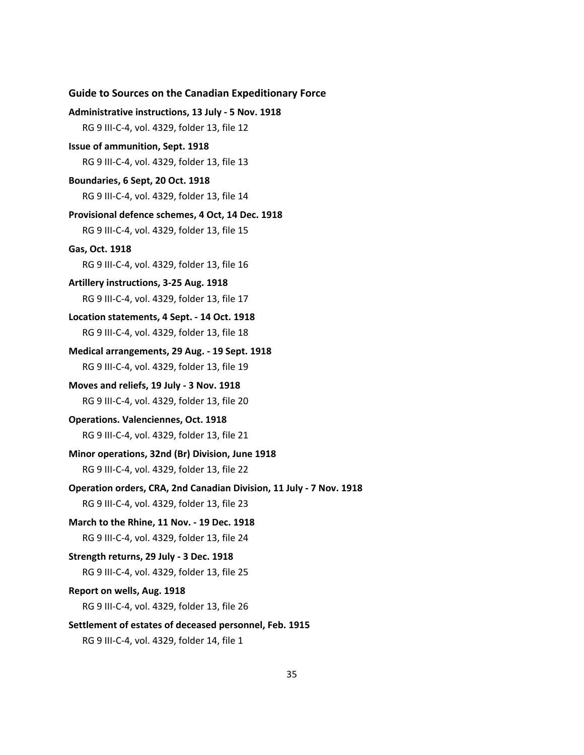**Administrative instructions, 13 July - 5 Nov. 1918**

RG 9 III-C-4, vol. 4329, folder 13, file 12

**Issue of ammunition, Sept. 1918**

RG 9 III-C-4, vol. 4329, folder 13, file 13

**Boundaries, 6 Sept, 20 Oct. 1918**

RG 9 III-C-4, vol. 4329, folder 13, file 14

**Provisional defence schemes, 4 Oct, 14 Dec. 1918**

RG 9 III-C-4, vol. 4329, folder 13, file 15

**Gas, Oct. 1918**

RG 9 III-C-4, vol. 4329, folder 13, file 16

**Artillery instructions, 3-25 Aug. 1918**

RG 9 III-C-4, vol. 4329, folder 13, file 17

**Location statements, 4 Sept. - 14 Oct. 1918**

RG 9 III-C-4, vol. 4329, folder 13, file 18

**Medical arrangements, 29 Aug. - 19 Sept. 1918**

RG 9 III-C-4, vol. 4329, folder 13, file 19

**Moves and reliefs, 19 July - 3 Nov. 1918**

RG 9 III-C-4, vol. 4329, folder 13, file 20

**Operations. Valenciennes, Oct. 1918**

RG 9 III-C-4, vol. 4329, folder 13, file 21

**Minor operations, 32nd (Br) Division, June 1918**

RG 9 III-C-4, vol. 4329, folder 13, file 22

**Operation orders, CRA, 2nd Canadian Division, 11 July - 7 Nov. 1918**

RG 9 III-C-4, vol. 4329, folder 13, file 23

**March to the Rhine, 11 Nov. - 19 Dec. 1918**

RG 9 III-C-4, vol. 4329, folder 13, file 24

**Strength returns, 29 July - 3 Dec. 1918**

RG 9 III-C-4, vol. 4329, folder 13, file 25

**Report on wells, Aug. 1918**

RG 9 III-C-4, vol. 4329, folder 13, file 26

**Settlement of estates of deceased personnel, Feb. 1915**

RG 9 III-C-4, vol. 4329, folder 14, file 1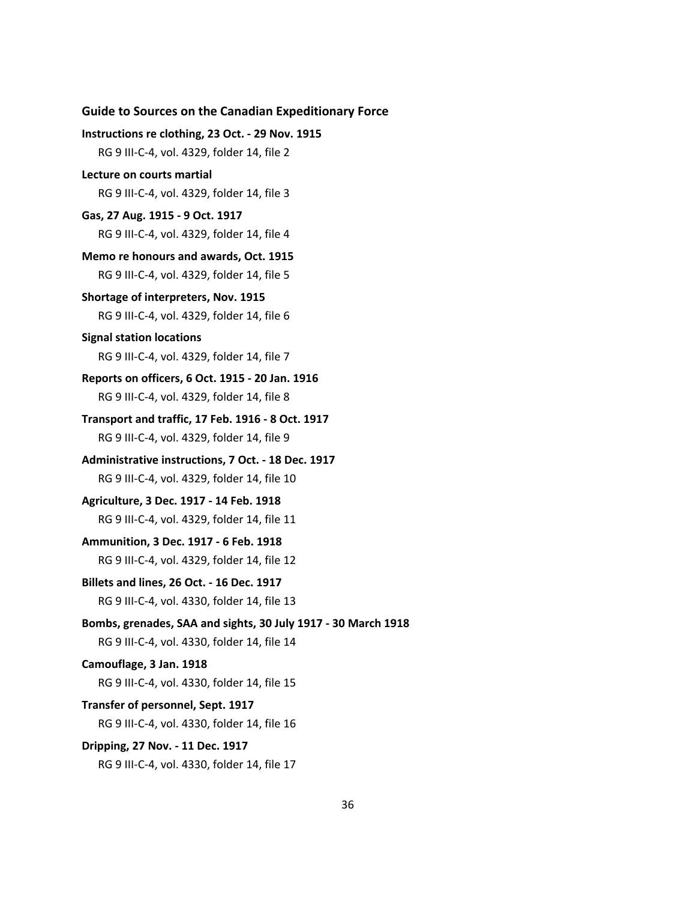**Instructions re clothing, 23 Oct. - 29 Nov. 1915**

RG 9 III-C-4, vol. 4329, folder 14, file 2

**Lecture on courts martial**

RG 9 III-C-4, vol. 4329, folder 14, file 3

**Gas, 27 Aug. 1915 - 9 Oct. 1917**

RG 9 III-C-4, vol. 4329, folder 14, file 4

**Memo re honours and awards, Oct. 1915**

RG 9 III-C-4, vol. 4329, folder 14, file 5

**Shortage of interpreters, Nov. 1915**

RG 9 III-C-4, vol. 4329, folder 14, file 6

**Signal station locations**

RG 9 III-C-4, vol. 4329, folder 14, file 7

**Reports on officers, 6 Oct. 1915 - 20 Jan. 1916**

RG 9 III-C-4, vol. 4329, folder 14, file 8

**Transport and traffic, 17 Feb. 1916 - 8 Oct. 1917**

RG 9 III-C-4, vol. 4329, folder 14, file 9

**Administrative instructions, 7 Oct. - 18 Dec. 1917**

RG 9 III-C-4, vol. 4329, folder 14, file 10

**Agriculture, 3 Dec. 1917 - 14 Feb. 1918**

RG 9 III-C-4, vol. 4329, folder 14, file 11

**Ammunition, 3 Dec. 1917 - 6 Feb. 1918**

RG 9 III-C-4, vol. 4329, folder 14, file 12

**Billets and lines, 26 Oct. - 16 Dec. 1917**

RG 9 III-C-4, vol. 4330, folder 14, file 13

**Bombs, grenades, SAA and sights, 30 July 1917 - 30 March 1918**

RG 9 III-C-4, vol. 4330, folder 14, file 14

**Camouflage, 3 Jan. 1918**

RG 9 III-C-4, vol. 4330, folder 14, file 15

**Transfer of personnel, Sept. 1917**

RG 9 III-C-4, vol. 4330, folder 14, file 16

**Dripping, 27 Nov. - 11 Dec. 1917**

RG 9 III-C-4, vol. 4330, folder 14, file 17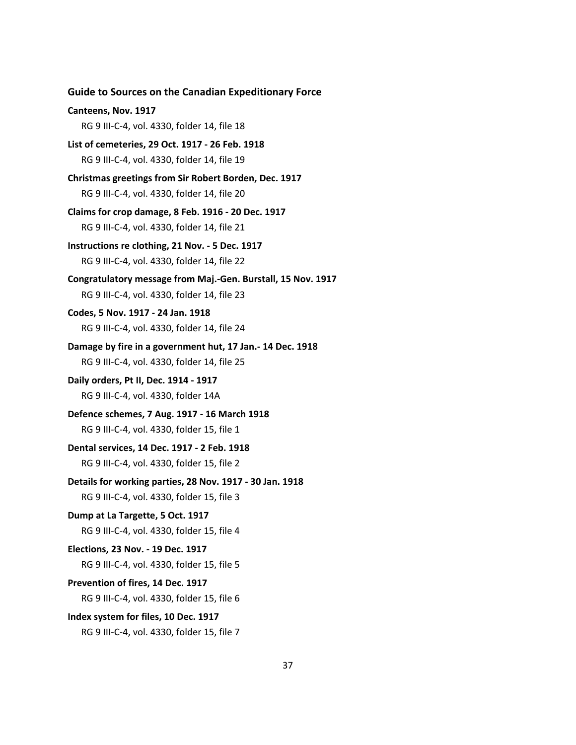**Guide to Sources on the Canadian Expeditionary Force**

**Canteens, Nov. 1917**

RG 9 III-C-4, vol. 4330, folder 14, file 18

**List of cemeteries, 29 Oct. 1917 - 26 Feb. 1918**

RG 9 III-C-4, vol. 4330, folder 14, file 19

**Christmas greetings from Sir Robert Borden, Dec. 1917**

RG 9 III-C-4, vol. 4330, folder 14, file 20

**Claims for crop damage, 8 Feb. 1916 - 20 Dec. 1917**

RG 9 III-C-4, vol. 4330, folder 14, file 21

**Instructions re clothing, 21 Nov. - 5 Dec. 1917**

RG 9 III-C-4, vol. 4330, folder 14, file 22

**Congratulatory message from Maj.-Gen. Burstall, 15 Nov. 1917**

RG 9 III-C-4, vol. 4330, folder 14, file 23

**Codes, 5 Nov. 1917 - 24 Jan. 1918**

RG 9 III-C-4, vol. 4330, folder 14, file 24

**Damage by fire in a government hut, 17 Jan.- 14 Dec. 1918**

RG 9 III-C-4, vol. 4330, folder 14, file 25

**Daily orders, Pt II, Dec. 1914 - 1917**

RG 9 III-C-4, vol. 4330, folder 14A

**Defence schemes, 7 Aug. 1917 - 16 March 1918**

RG 9 III-C-4, vol. 4330, folder 15, file 1

**Dental services, 14 Dec. 1917 - 2 Feb. 1918**

RG 9 III-C-4, vol. 4330, folder 15, file 2

**Details for working parties, 28 Nov. 1917 - 30 Jan. 1918**

RG 9 III-C-4, vol. 4330, folder 15, file 3

**Dump at La Targette, 5 Oct. 1917**

RG 9 III-C-4, vol. 4330, folder 15, file 4

**Elections, 23 Nov. - 19 Dec. 1917**

RG 9 III-C-4, vol. 4330, folder 15, file 5

**Prevention of fires, 14 Dec. 1917**

RG 9 III-C-4, vol. 4330, folder 15, file 6

**Index system for files, 10 Dec. 1917**

RG 9 III-C-4, vol. 4330, folder 15, file 7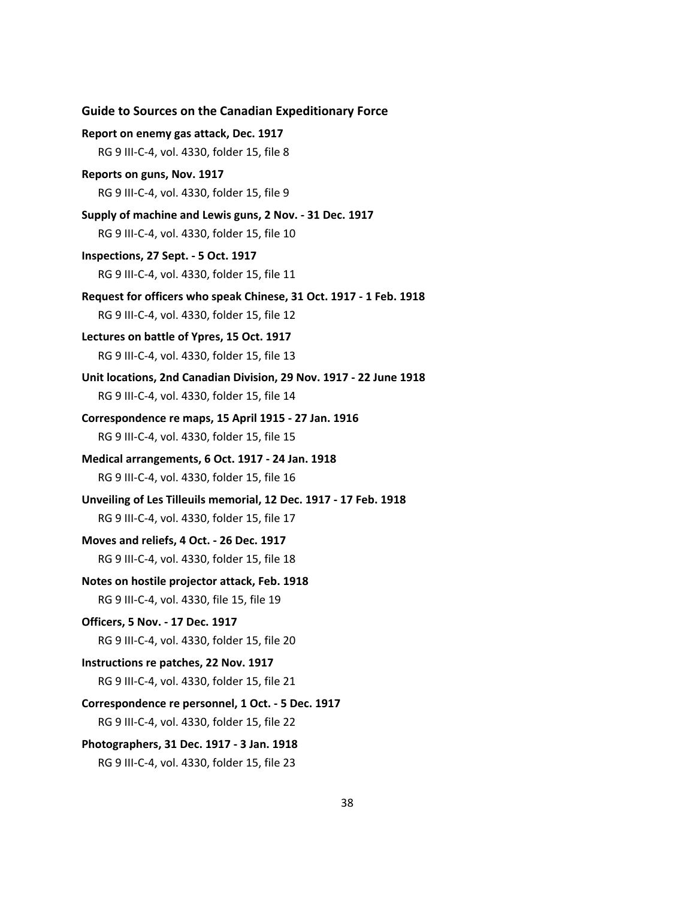**Report on enemy gas attack, Dec. 1917**

RG 9 III-C-4, vol. 4330, folder 15, file 8

**Reports on guns, Nov. 1917**

RG 9 III-C-4, vol. 4330, folder 15, file 9

**Supply of machine and Lewis guns, 2 Nov. - 31 Dec. 1917**

RG 9 III-C-4, vol. 4330, folder 15, file 10

**Inspections, 27 Sept. - 5 Oct. 1917**

RG 9 III-C-4, vol. 4330, folder 15, file 11

**Request for officers who speak Chinese, 31 Oct. 1917 - 1 Feb. 1918**

RG 9 III-C-4, vol. 4330, folder 15, file 12

**Lectures on battle of Ypres, 15 Oct. 1917**

RG 9 III-C-4, vol. 4330, folder 15, file 13

**Unit locations, 2nd Canadian Division, 29 Nov. 1917 - 22 June 1918**

RG 9 III-C-4, vol. 4330, folder 15, file 14

**Correspondence re maps, 15 April 1915 - 27 Jan. 1916**

RG 9 III-C-4, vol. 4330, folder 15, file 15

**Medical arrangements, 6 Oct. 1917 - 24 Jan. 1918**

RG 9 III-C-4, vol. 4330, folder 15, file 16

**Unveiling of Les Tilleuils memorial, 12 Dec. 1917 - 17 Feb. 1918**

RG 9 III-C-4, vol. 4330, folder 15, file 17

**Moves and reliefs, 4 Oct. - 26 Dec. 1917**

RG 9 III-C-4, vol. 4330, folder 15, file 18

**Notes on hostile projector attack, Feb. 1918**

RG 9 III-C-4, vol. 4330, file 15, file 19

**Officers, 5 Nov. - 17 Dec. 1917**

RG 9 III-C-4, vol. 4330, folder 15, file 20

**Instructions re patches, 22 Nov. 1917**

RG 9 III-C-4, vol. 4330, folder 15, file 21

**Correspondence re personnel, 1 Oct. - 5 Dec. 1917**

RG 9 III-C-4, vol. 4330, folder 15, file 22

**Photographers, 31 Dec. 1917 - 3 Jan. 1918**

RG 9 III-C-4, vol. 4330, folder 15, file 23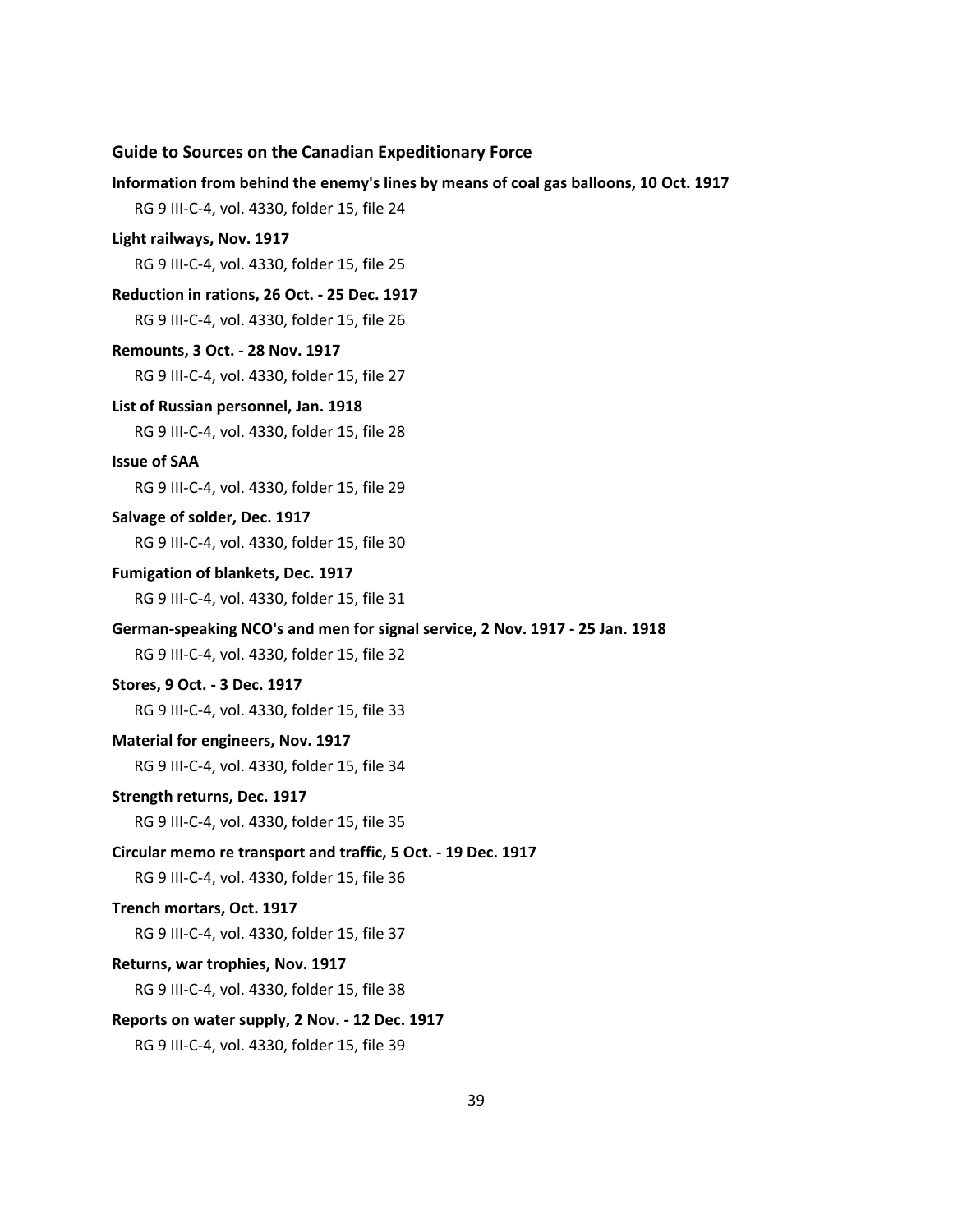**Information from behind the enemy's lines by means of coal gas balloons, 10 Oct. 1917**

RG 9 III-C-4, vol. 4330, folder 15, file 24

**Light railways, Nov. 1917**

RG 9 III-C-4, vol. 4330, folder 15, file 25

**Reduction in rations, 26 Oct. - 25 Dec. 1917**

RG 9 III-C-4, vol. 4330, folder 15, file 26

**Remounts, 3 Oct. - 28 Nov. 1917**

RG 9 III-C-4, vol. 4330, folder 15, file 27

**List of Russian personnel, Jan. 1918**

RG 9 III-C-4, vol. 4330, folder 15, file 28

**Issue of SAA**

RG 9 III-C-4, vol. 4330, folder 15, file 29

**Salvage of solder, Dec. 1917**

RG 9 III-C-4, vol. 4330, folder 15, file 30

**Fumigation of blankets, Dec. 1917**

RG 9 III-C-4, vol. 4330, folder 15, file 31

**German-speaking NCO's and men for signal service, 2 Nov. 1917 - 25 Jan. 1918**

RG 9 III-C-4, vol. 4330, folder 15, file 32

**Stores, 9 Oct. - 3 Dec. 1917**

RG 9 III-C-4, vol. 4330, folder 15, file 33

**Material for engineers, Nov. 1917**

RG 9 III-C-4, vol. 4330, folder 15, file 34

**Strength returns, Dec. 1917**

RG 9 III-C-4, vol. 4330, folder 15, file 35

**Circular memo re transport and traffic, 5 Oct. - 19 Dec. 1917**

RG 9 III-C-4, vol. 4330, folder 15, file 36

**Trench mortars, Oct. 1917**

RG 9 III-C-4, vol. 4330, folder 15, file 37

**Returns, war trophies, Nov. 1917**

RG 9 III-C-4, vol. 4330, folder 15, file 38

**Reports on water supply, 2 Nov. - 12 Dec. 1917**

RG 9 III-C-4, vol. 4330, folder 15, file 39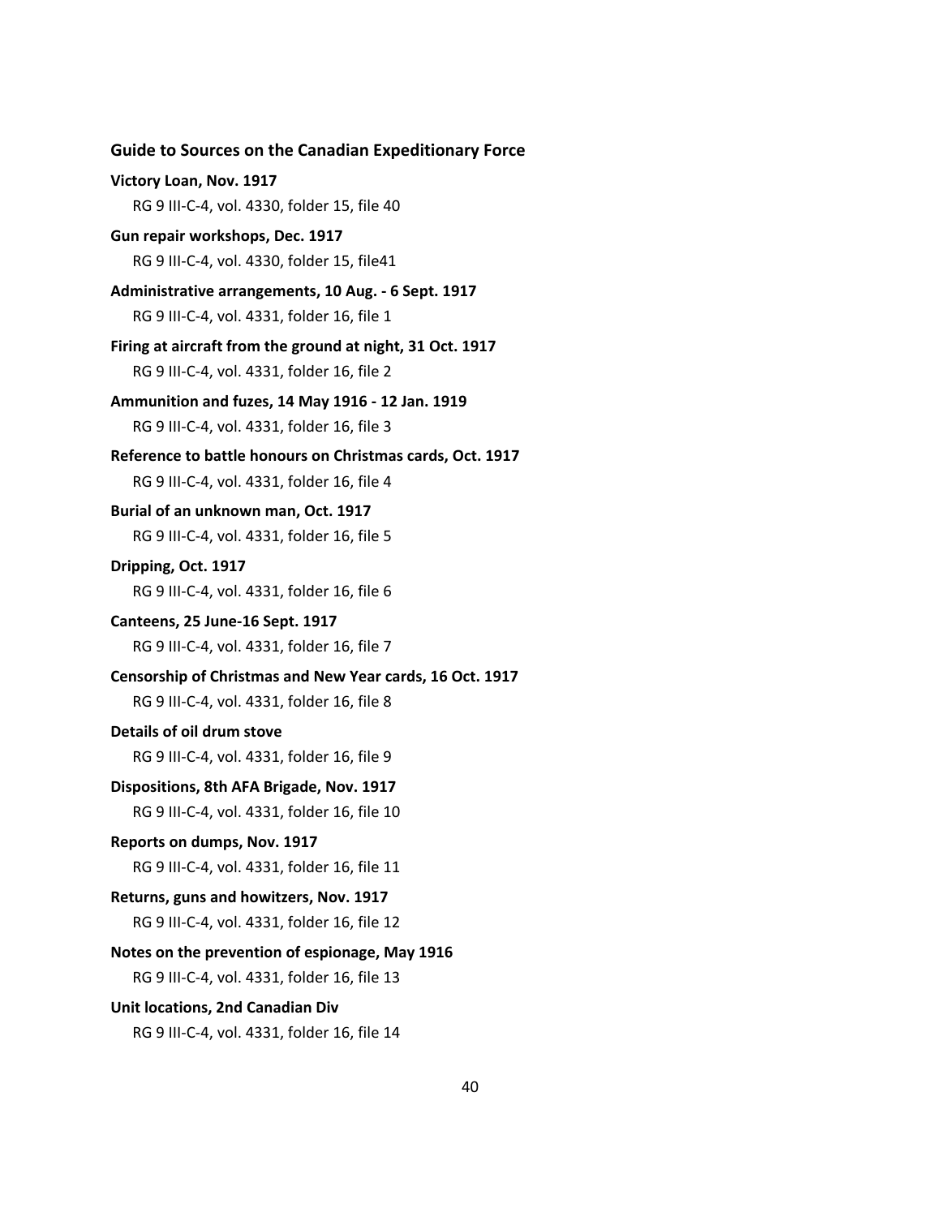**Victory Loan, Nov. 1917**

RG 9 III-C-4, vol. 4330, folder 15, file 40

**Gun repair workshops, Dec. 1917**

RG 9 III-C-4, vol. 4330, folder 15, file41

**Administrative arrangements, 10 Aug. - 6 Sept. 1917**

RG 9 III-C-4, vol. 4331, folder 16, file 1

**Firing at aircraft from the ground at night, 31 Oct. 1917**

RG 9 III-C-4, vol. 4331, folder 16, file 2

**Ammunition and fuzes, 14 May 1916 - 12 Jan. 1919**

RG 9 III-C-4, vol. 4331, folder 16, file 3

**Reference to battle honours on Christmas cards, Oct. 1917**

RG 9 III-C-4, vol. 4331, folder 16, file 4

**Burial of an unknown man, Oct. 1917**

RG 9 III-C-4, vol. 4331, folder 16, file 5

**Dripping, Oct. 1917**

RG 9 III-C-4, vol. 4331, folder 16, file 6

**Canteens, 25 June-16 Sept. 1917**

RG 9 III-C-4, vol. 4331, folder 16, file 7

**Censorship of Christmas and New Year cards, 16 Oct. 1917**

RG 9 III-C-4, vol. 4331, folder 16, file 8

**Details of oil drum stove**

RG 9 III-C-4, vol. 4331, folder 16, file 9

**Dispositions, 8th AFA Brigade, Nov. 1917**

RG 9 III-C-4, vol. 4331, folder 16, file 10

**Reports on dumps, Nov. 1917**

RG 9 III-C-4, vol. 4331, folder 16, file 11

**Returns, guns and howitzers, Nov. 1917**

RG 9 III-C-4, vol. 4331, folder 16, file 12

**Notes on the prevention of espionage, May 1916**

RG 9 III-C-4, vol. 4331, folder 16, file 13

**Unit locations, 2nd Canadian Div**

RG 9 III-C-4, vol. 4331, folder 16, file 14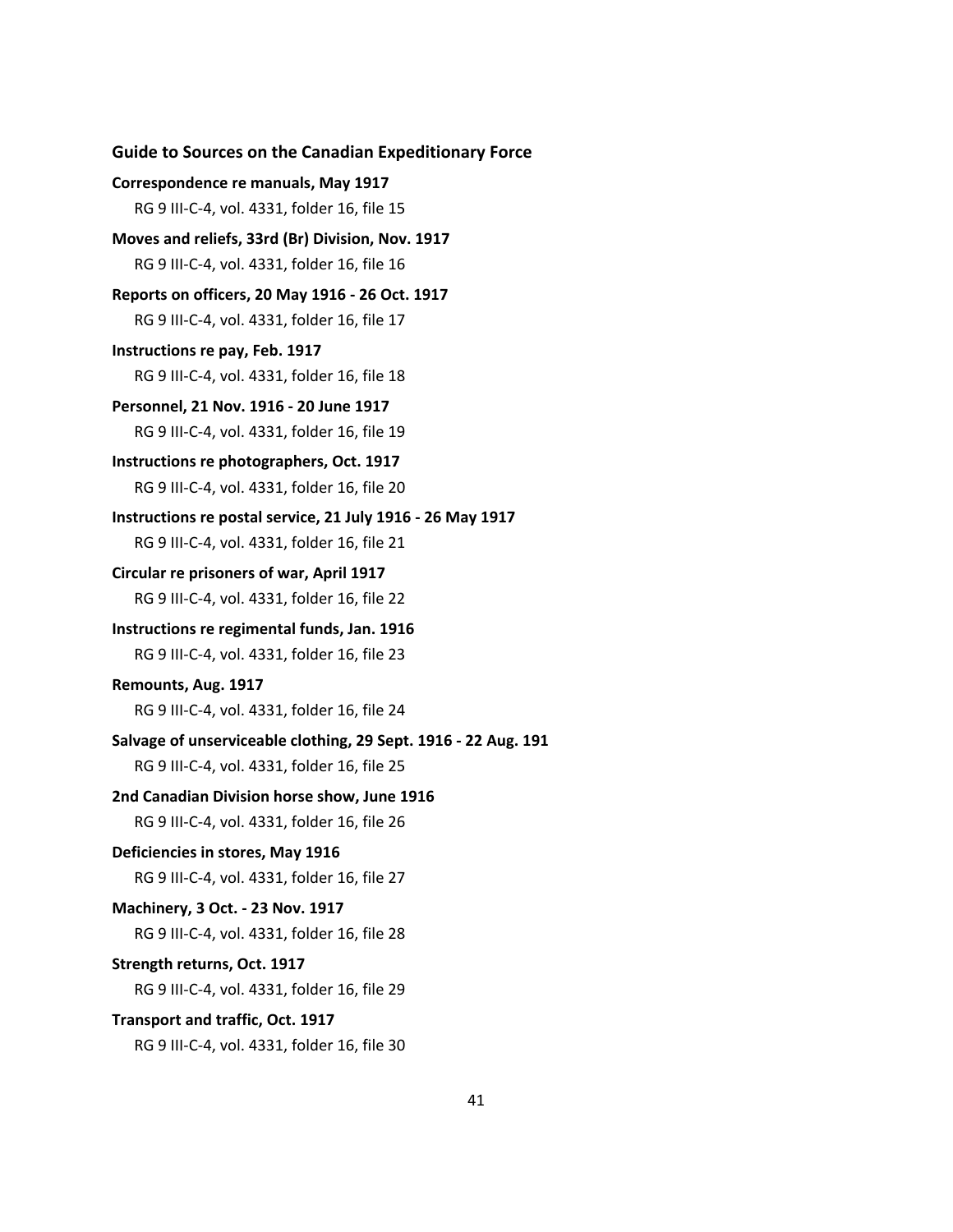**Correspondence re manuals, May 1917**

RG 9 III-C-4, vol. 4331, folder 16, file 15

**Moves and reliefs, 33rd (Br) Division, Nov. 1917**

RG 9 III-C-4, vol. 4331, folder 16, file 16

**Reports on officers, 20 May 1916 - 26 Oct. 1917**

RG 9 III-C-4, vol. 4331, folder 16, file 17

**Instructions re pay, Feb. 1917**

RG 9 III-C-4, vol. 4331, folder 16, file 18

**Personnel, 21 Nov. 1916 - 20 June 1917**

RG 9 III-C-4, vol. 4331, folder 16, file 19

**Instructions re photographers, Oct. 1917**

RG 9 III-C-4, vol. 4331, folder 16, file 20

**Instructions re postal service, 21 July 1916 - 26 May 1917**

RG 9 III-C-4, vol. 4331, folder 16, file 21

**Circular re prisoners of war, April 1917**

RG 9 III-C-4, vol. 4331, folder 16, file 22

**Instructions re regimental funds, Jan. 1916**

RG 9 III-C-4, vol. 4331, folder 16, file 23

**Remounts, Aug. 1917**

RG 9 III-C-4, vol. 4331, folder 16, file 24

**Salvage of unserviceable clothing, 29 Sept. 1916 - 22 Aug. 191**

RG 9 III-C-4, vol. 4331, folder 16, file 25

**2nd Canadian Division horse show, June 1916**

RG 9 III-C-4, vol. 4331, folder 16, file 26

**Deficiencies in stores, May 1916**

RG 9 III-C-4, vol. 4331, folder 16, file 27

**Machinery, 3 Oct. - 23 Nov. 1917**

RG 9 III-C-4, vol. 4331, folder 16, file 28

**Strength returns, Oct. 1917**

RG 9 III-C-4, vol. 4331, folder 16, file 29

**Transport and traffic, Oct. 1917**

RG 9 III-C-4, vol. 4331, folder 16, file 30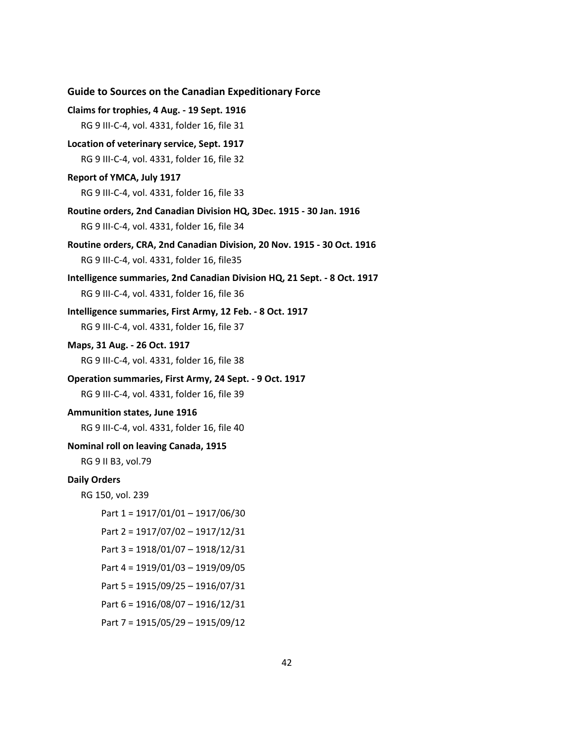**Guide to Sources on the Canadian Expeditionary Force**

**Claims for trophies, 4 Aug. - 19 Sept. 1916**

RG 9 III-C-4, vol. 4331, folder 16, file 31

**Location of veterinary service, Sept. 1917**

RG 9 III-C-4, vol. 4331, folder 16, file 32

**Report of YMCA, July 1917**

RG 9 III-C-4, vol. 4331, folder 16, file 33

**Routine orders, 2nd Canadian Division HQ, 3Dec. 1915 - 30 Jan. 1916**

RG 9 III-C-4, vol. 4331, folder 16, file 34

**Routine orders, CRA, 2nd Canadian Division, 20 Nov. 1915 - 30 Oct. 1916**

RG 9 III-C-4, vol. 4331, folder 16, file35

**Intelligence summaries, 2nd Canadian Division HQ, 21 Sept. - 8 Oct. 1917**

RG 9 III-C-4, vol. 4331, folder 16, file 36

**Intelligence summaries, First Army, 12 Feb. - 8 Oct. 1917**

RG 9 III-C-4, vol. 4331, folder 16, file 37

**Maps, 31 Aug. - 26 Oct. 1917**

RG 9 III-C-4, vol. 4331, folder 16, file 38

**Operation summaries, First Army, 24 Sept. - 9 Oct. 1917**

RG 9 III-C-4, vol. 4331, folder 16, file 39

**Ammunition states, June 1916**

RG 9 III-C-4, vol. 4331, folder 16, file 40

**Nominal roll on leaving Canada, 1915**

RG 9 II B3, vol.79

**Daily Orders**

RG 150, vol. 239

- Part 1 = 1917/01/01 – 1917/06/30
- Part 2 = 1917/07/02 – 1917/12/31
- Part 3 = 1918/01/07 – 1918/12/31
- Part 4 = 1919/01/03 – 1919/09/05
- Part 5 = 1915/09/25 – 1916/07/31
- Part 6 = 1916/08/07 – 1916/12/31
- Part 7 = 1915/05/29 – 1915/09/12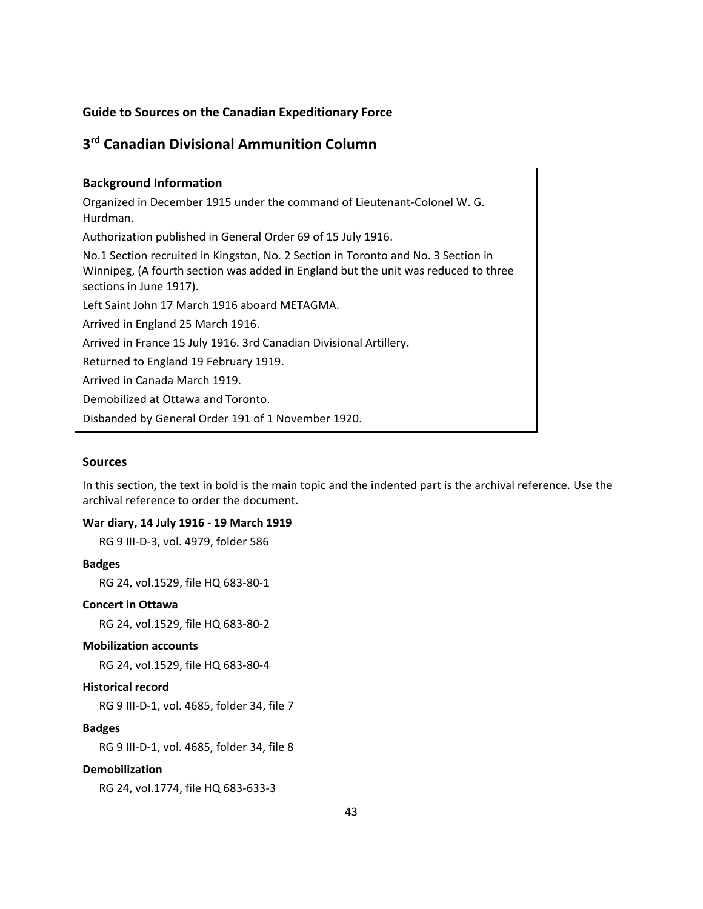**Guide to Sources on the Canadian Expeditionary Force**

# 3rd Canadian Divisional Ammunition Column

**Background Information**

Organized in December 1915 under the command of Lieutenant-Colonel W. G. Hurdman.

Authorization published in General Order 69 of 15 July 1916.

No.1 Section recruited in Kingston, No. 2 Section in Toronto and No. 3 Section in Winnipeg, (A fourth section was added in England but the unit was reduced to three sections in June 1917).

Left Saint John 17 March 1916 aboard METAGMA.

Arrived in England 25 March 1916.

Arrived in France 15 July 1916. 3rd Canadian Divisional Artillery.

Returned to England 19 February 1919.

Arrived in Canada March 1919.

Demobilized at Ottawa and Toronto.

Disbanded by General Order 191 of 1 November 1920.

## Sources

In this section, the text in bold is the main topic and the indented part is the archival reference. Use the archival reference to order the document.

**War diary, 14 July 1916 - 19 March 1919**

RG 9 III-D-3, vol. 4979, folder 586

**Badges**

RG 24, vol.1529, file HQ 683-80-1

**Concert in Ottawa**

RG 24, vol.1529, file HQ 683-80-2

**Mobilization accounts**

RG 24, vol.1529, file HQ 683-80-4

**Historical record**

RG 9 III-D-1, vol. 4685, folder 34, file 7

**Badges**

RG 9 III-D-1, vol. 4685, folder 34, file 8

**Demobilization**

RG 24, vol.1774, file HQ 683-633-3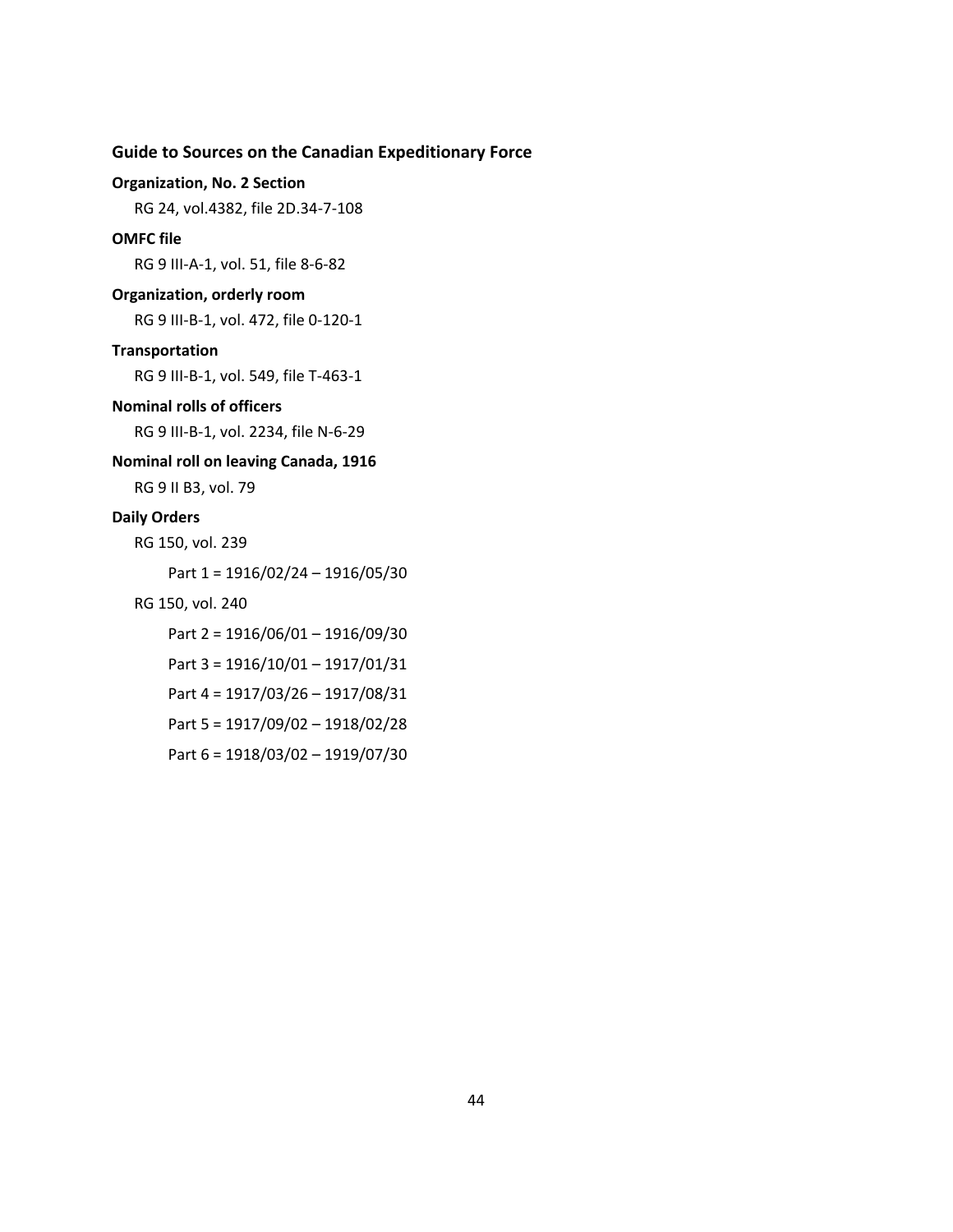## Guide to Sources on the Canadian Expeditionary Force

**Organization, No. 2 Section**

RG 24, vol.4382, file 2D.34-7-108

**OMFC file**

RG 9 III-A-1, vol. 51, file 8-6-82

**Organization, orderly room**

RG 9 III-B-1, vol. 472, file 0-120-1

**Transportation**

RG 9 III-B-1, vol. 549, file T-463-1

**Nominal rolls of officers**

RG 9 III-B-1, vol. 2234, file N-6-29

**Nominal roll on leaving Canada, 1916**

RG 9 II B3, vol. 79

**Daily Orders**

RG 150, vol. 239

Part 1 = 1916/02/24 – 1916/05/30

RG 150, vol. 240

Part 2 = 1916/06/01 – 1916/09/30

Part 3 = 1916/10/01 – 1917/01/31

Part 4 = 1917/03/26 – 1917/08/31

Part 5 = 1917/09/02 – 1918/02/28

Part 6 = 1918/03/02 – 1919/07/30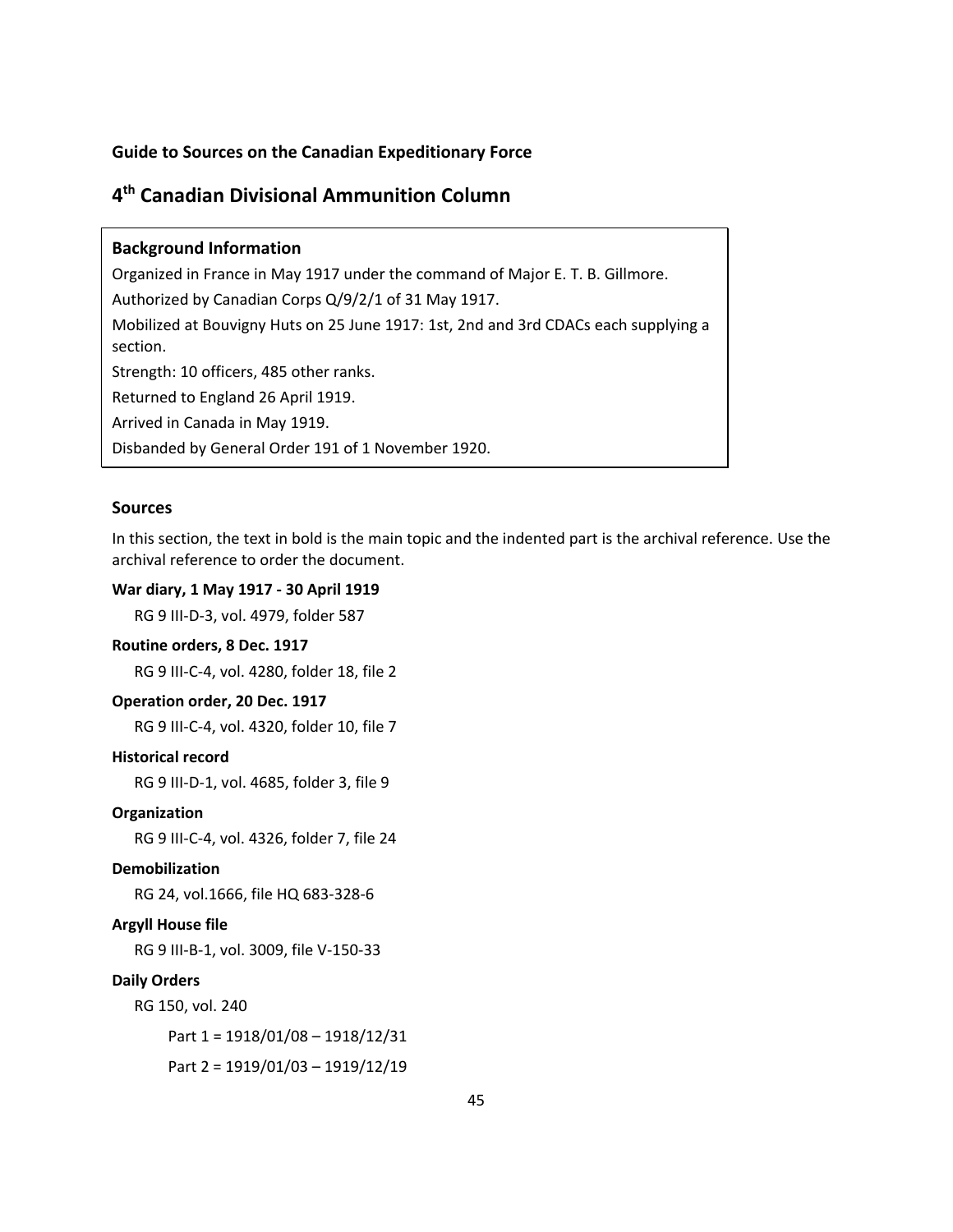**Guide to Sources on the Canadian Expeditionary Force**

# 4th Canadian Divisional Ammunition Column

**Background Information**

Organized in France in May 1917 under the command of Major E. T. B. Gillmore.

Authorized by Canadian Corps Q/9/2/1 of 31 May 1917.

Mobilized at Bouvigny Huts on 25 June 1917: 1st, 2nd and 3rd CDACs each supplying a section.

Strength: 10 officers, 485 other ranks.

Returned to England 26 April 1919.

Arrived in Canada in May 1919.

Disbanded by General Order 191 of 1 November 1920.

## Sources

In this section, the text in bold is the main topic and the indented part is the archival reference. Use the archival reference to order the document.

**War diary, 1 May 1917 - 30 April 1919**

RG 9 III-D-3, vol. 4979, folder 587

**Routine orders, 8 Dec. 1917**

RG 9 III-C-4, vol. 4280, folder 18, file 2

**Operation order, 20 Dec. 1917**

RG 9 III-C-4, vol. 4320, folder 10, file 7

**Historical record**

RG 9 III-D-1, vol. 4685, folder 3, file 9

**Organization**

RG 9 III-C-4, vol. 4326, folder 7, file 24

**Demobilization**

RG 24, vol.1666, file HQ 683-328-6

**Argyll House file**

RG 9 III-B-1, vol. 3009, file V-150-33

**Daily Orders**

RG 150, vol. 240

Part 1 = 1918/01/08 – 1918/12/31

Part 2 = 1919/01/03 – 1919/12/19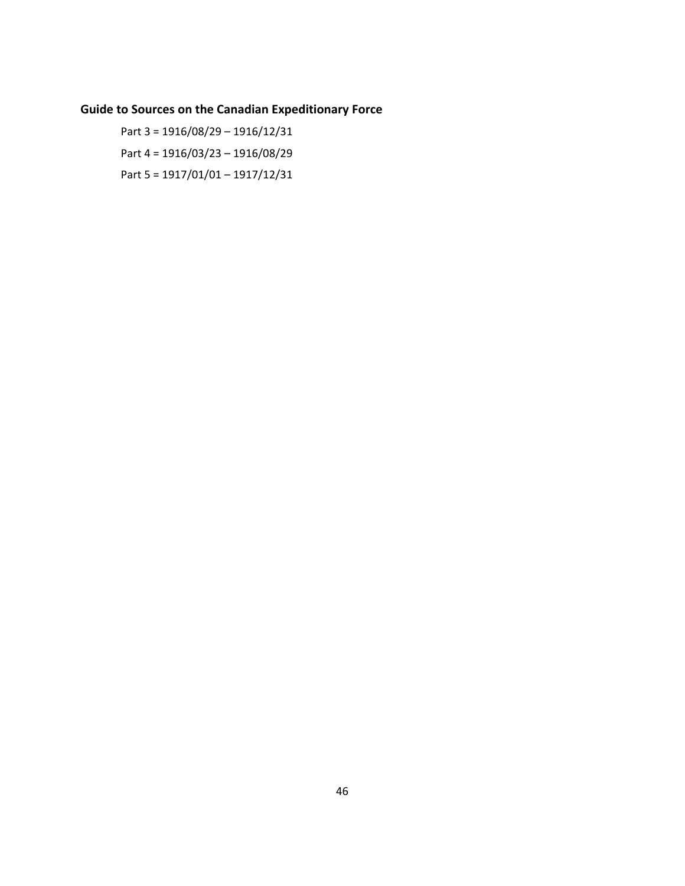**Guide to Sources on the Canadian Expeditionary Force**

Part 3 = 1916/08/29 – 1916/12/31

Part 4 = 1916/03/23 – 1916/08/29

Part 5 = 1917/01/01 – 1917/12/31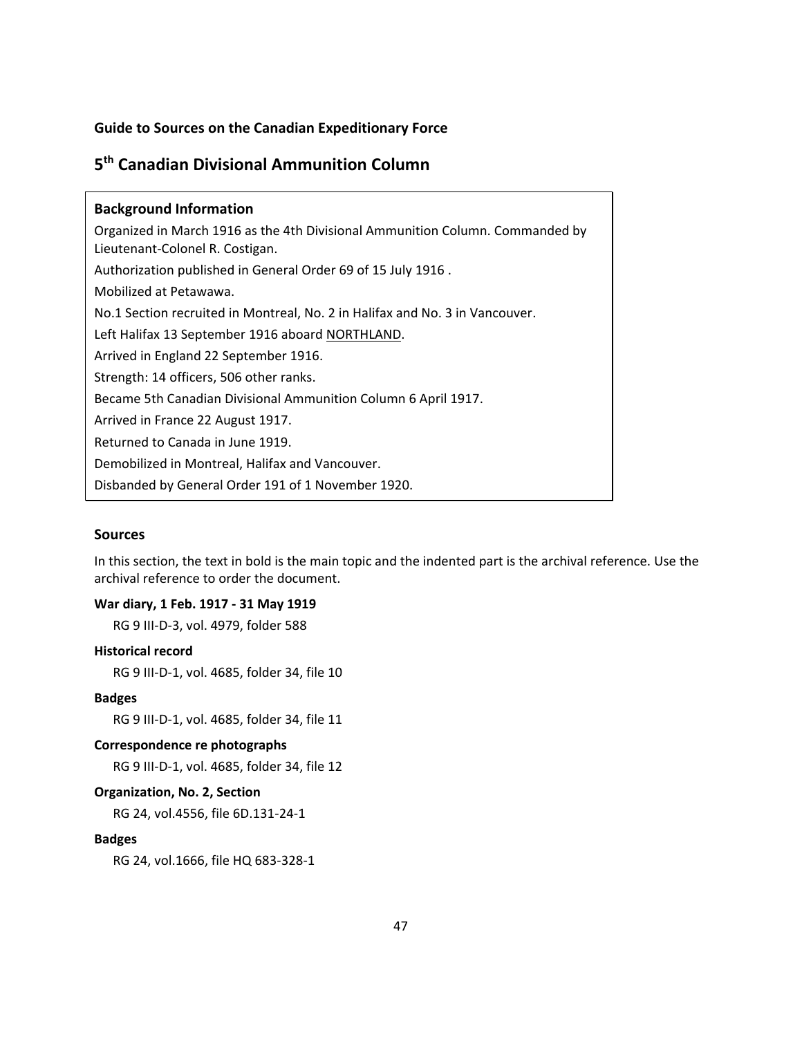**Guide to Sources on the Canadian Expeditionary Force**

# 5th Canadian Divisional Ammunition Column

### Background Information

Organized in March 1916 as the 4th Divisional Ammunition Column. Commanded by Lieutenant-Colonel R. Costigan.

Authorization published in General Order 69 of 15 July 1916 .

Mobilized at Petawawa.

No.1 Section recruited in Montreal, No. 2 in Halifax and No. 3 in Vancouver.

Left Halifax 13 September 1916 aboard <u>NORTHLAND</u>.

Arrived in England 22 September 1916.

Strength: 14 officers, 506 other ranks.

Became 5th Canadian Divisional Ammunition Column 6 April 1917.

Arrived in France 22 August 1917.

Returned to Canada in June 1919.

Demobilized in Montreal, Halifax and Vancouver.

Disbanded by General Order 191 of 1 November 1920.

## Sources

In this section, the text in bold is the main topic and the indented part is the archival reference. Use the archival reference to order the document.

**War diary, 1 Feb. 1917 - 31 May 1919**

RG 9 III-D-3, vol. 4979, folder 588

**Historical record**

RG 9 III-D-1, vol. 4685, folder 34, file 10

**Badges**

RG 9 III-D-1, vol. 4685, folder 34, file 11

**Correspondence re photographs**

RG 9 III-D-1, vol. 4685, folder 34, file 12

**Organization, No. 2, Section**

RG 24, vol.4556, file 6D.131-24-1

**Badges**

RG 24, vol.1666, file HQ 683-328-1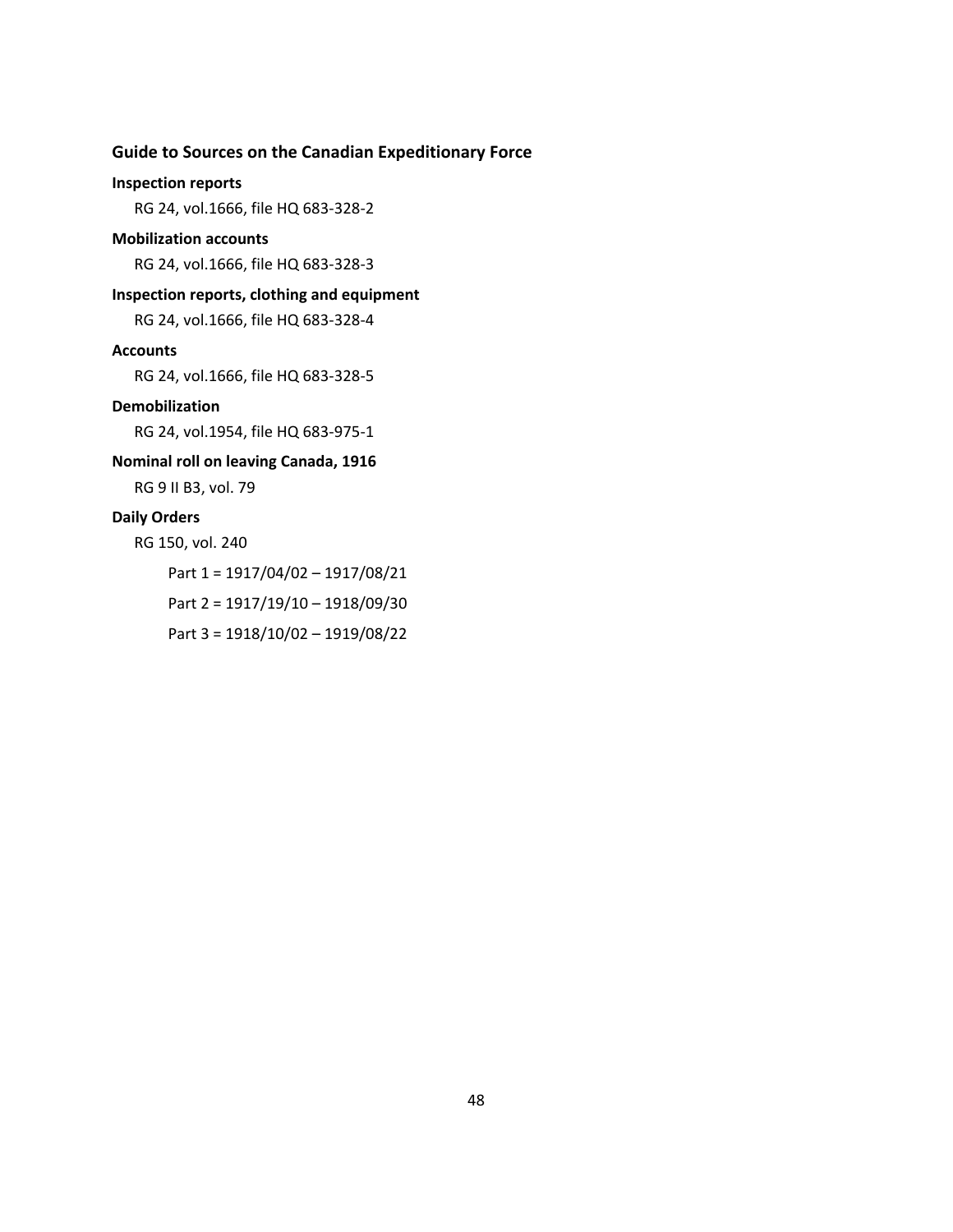### Guide to Sources on the Canadian Expeditionary Force

**Inspection reports**

RG 24, vol.1666, file HQ 683-328-2

**Mobilization accounts**

RG 24, vol.1666, file HQ 683-328-3

**Inspection reports, clothing and equipment**

RG 24, vol.1666, file HQ 683-328-4

**Accounts**

RG 24, vol.1666, file HQ 683-328-5

**Demobilization**

RG 24, vol.1954, file HQ 683-975-1

**Nominal roll on leaving Canada, 1916**

RG 9 II B3, vol. 79

**Daily Orders**

RG 150, vol. 240

- Part 1 = 1917/04/02 – 1917/08/21
- Part 2 = 1917/19/10 – 1918/09/30
- Part 3 = 1918/10/02 – 1919/08/22